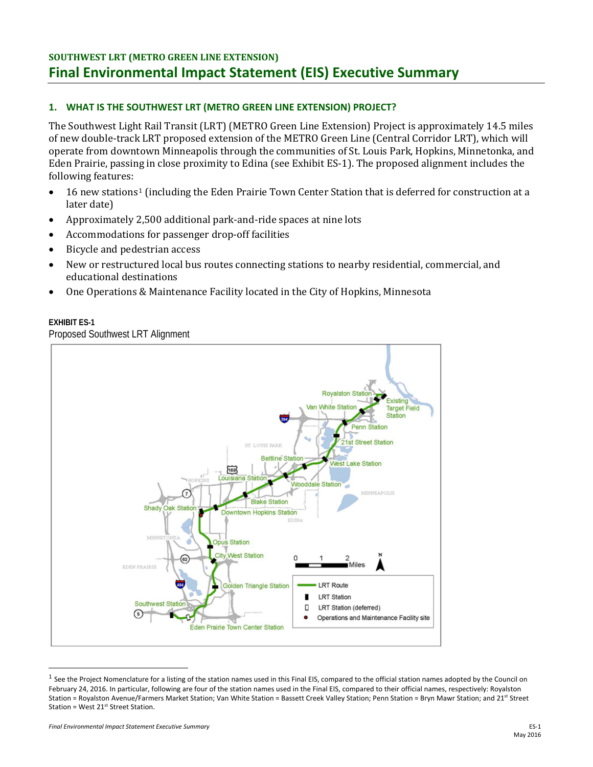## SOUTHWEST LRT (METRO GREEN LINE EXTENSION)

# Final Environmental Impact Statement (EIS) Executive Summary

### 1. WHAT IS THE SOUTHWEST LRT (METRO GREEN LINE EXTENSION) PROJECT?

The Southwest Light Rail Transit (LRT) (METRO Green Line Extension) Project is approximately 14.5 miles of new double-track LRT proposed extension of the METRO Green Line (Central Corridor LRT), which will operate from downtown Minneapolis through the communities of St. Louis Park, Hopkins, Minnetonka, and Eden Prairie, passing in close proximity to Edina (see Exhibit ES-1). The proposed alignment includes the following features:

- 16 new stations[1] (including the Eden Prairie Town Center Station that is deferred for construction at a later date)
- Approximately 2,500 additional park-and-ride spaces at nine lots
- Accommodations for passenger drop-off facilities
- Bicycle and pedestrian access
- New or restructured local bus routes connecting stations to nearby residential, commercial, and educational destinations
- One Operations & Maintenance Facility located in the City of Hopkins, Minnesota

**EXHIBIT ES-1**

Proposed Southwest LRT Alignment

---

[1] See the Project Nomenclature for a listing of the station names used in this Final EIS, compared to the official station names adopted by the Council on February 24, 2016. In particular, following are four of the station names used in the Final EIS, compared to their official names, respectively: Royalston Station = Royalston Avenue/Farmers Market Station; Van White Station = Bassett Creek Valley Station; Penn Station = Bryn Mawr Station; and 21st Street Station = West 21st Street Station.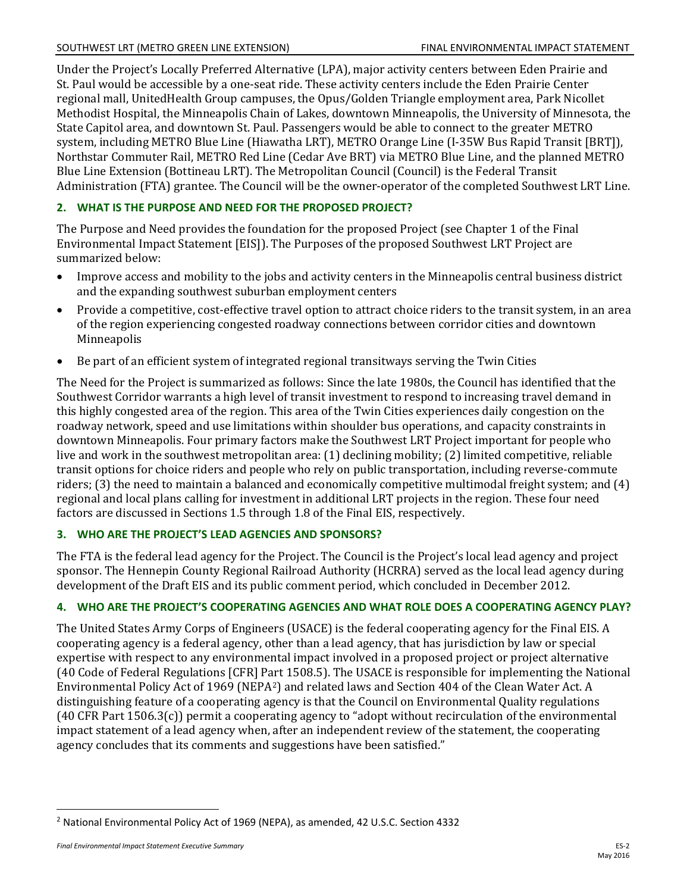Under the Project's Locally Preferred Alternative (LPA), major activity centers between Eden Prairie and St. Paul would be accessible by a one-seat ride. These activity centers include the Eden Prairie Center regional mall, UnitedHealth Group campuses, the Opus/Golden Triangle employment area, Park Nicollet Methodist Hospital, the Minneapolis Chain of Lakes, downtown Minneapolis, the University of Minnesota, the State Capitol area, and downtown St. Paul. Passengers would be able to connect to the greater METRO system, including METRO Blue Line (Hiawatha LRT), METRO Orange Line (I-35W Bus Rapid Transit [BRT]), Northstar Commuter Rail, METRO Red Line (Cedar Ave BRT) via METRO Blue Line, and the planned METRO Blue Line Extension (Bottineau LRT). The Metropolitan Council (Council) is the Federal Transit Administration (FTA) grantee. The Council will be the owner-operator of the completed Southwest LRT Line.

## 2. WHAT IS THE PURPOSE AND NEED FOR THE PROPOSED PROJECT?

The Purpose and Need provides the foundation for the proposed Project (see Chapter 1 of the Final Environmental Impact Statement [EIS]). The Purposes of the proposed Southwest LRT Project are summarized below:

- Improve access and mobility to the jobs and activity centers in the Minneapolis central business district and the expanding southwest suburban employment centers
- Provide a competitive, cost-effective travel option to attract choice riders to the transit system, in an area of the region experiencing congested roadway connections between corridor cities and downtown Minneapolis
- Be part of an efficient system of integrated regional transitways serving the Twin Cities

The Need for the Project is summarized as follows: Since the late 1980s, the Council has identified that the Southwest Corridor warrants a high level of transit investment to respond to increasing travel demand in this highly congested area of the region. This area of the Twin Cities experiences daily congestion on the roadway network, speed and use limitations within shoulder bus operations, and capacity constraints in downtown Minneapolis. Four primary factors make the Southwest LRT Project important for people who live and work in the southwest metropolitan area: (1) declining mobility; (2) limited competitive, reliable transit options for choice riders and people who rely on public transportation, including reverse-commute riders; (3) the need to maintain a balanced and economically competitive multimodal freight system; and (4) regional and local plans calling for investment in additional LRT projects in the region. These four need factors are discussed in Sections 1.5 through 1.8 of the Final EIS, respectively.

## 3. WHO ARE THE PROJECT'S LEAD AGENCIES AND SPONSORS?

The FTA is the federal lead agency for the Project. The Council is the Project's local lead agency and project sponsor. The Hennepin County Regional Railroad Authority (HCRRA) served as the local lead agency during development of the Draft EIS and its public comment period, which concluded in December 2012.

## 4. WHO ARE THE PROJECT'S COOPERATING AGENCIES AND WHAT ROLE DOES A COOPERATING AGENCY PLAY?

The United States Army Corps of Engineers (USACE) is the federal cooperating agency for the Final EIS. A cooperating agency is a federal agency, other than a lead agency, that has jurisdiction by law or special expertise with respect to any environmental impact involved in a proposed project or project alternative (40 Code of Federal Regulations [CFR] Part 1508.5). The USACE is responsible for implementing the National Environmental Policy Act of 1969 (NEPA[2]) and related laws and Section 404 of the Clean Water Act. A distinguishing feature of a cooperating agency is that the Council on Environmental Quality regulations (40 CFR Part 1506.3(c)) permit a cooperating agency to "adopt without recirculation of the environmental impact statement of a lead agency when, after an independent review of the statement, the cooperating agency concludes that its comments and suggestions have been satisfied."

[2] National Environmental Policy Act of 1969 (NEPA), as amended, 42 U.S.C. Section 4332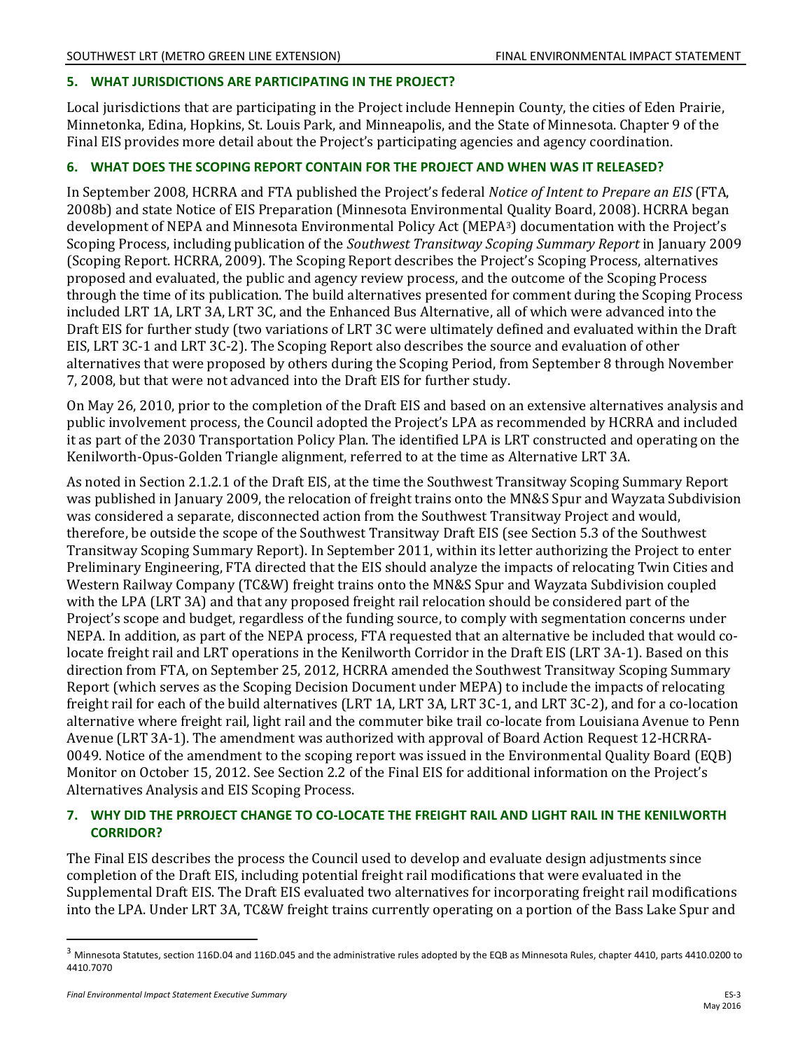## 5. WHAT JURISDICTIONS ARE PARTICIPATING IN THE PROJECT?

Local jurisdictions that are participating in the Project include Hennepin County, the cities of Eden Prairie, Minnetonka, Edina, Hopkins, St. Louis Park, and Minneapolis, and the State of Minnesota. Chapter 9 of the Final EIS provides more detail about the Project's participating agencies and agency coordination.

## 6. WHAT DOES THE SCOPING REPORT CONTAIN FOR THE PROJECT AND WHEN WAS IT RELEASED?

In September 2008, HCRRA and FTA published the Project's federal *Notice of Intent to Prepare an EIS* (FTA, 2008b) and state Notice of EIS Preparation (Minnesota Environmental Quality Board, 2008). HCRRA began development of NEPA and Minnesota Environmental Policy Act (MEPA[3]) documentation with the Project's Scoping Process, including publication of the *Southwest Transitway Scoping Summary Report* in January 2009 (Scoping Report. HCRRA, 2009). The Scoping Report describes the Project's Scoping Process, alternatives proposed and evaluated, the public and agency review process, and the outcome of the Scoping Process through the time of its publication. The build alternatives presented for comment during the Scoping Process included LRT 1A, LRT 3A, LRT 3C, and the Enhanced Bus Alternative, all of which were advanced into the Draft EIS for further study (two variations of LRT 3C were ultimately defined and evaluated within the Draft EIS, LRT 3C-1 and LRT 3C-2). The Scoping Report also describes the source and evaluation of other alternatives that were proposed by others during the Scoping Period, from September 8 through November 7, 2008, but that were not advanced into the Draft EIS for further study.

On May 26, 2010, prior to the completion of the Draft EIS and based on an extensive alternatives analysis and public involvement process, the Council adopted the Project's LPA as recommended by HCRRA and included it as part of the 2030 Transportation Policy Plan. The identified LPA is LRT constructed and operating on the Kenilworth-Opus-Golden Triangle alignment, referred to at the time as Alternative LRT 3A.

As noted in Section 2.1.2.1 of the Draft EIS, at the time the Southwest Transitway Scoping Summary Report was published in January 2009, the relocation of freight trains onto the MN&S Spur and Wayzata Subdivision was considered a separate, disconnected action from the Southwest Transitway Project and would, therefore, be outside the scope of the Southwest Transitway Draft EIS (see Section 5.3 of the Southwest Transitway Scoping Summary Report). In September 2011, within its letter authorizing the Project to enter Preliminary Engineering, FTA directed that the EIS should analyze the impacts of relocating Twin Cities and Western Railway Company (TC&W) freight trains onto the MN&S Spur and Wayzata Subdivision coupled with the LPA (LRT 3A) and that any proposed freight rail relocation should be considered part of the Project's scope and budget, regardless of the funding source, to comply with segmentation concerns under NEPA. In addition, as part of the NEPA process, FTA requested that an alternative be included that would co-locate freight rail and LRT operations in the Kenilworth Corridor in the Draft EIS (LRT 3A-1). Based on this direction from FTA, on September 25, 2012, HCRRA amended the Southwest Transitway Scoping Summary Report (which serves as the Scoping Decision Document under MEPA) to include the impacts of relocating freight rail for each of the build alternatives (LRT 1A, LRT 3A, LRT 3C-1, and LRT 3C-2), and for a co-location alternative where freight rail, light rail and the commuter bike trail co-locate from Louisiana Avenue to Penn Avenue (LRT 3A-1). The amendment was authorized with approval of Board Action Request 12-HCRRA-0049. Notice of the amendment to the scoping report was issued in the Environmental Quality Board (EQB) Monitor on October 15, 2012. See Section 2.2 of the Final EIS for additional information on the Project's Alternatives Analysis and EIS Scoping Process.

## 7. WHY DID THE PRROJECT CHANGE TO CO-LOCATE THE FREIGHT RAIL AND LIGHT RAIL IN THE KENILWORTH CORRIDOR?

The Final EIS describes the process the Council used to develop and evaluate design adjustments since completion of the Draft EIS, including potential freight rail modifications that were evaluated in the Supplemental Draft EIS. The Draft EIS evaluated two alternatives for incorporating freight rail modifications into the LPA. Under LRT 3A, TC&W freight trains currently operating on a portion of the Bass Lake Spur and

[3] Minnesota Statutes, section 116D.04 and 116D.045 and the administrative rules adopted by the EQB as Minnesota Rules, chapter 4410, parts 4410.0200 to 4410.7070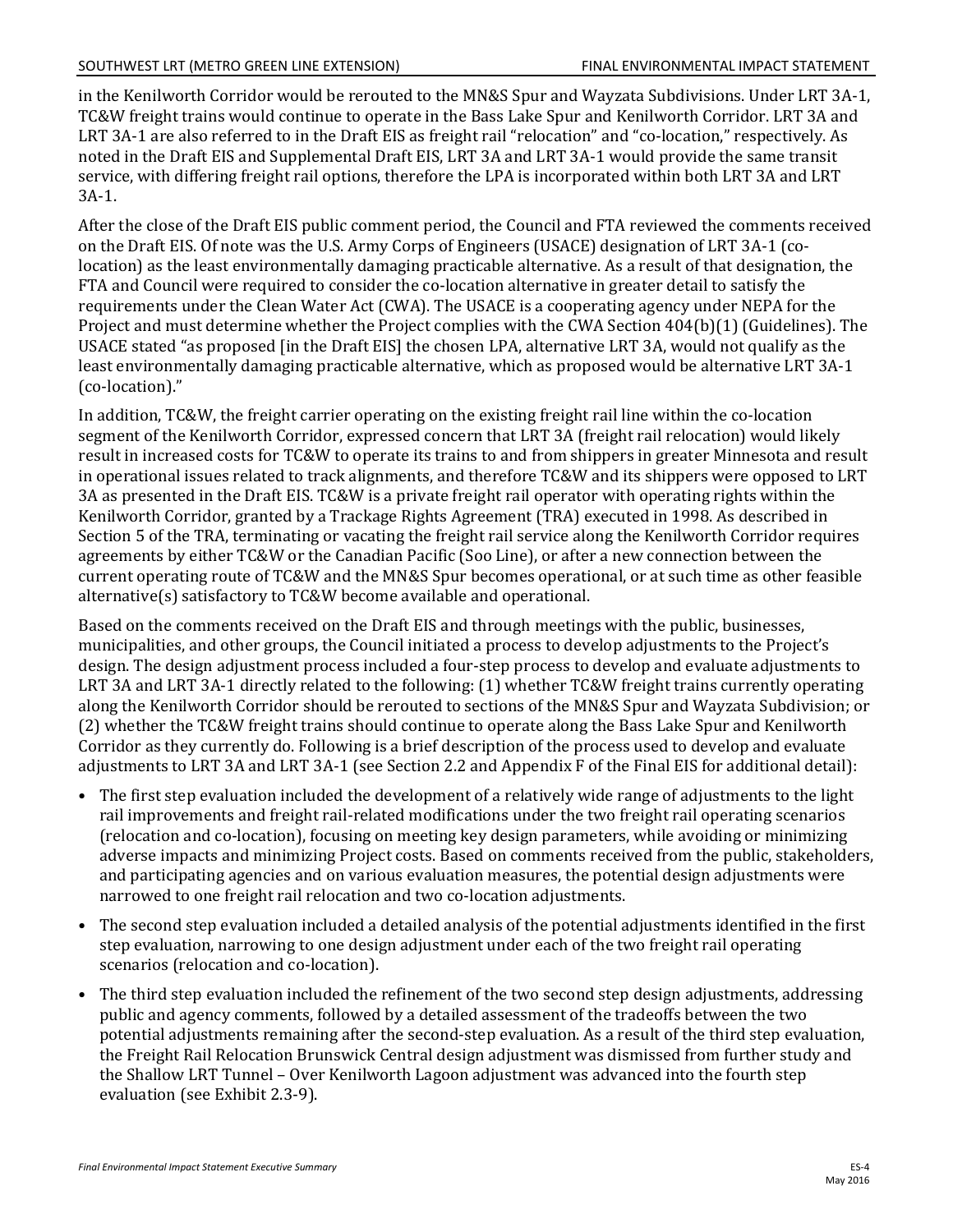in the Kenilworth Corridor would be rerouted to the MN&S Spur and Wayzata Subdivisions. Under LRT 3A-1, TC&W freight trains would continue to operate in the Bass Lake Spur and Kenilworth Corridor. LRT 3A and LRT 3A-1 are also referred to in the Draft EIS as freight rail "relocation" and "co-location," respectively. As noted in the Draft EIS and Supplemental Draft EIS, LRT 3A and LRT 3A-1 would provide the same transit service, with differing freight rail options, therefore the LPA is incorporated within both LRT 3A and LRT 3A-1.

After the close of the Draft EIS public comment period, the Council and FTA reviewed the comments received on the Draft EIS. Of note was the U.S. Army Corps of Engineers (USACE) designation of LRT 3A-1 (co-location) as the least environmentally damaging practicable alternative. As a result of that designation, the FTA and Council were required to consider the co-location alternative in greater detail to satisfy the requirements under the Clean Water Act (CWA). The USACE is a cooperating agency under NEPA for the Project and must determine whether the Project complies with the CWA Section 404(b)(1) (Guidelines). The USACE stated "as proposed [in the Draft EIS] the chosen LPA, alternative LRT 3A, would not qualify as the least environmentally damaging practicable alternative, which as proposed would be alternative LRT 3A-1 (co-location)."

In addition, TC&W, the freight carrier operating on the existing freight rail line within the co-location segment of the Kenilworth Corridor, expressed concern that LRT 3A (freight rail relocation) would likely result in increased costs for TC&W to operate its trains to and from shippers in greater Minnesota and result in operational issues related to track alignments, and therefore TC&W and its shippers were opposed to LRT 3A as presented in the Draft EIS. TC&W is a private freight rail operator with operating rights within the Kenilworth Corridor, granted by a Trackage Rights Agreement (TRA) executed in 1998. As described in Section 5 of the TRA, terminating or vacating the freight rail service along the Kenilworth Corridor requires agreements by either TC&W or the Canadian Pacific (Soo Line), or after a new connection between the current operating route of TC&W and the MN&S Spur becomes operational, or at such time as other feasible alternative(s) satisfactory to TC&W become available and operational.

Based on the comments received on the Draft EIS and through meetings with the public, businesses, municipalities, and other groups, the Council initiated a process to develop adjustments to the Project's design. The design adjustment process included a four-step process to develop and evaluate adjustments to LRT 3A and LRT 3A-1 directly related to the following: (1) whether TC&W freight trains currently operating along the Kenilworth Corridor should be rerouted to sections of the MN&S Spur and Wayzata Subdivision; or (2) whether the TC&W freight trains should continue to operate along the Bass Lake Spur and Kenilworth Corridor as they currently do. Following is a brief description of the process used to develop and evaluate adjustments to LRT 3A and LRT 3A-1 (see Section 2.2 and Appendix F of the Final EIS for additional detail):

- The first step evaluation included the development of a relatively wide range of adjustments to the light rail improvements and freight rail-related modifications under the two freight rail operating scenarios (relocation and co-location), focusing on meeting key design parameters, while avoiding or minimizing adverse impacts and minimizing Project costs. Based on comments received from the public, stakeholders, and participating agencies and on various evaluation measures, the potential design adjustments were narrowed to one freight rail relocation and two co-location adjustments.
- The second step evaluation included a detailed analysis of the potential adjustments identified in the first step evaluation, narrowing to one design adjustment under each of the two freight rail operating scenarios (relocation and co-location).
- The third step evaluation included the refinement of the two second step design adjustments, addressing public and agency comments, followed by a detailed assessment of the tradeoffs between the two potential adjustments remaining after the second-step evaluation. As a result of the third step evaluation, the Freight Rail Relocation Brunswick Central design adjustment was dismissed from further study and the Shallow LRT Tunnel – Over Kenilworth Lagoon adjustment was advanced into the fourth step evaluation (see Exhibit 2.3-9).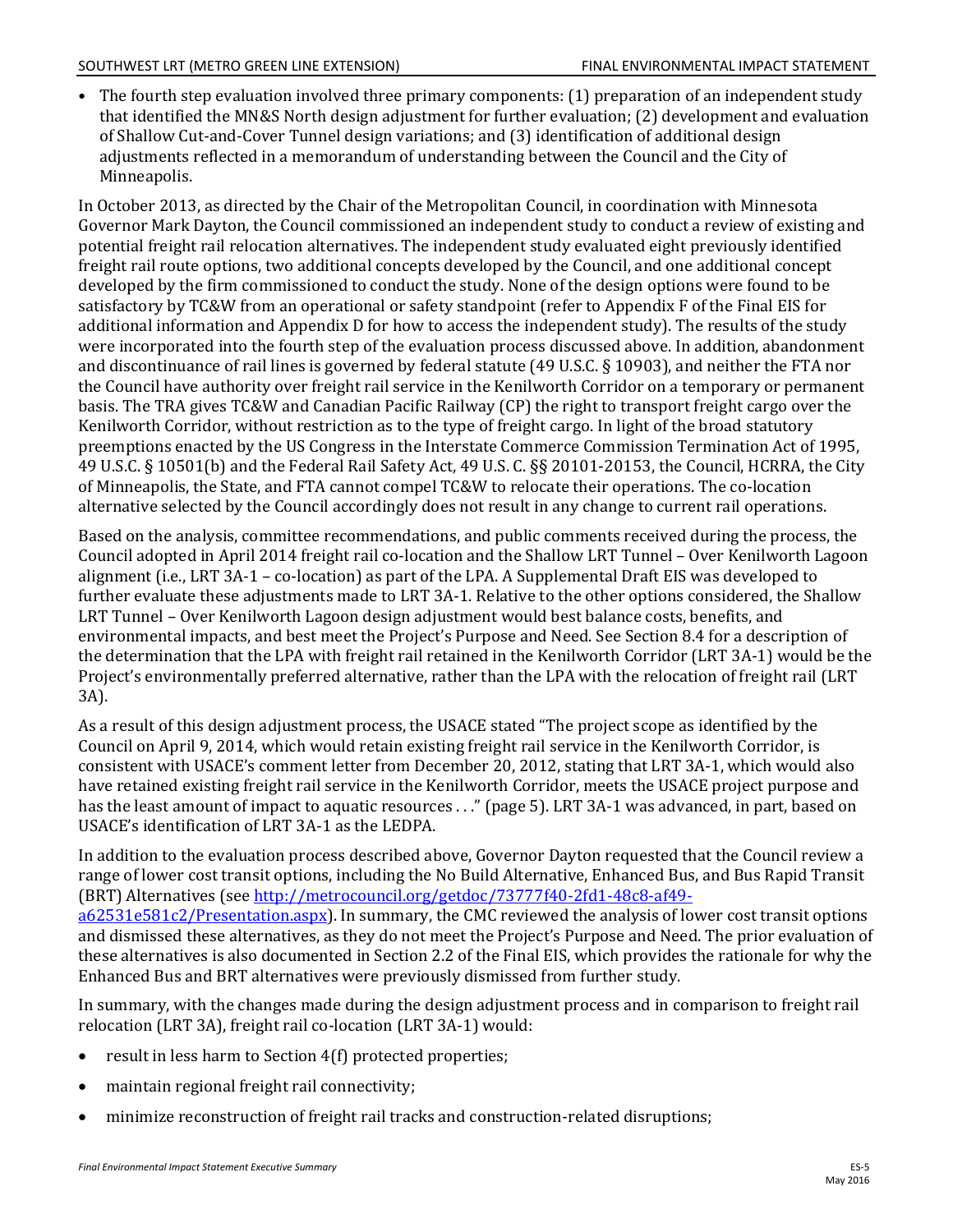- The fourth step evaluation involved three primary components: (1) preparation of an independent study that identified the MN&S North design adjustment for further evaluation; (2) development and evaluation of Shallow Cut-and-Cover Tunnel design variations; and (3) identification of additional design adjustments reflected in a memorandum of understanding between the Council and the City of Minneapolis.

In October 2013, as directed by the Chair of the Metropolitan Council, in coordination with Minnesota Governor Mark Dayton, the Council commissioned an independent study to conduct a review of existing and potential freight rail relocation alternatives. The independent study evaluated eight previously identified freight rail route options, two additional concepts developed by the Council, and one additional concept developed by the firm commissioned to conduct the study. None of the design options were found to be satisfactory by TC&W from an operational or safety standpoint (refer to Appendix F of the Final EIS for additional information and Appendix D for how to access the independent study). The results of the study were incorporated into the fourth step of the evaluation process discussed above. In addition, abandonment and discontinuance of rail lines is governed by federal statute (49 U.S.C. § 10903), and neither the FTA nor the Council have authority over freight rail service in the Kenilworth Corridor on a temporary or permanent basis. The TRA gives TC&W and Canadian Pacific Railway (CP) the right to transport freight cargo over the Kenilworth Corridor, without restriction as to the type of freight cargo. In light of the broad statutory preemptions enacted by the US Congress in the Interstate Commerce Commission Termination Act of 1995, 49 U.S.C. § 10501(b) and the Federal Rail Safety Act, 49 U.S. C. §§ 20101-20153, the Council, HCRRA, the City of Minneapolis, the State, and FTA cannot compel TC&W to relocate their operations. The co-location alternative selected by the Council accordingly does not result in any change to current rail operations.

Based on the analysis, committee recommendations, and public comments received during the process, the Council adopted in April 2014 freight rail co-location and the Shallow LRT Tunnel – Over Kenilworth Lagoon alignment (i.e., LRT 3A-1 – co-location) as part of the LPA. A Supplemental Draft EIS was developed to further evaluate these adjustments made to LRT 3A-1. Relative to the other options considered, the Shallow LRT Tunnel – Over Kenilworth Lagoon design adjustment would best balance costs, benefits, and environmental impacts, and best meet the Project's Purpose and Need. See Section 8.4 for a description of the determination that the LPA with freight rail retained in the Kenilworth Corridor (LRT 3A-1) would be the Project's environmentally preferred alternative, rather than the LPA with the relocation of freight rail (LRT 3A).

As a result of this design adjustment process, the USACE stated "The project scope as identified by the Council on April 9, 2014, which would retain existing freight rail service in the Kenilworth Corridor, is consistent with USACE's comment letter from December 20, 2012, stating that LRT 3A-1, which would also have retained existing freight rail service in the Kenilworth Corridor, meets the USACE project purpose and has the least amount of impact to aquatic resources . . ." (page 5). LRT 3A-1 was advanced, in part, based on USACE's identification of LRT 3A-1 as the LEDPA.

In addition to the evaluation process described above, Governor Dayton requested that the Council review a range of lower cost transit options, including the No Build Alternative, Enhanced Bus, and Bus Rapid Transit (BRT) Alternatives (see http://metrocouncil.org/getdoc/73777f40-2fd1-48c8-af49-a62531e581c2/Presentation.aspx). In summary, the CMC reviewed the analysis of lower cost transit options and dismissed these alternatives, as they do not meet the Project's Purpose and Need. The prior evaluation of these alternatives is also documented in Section 2.2 of the Final EIS, which provides the rationale for why the Enhanced Bus and BRT alternatives were previously dismissed from further study.

In summary, with the changes made during the design adjustment process and in comparison to freight rail relocation (LRT 3A), freight rail co-location (LRT 3A-1) would:

- result in less harm to Section 4(f) protected properties;
- maintain regional freight rail connectivity;
- minimize reconstruction of freight rail tracks and construction-related disruptions;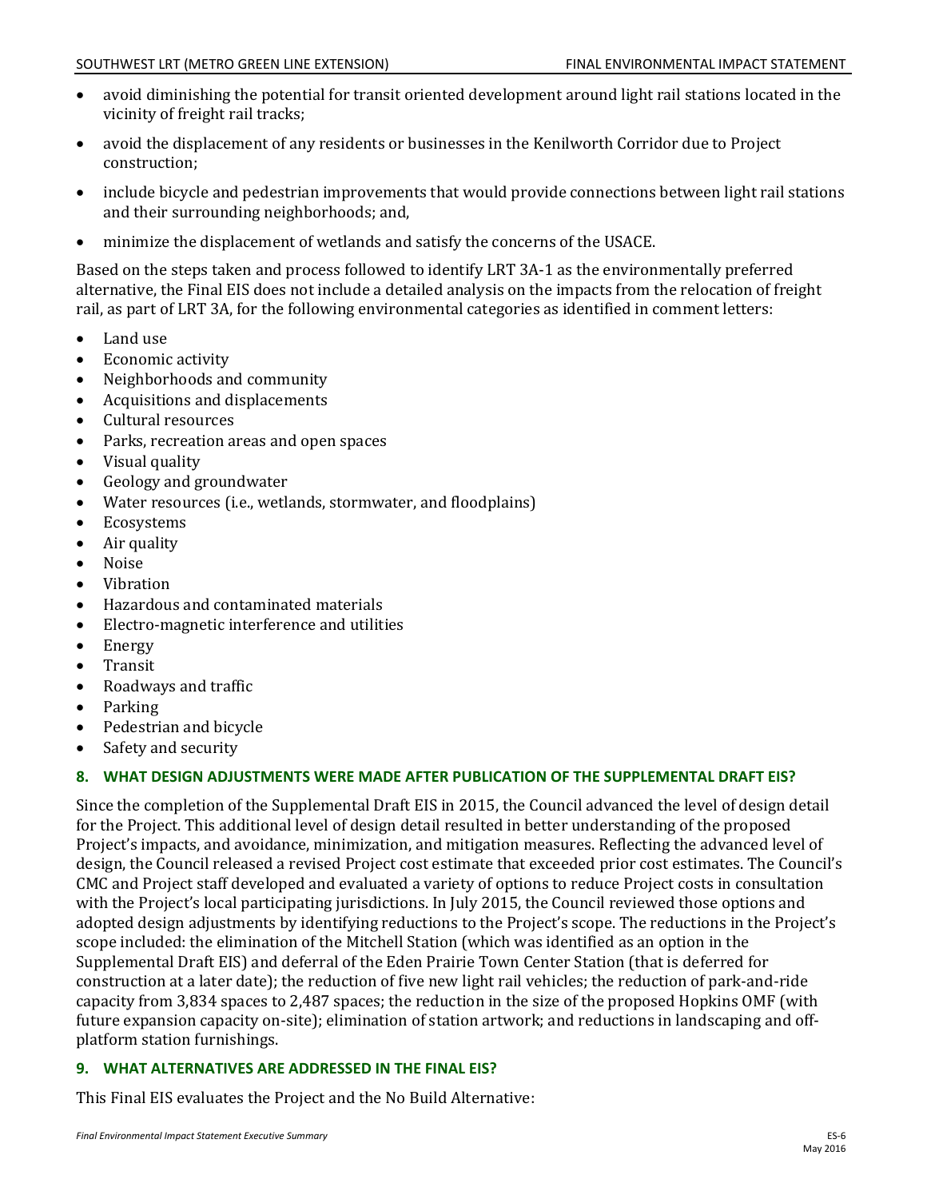- avoid diminishing the potential for transit oriented development around light rail stations located in the vicinity of freight rail tracks;
- avoid the displacement of any residents or businesses in the Kenilworth Corridor due to Project construction;
- include bicycle and pedestrian improvements that would provide connections between light rail stations and their surrounding neighborhoods; and,
- minimize the displacement of wetlands and satisfy the concerns of the USACE.

Based on the steps taken and process followed to identify LRT 3A-1 as the environmentally preferred alternative, the Final EIS does not include a detailed analysis on the impacts from the relocation of freight rail, as part of LRT 3A, for the following environmental categories as identified in comment letters:

- Land use
- Economic activity
- Neighborhoods and community
- Acquisitions and displacements
- Cultural resources
- Parks, recreation areas and open spaces
- Visual quality
- Geology and groundwater
- Water resources (i.e., wetlands, stormwater, and floodplains)
- Ecosystems
- Air quality
- Noise
- Vibration
- Hazardous and contaminated materials
- Electro-magnetic interference and utilities
- Energy
- Transit
- Roadways and traffic
- Parking
- Pedestrian and bicycle
- Safety and security

## 8. WHAT DESIGN ADJUSTMENTS WERE MADE AFTER PUBLICATION OF THE SUPPLEMENTAL DRAFT EIS?

Since the completion of the Supplemental Draft EIS in 2015, the Council advanced the level of design detail for the Project. This additional level of design detail resulted in better understanding of the proposed Project's impacts, and avoidance, minimization, and mitigation measures. Reflecting the advanced level of design, the Council released a revised Project cost estimate that exceeded prior cost estimates. The Council's CMC and Project staff developed and evaluated a variety of options to reduce Project costs in consultation with the Project's local participating jurisdictions. In July 2015, the Council reviewed those options and adopted design adjustments by identifying reductions to the Project's scope. The reductions in the Project's scope included: the elimination of the Mitchell Station (which was identified as an option in the Supplemental Draft EIS) and deferral of the Eden Prairie Town Center Station (that is deferred for construction at a later date); the reduction of five new light rail vehicles; the reduction of park-and-ride capacity from 3,834 spaces to 2,487 spaces; the reduction in the size of the proposed Hopkins OMF (with future expansion capacity on-site); elimination of station artwork; and reductions in landscaping and off-platform station furnishings.

## 9. WHAT ALTERNATIVES ARE ADDRESSED IN THE FINAL EIS?

This Final EIS evaluates the Project and the No Build Alternative: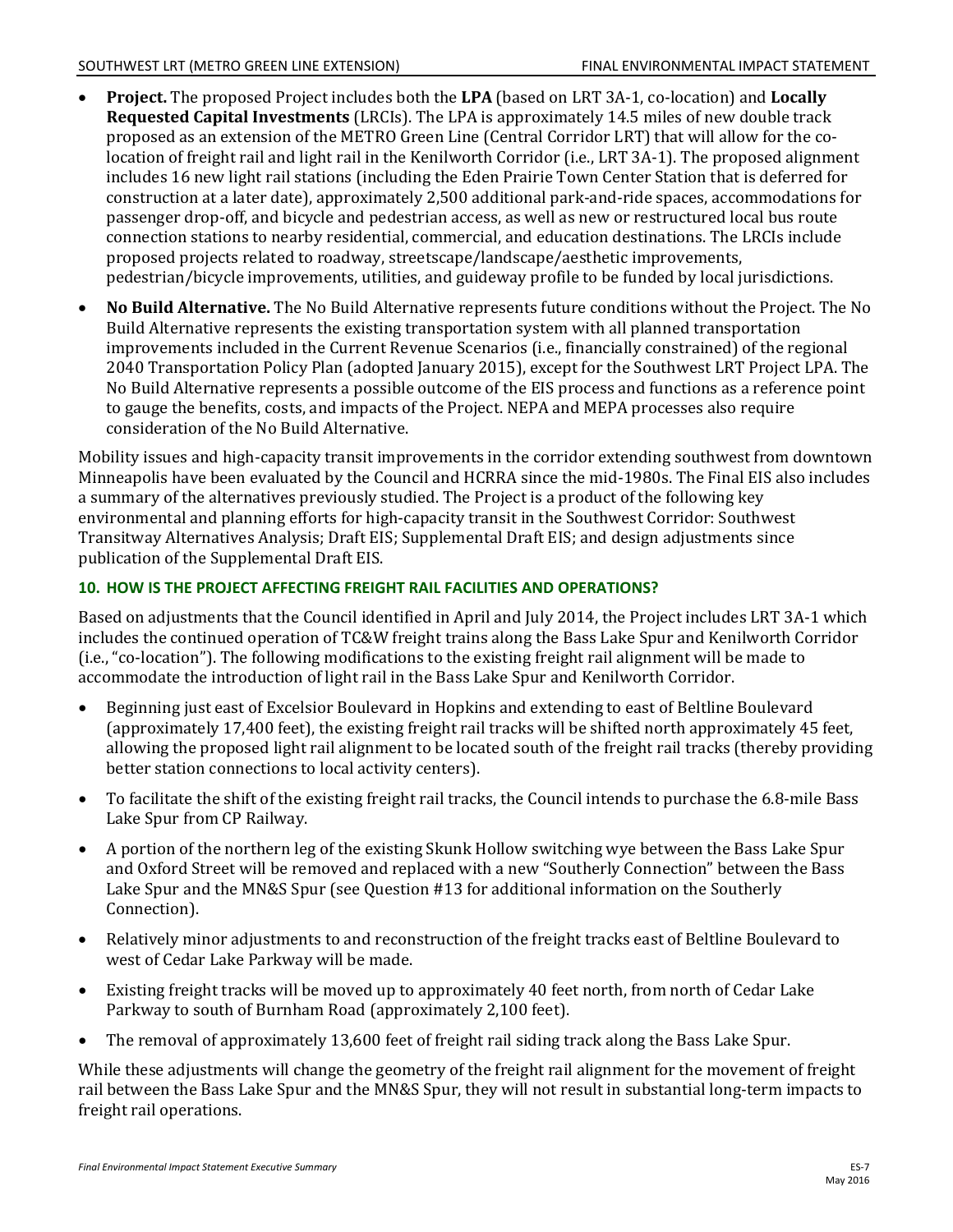- **Project.** The proposed Project includes both the **LPA** (based on LRT 3A-1, co-location) and **Locally Requested Capital Investments** (LRCIs). The LPA is approximately 14.5 miles of new double track proposed as an extension of the METRO Green Line (Central Corridor LRT) that will allow for the co-location of freight rail and light rail in the Kenilworth Corridor (i.e., LRT 3A-1). The proposed alignment includes 16 new light rail stations (including the Eden Prairie Town Center Station that is deferred for construction at a later date), approximately 2,500 additional park-and-ride spaces, accommodations for passenger drop-off, and bicycle and pedestrian access, as well as new or restructured local bus route connection stations to nearby residential, commercial, and education destinations. The LRCIs include proposed projects related to roadway, streetscape/landscape/aesthetic improvements, pedestrian/bicycle improvements, utilities, and guideway profile to be funded by local jurisdictions.
- **No Build Alternative.** The No Build Alternative represents future conditions without the Project. The No Build Alternative represents the existing transportation system with all planned transportation improvements included in the Current Revenue Scenarios (i.e., financially constrained) of the regional 2040 Transportation Policy Plan (adopted January 2015), except for the Southwest LRT Project LPA. The No Build Alternative represents a possible outcome of the EIS process and functions as a reference point to gauge the benefits, costs, and impacts of the Project. NEPA and MEPA processes also require consideration of the No Build Alternative.

Mobility issues and high-capacity transit improvements in the corridor extending southwest from downtown Minneapolis have been evaluated by the Council and HCRRA since the mid-1980s. The Final EIS also includes a summary of the alternatives previously studied. The Project is a product of the following key environmental and planning efforts for high-capacity transit in the Southwest Corridor: Southwest Transitway Alternatives Analysis; Draft EIS; Supplemental Draft EIS; and design adjustments since publication of the Supplemental Draft EIS.

### 10. HOW IS THE PROJECT AFFECTING FREIGHT RAIL FACILITIES AND OPERATIONS?

Based on adjustments that the Council identified in April and July 2014, the Project includes LRT 3A-1 which includes the continued operation of TC&W freight trains along the Bass Lake Spur and Kenilworth Corridor (i.e., "co-location"). The following modifications to the existing freight rail alignment will be made to accommodate the introduction of light rail in the Bass Lake Spur and Kenilworth Corridor.

- Beginning just east of Excelsior Boulevard in Hopkins and extending to east of Beltline Boulevard (approximately 17,400 feet), the existing freight rail tracks will be shifted north approximately 45 feet, allowing the proposed light rail alignment to be located south of the freight rail tracks (thereby providing better station connections to local activity centers).
- To facilitate the shift of the existing freight rail tracks, the Council intends to purchase the 6.8-mile Bass Lake Spur from CP Railway.
- A portion of the northern leg of the existing Skunk Hollow switching wye between the Bass Lake Spur and Oxford Street will be removed and replaced with a new "Southerly Connection" between the Bass Lake Spur and the MN&S Spur (see Question #13 for additional information on the Southerly Connection).
- Relatively minor adjustments to and reconstruction of the freight tracks east of Beltline Boulevard to west of Cedar Lake Parkway will be made.
- Existing freight tracks will be moved up to approximately 40 feet north, from north of Cedar Lake Parkway to south of Burnham Road (approximately 2,100 feet).
- The removal of approximately 13,600 feet of freight rail siding track along the Bass Lake Spur.

While these adjustments will change the geometry of the freight rail alignment for the movement of freight rail between the Bass Lake Spur and the MN&S Spur, they will not result in substantial long-term impacts to freight rail operations.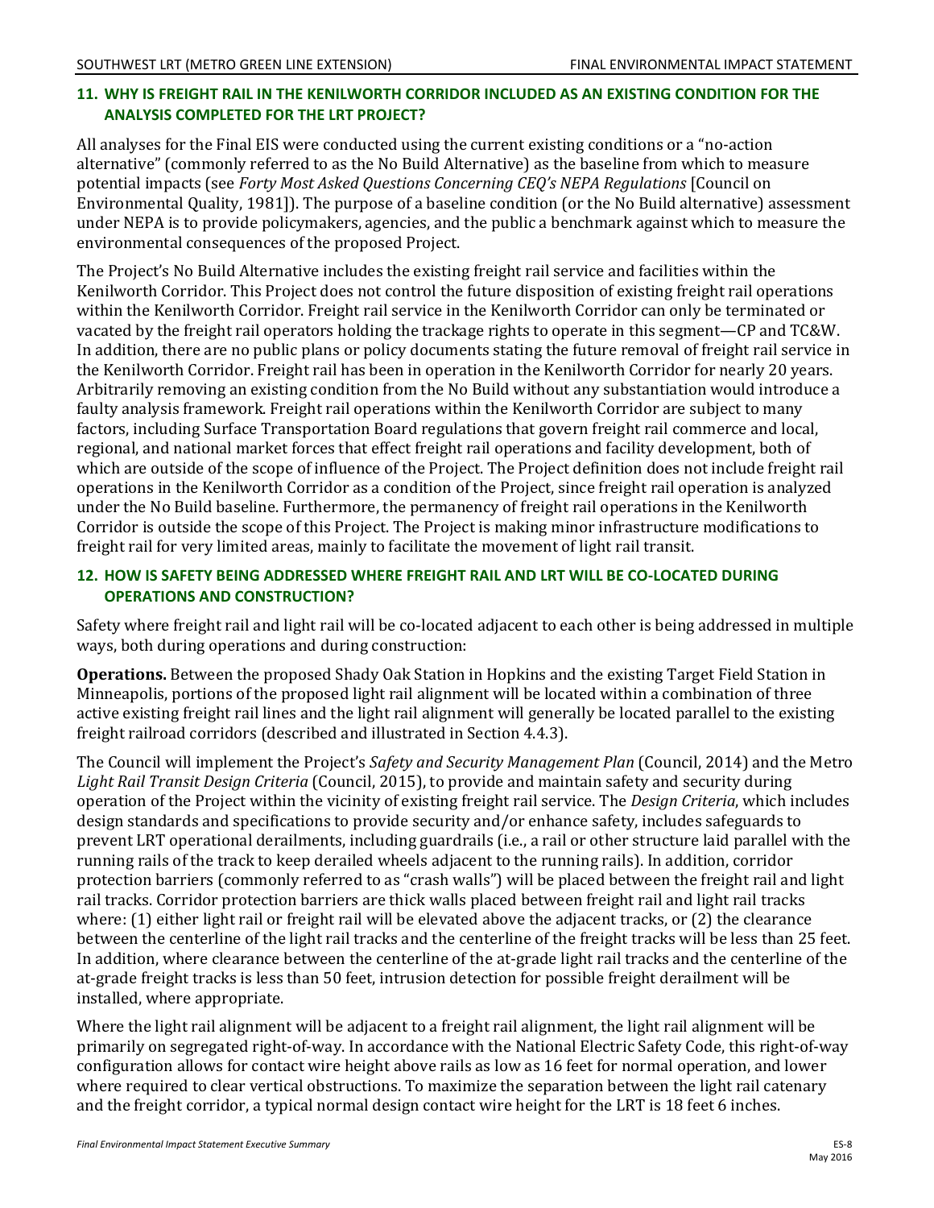### 11. WHY IS FREIGHT RAIL IN THE KENILWORTH CORRIDOR INCLUDED AS AN EXISTING CONDITION FOR THE ANALYSIS COMPLETED FOR THE LRT PROJECT?

All analyses for the Final EIS were conducted using the current existing conditions or a "no-action alternative" (commonly referred to as the No Build Alternative) as the baseline from which to measure potential impacts (see *Forty Most Asked Questions Concerning CEQ's NEPA Regulations* [Council on Environmental Quality, 1981]). The purpose of a baseline condition (or the No Build alternative) assessment under NEPA is to provide policymakers, agencies, and the public a benchmark against which to measure the environmental consequences of the proposed Project.

The Project's No Build Alternative includes the existing freight rail service and facilities within the Kenilworth Corridor. This Project does not control the future disposition of existing freight rail operations within the Kenilworth Corridor. Freight rail service in the Kenilworth Corridor can only be terminated or vacated by the freight rail operators holding the trackage rights to operate in this segment—CP and TC&W. In addition, there are no public plans or policy documents stating the future removal of freight rail service in the Kenilworth Corridor. Freight rail has been in operation in the Kenilworth Corridor for nearly 20 years. Arbitrarily removing an existing condition from the No Build without any substantiation would introduce a faulty analysis framework. Freight rail operations within the Kenilworth Corridor are subject to many factors, including Surface Transportation Board regulations that govern freight rail commerce and local, regional, and national market forces that effect freight rail operations and facility development, both of which are outside of the scope of influence of the Project. The Project definition does not include freight rail operations in the Kenilworth Corridor as a condition of the Project, since freight rail operation is analyzed under the No Build baseline. Furthermore, the permanency of freight rail operations in the Kenilworth Corridor is outside the scope of this Project. The Project is making minor infrastructure modifications to freight rail for very limited areas, mainly to facilitate the movement of light rail transit.

### 12. HOW IS SAFETY BEING ADDRESSED WHERE FREIGHT RAIL AND LRT WILL BE CO-LOCATED DURING OPERATIONS AND CONSTRUCTION?

Safety where freight rail and light rail will be co-located adjacent to each other is being addressed in multiple ways, both during operations and during construction:

**Operations.** Between the proposed Shady Oak Station in Hopkins and the existing Target Field Station in Minneapolis, portions of the proposed light rail alignment will be located within a combination of three active existing freight rail lines and the light rail alignment will generally be located parallel to the existing freight railroad corridors (described and illustrated in Section 4.4.3).

The Council will implement the Project's *Safety and Security Management Plan* (Council, 2014) and the Metro *Light Rail Transit Design Criteria* (Council, 2015), to provide and maintain safety and security during operation of the Project within the vicinity of existing freight rail service. The *Design Criteria*, which includes design standards and specifications to provide security and/or enhance safety, includes safeguards to prevent LRT operational derailments, including guardrails (i.e., a rail or other structure laid parallel with the running rails of the track to keep derailed wheels adjacent to the running rails). In addition, corridor protection barriers (commonly referred to as "crash walls") will be placed between the freight rail and light rail tracks. Corridor protection barriers are thick walls placed between freight rail and light rail tracks where: (1) either light rail or freight rail will be elevated above the adjacent tracks, or (2) the clearance between the centerline of the light rail tracks and the centerline of the freight tracks will be less than 25 feet. In addition, where clearance between the centerline of the at-grade light rail tracks and the centerline of the at-grade freight tracks is less than 50 feet, intrusion detection for possible freight derailment will be installed, where appropriate.

Where the light rail alignment will be adjacent to a freight rail alignment, the light rail alignment will be primarily on segregated right-of-way. In accordance with the National Electric Safety Code, this right-of-way configuration allows for contact wire height above rails as low as 16 feet for normal operation, and lower where required to clear vertical obstructions. To maximize the separation between the light rail catenary and the freight corridor, a typical normal design contact wire height for the LRT is 18 feet 6 inches.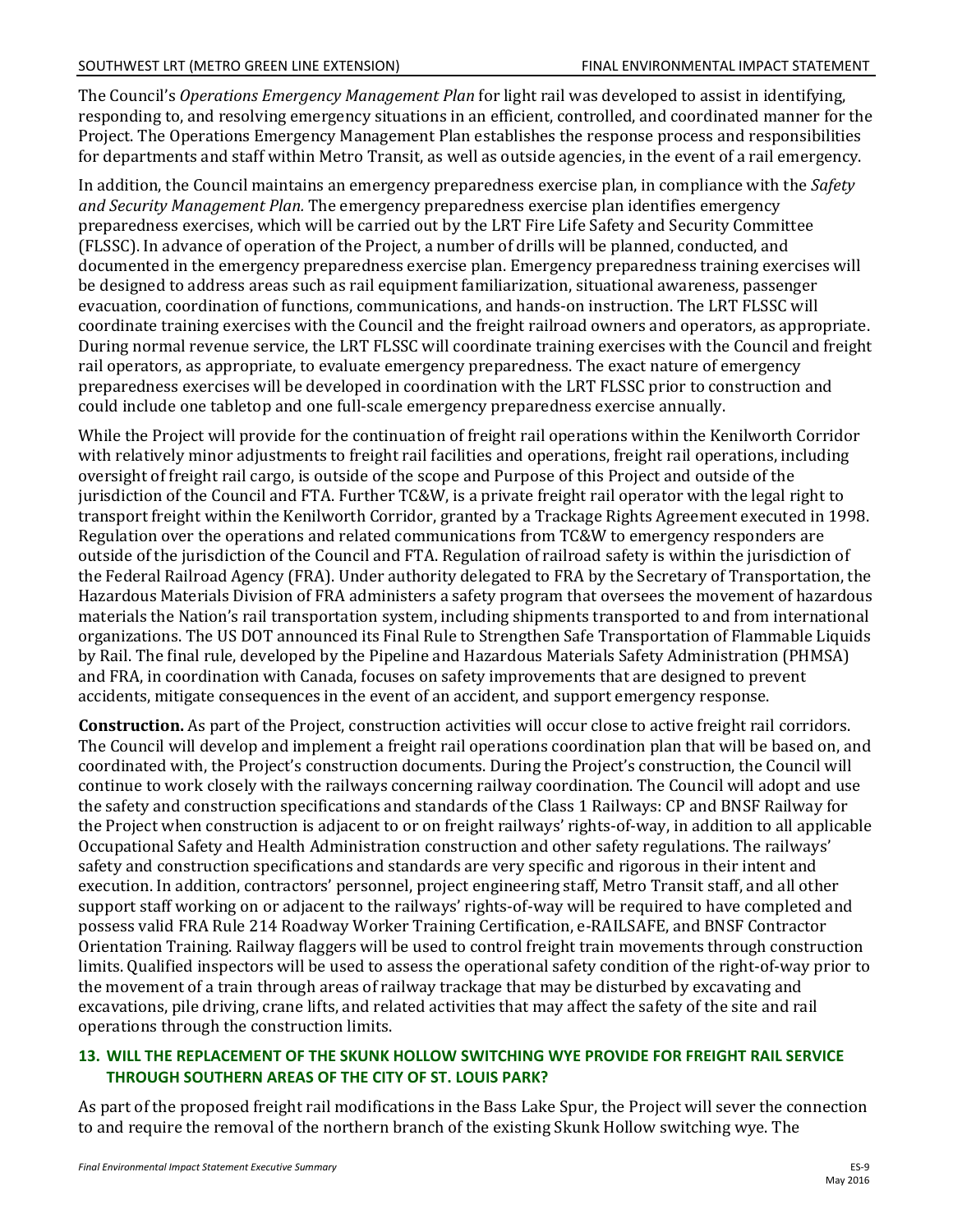The Council's *Operations Emergency Management Plan* for light rail was developed to assist in identifying, responding to, and resolving emergency situations in an efficient, controlled, and coordinated manner for the Project. The Operations Emergency Management Plan establishes the response process and responsibilities for departments and staff within Metro Transit, as well as outside agencies, in the event of a rail emergency.

In addition, the Council maintains an emergency preparedness exercise plan, in compliance with the *Safety and Security Management Plan.* The emergency preparedness exercise plan identifies emergency preparedness exercises, which will be carried out by the LRT Fire Life Safety and Security Committee (FLSSC). In advance of operation of the Project, a number of drills will be planned, conducted, and documented in the emergency preparedness exercise plan. Emergency preparedness training exercises will be designed to address areas such as rail equipment familiarization, situational awareness, passenger evacuation, coordination of functions, communications, and hands-on instruction. The LRT FLSSC will coordinate training exercises with the Council and the freight railroad owners and operators, as appropriate. During normal revenue service, the LRT FLSSC will coordinate training exercises with the Council and freight rail operators, as appropriate, to evaluate emergency preparedness. The exact nature of emergency preparedness exercises will be developed in coordination with the LRT FLSSC prior to construction and could include one tabletop and one full-scale emergency preparedness exercise annually.

While the Project will provide for the continuation of freight rail operations within the Kenilworth Corridor with relatively minor adjustments to freight rail facilities and operations, freight rail operations, including oversight of freight rail cargo, is outside of the scope and Purpose of this Project and outside of the jurisdiction of the Council and FTA. Further TC&W, is a private freight rail operator with the legal right to transport freight within the Kenilworth Corridor, granted by a Trackage Rights Agreement executed in 1998. Regulation over the operations and related communications from TC&W to emergency responders are outside of the jurisdiction of the Council and FTA. Regulation of railroad safety is within the jurisdiction of the Federal Railroad Agency (FRA). Under authority delegated to FRA by the Secretary of Transportation, the Hazardous Materials Division of FRA administers a safety program that oversees the movement of hazardous materials the Nation's rail transportation system, including shipments transported to and from international organizations. The US DOT announced its Final Rule to Strengthen Safe Transportation of Flammable Liquids by Rail. The final rule, developed by the Pipeline and Hazardous Materials Safety Administration (PHMSA) and FRA, in coordination with Canada, focuses on safety improvements that are designed to prevent accidents, mitigate consequences in the event of an accident, and support emergency response.

**Construction.** As part of the Project, construction activities will occur close to active freight rail corridors. The Council will develop and implement a freight rail operations coordination plan that will be based on, and coordinated with, the Project's construction documents. During the Project's construction, the Council will continue to work closely with the railways concerning railway coordination. The Council will adopt and use the safety and construction specifications and standards of the Class 1 Railways: CP and BNSF Railway for the Project when construction is adjacent to or on freight railways' rights-of-way, in addition to all applicable Occupational Safety and Health Administration construction and other safety regulations. The railways' safety and construction specifications and standards are very specific and rigorous in their intent and execution. In addition, contractors' personnel, project engineering staff, Metro Transit staff, and all other support staff working on or adjacent to the railways' rights-of-way will be required to have completed and possess valid FRA Rule 214 Roadway Worker Training Certification, e-RAILSAFE, and BNSF Contractor Orientation Training. Railway flaggers will be used to control freight train movements through construction limits. Qualified inspectors will be used to assess the operational safety condition of the right-of-way prior to the movement of a train through areas of railway trackage that may be disturbed by excavating and excavations, pile driving, crane lifts, and related activities that may affect the safety of the site and rail operations through the construction limits.

### 13. WILL THE REPLACEMENT OF THE SKUNK HOLLOW SWITCHING WYE PROVIDE FOR FREIGHT RAIL SERVICE THROUGH SOUTHERN AREAS OF THE CITY OF ST. LOUIS PARK?

As part of the proposed freight rail modifications in the Bass Lake Spur, the Project will sever the connection to and require the removal of the northern branch of the existing Skunk Hollow switching wye. The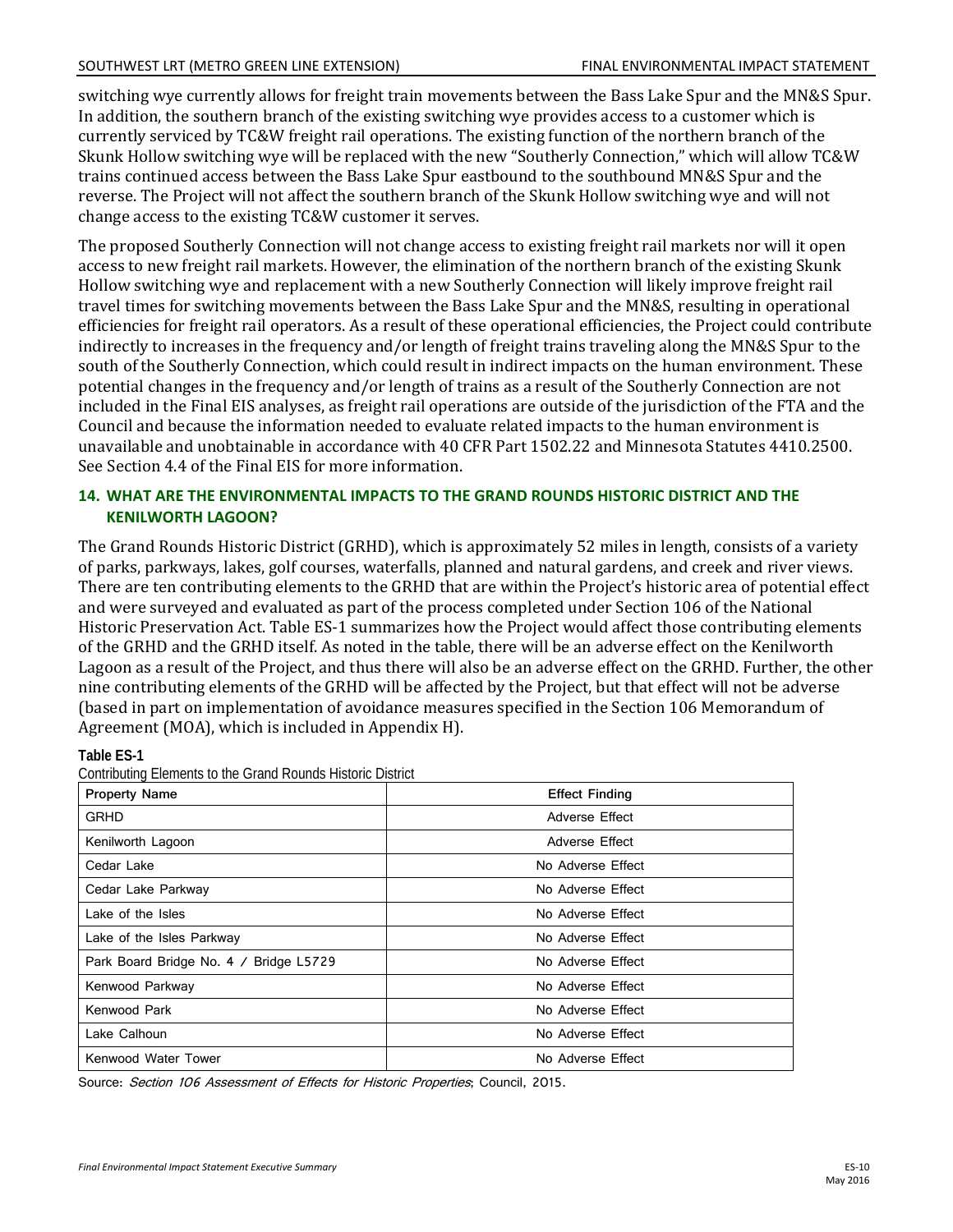switching wye currently allows for freight train movements between the Bass Lake Spur and the MN&S Spur. In addition, the southern branch of the existing switching wye provides access to a customer which is currently serviced by TC&W freight rail operations. The existing function of the northern branch of the Skunk Hollow switching wye will be replaced with the new "Southerly Connection," which will allow TC&W trains continued access between the Bass Lake Spur eastbound to the southbound MN&S Spur and the reverse. The Project will not affect the southern branch of the Skunk Hollow switching wye and will not change access to the existing TC&W customer it serves.

The proposed Southerly Connection will not change access to existing freight rail markets nor will it open access to new freight rail markets. However, the elimination of the northern branch of the existing Skunk Hollow switching wye and replacement with a new Southerly Connection will likely improve freight rail travel times for switching movements between the Bass Lake Spur and the MN&S, resulting in operational efficiencies for freight rail operators. As a result of these operational efficiencies, the Project could contribute indirectly to increases in the frequency and/or length of freight trains traveling along the MN&S Spur to the south of the Southerly Connection, which could result in indirect impacts on the human environment. These potential changes in the frequency and/or length of trains as a result of the Southerly Connection are not included in the Final EIS analyses, as freight rail operations are outside of the jurisdiction of the FTA and the Council and because the information needed to evaluate related impacts to the human environment is unavailable and unobtainable in accordance with 40 CFR Part 1502.22 and Minnesota Statutes 4410.2500. See Section 4.4 of the Final EIS for more information.

## 14. WHAT ARE THE ENVIRONMENTAL IMPACTS TO THE GRAND ROUNDS HISTORIC DISTRICT AND THE KENILWORTH LAGOON?

The Grand Rounds Historic District (GRHD), which is approximately 52 miles in length, consists of a variety of parks, parkways, lakes, golf courses, waterfalls, planned and natural gardens, and creek and river views. There are ten contributing elements to the GRHD that are within the Project's historic area of potential effect and were surveyed and evaluated as part of the process completed under Section 106 of the National Historic Preservation Act. Table ES-1 summarizes how the Project would affect those contributing elements of the GRHD and the GRHD itself. As noted in the table, there will be an adverse effect on the Kenilworth Lagoon as a result of the Project, and thus there will also be an adverse effect on the GRHD. Further, the other nine contributing elements of the GRHD will be affected by the Project, but that effect will not be adverse (based in part on implementation of avoidance measures specified in the Section 106 Memorandum of Agreement (MOA), which is included in Appendix H).

**Table ES-1**
Contributing Elements to the Grand Rounds Historic District

| Property Name | Effect Finding |
|---|---|
| GRHD | Adverse Effect |
| Kenilworth Lagoon | Adverse Effect |
| Cedar Lake | No Adverse Effect |
| Cedar Lake Parkway | No Adverse Effect |
| Lake of the Isles | No Adverse Effect |
| Lake of the Isles Parkway | No Adverse Effect |
| Park Board Bridge No. 4 / Bridge L5729 | No Adverse Effect |
| Kenwood Parkway | No Adverse Effect |
| Kenwood Park | No Adverse Effect |
| Lake Calhoun | No Adverse Effect |
| Kenwood Water Tower | No Adverse Effect |

Source: *Section 106 Assessment of Effects for Historic Properties*; Council, 2015.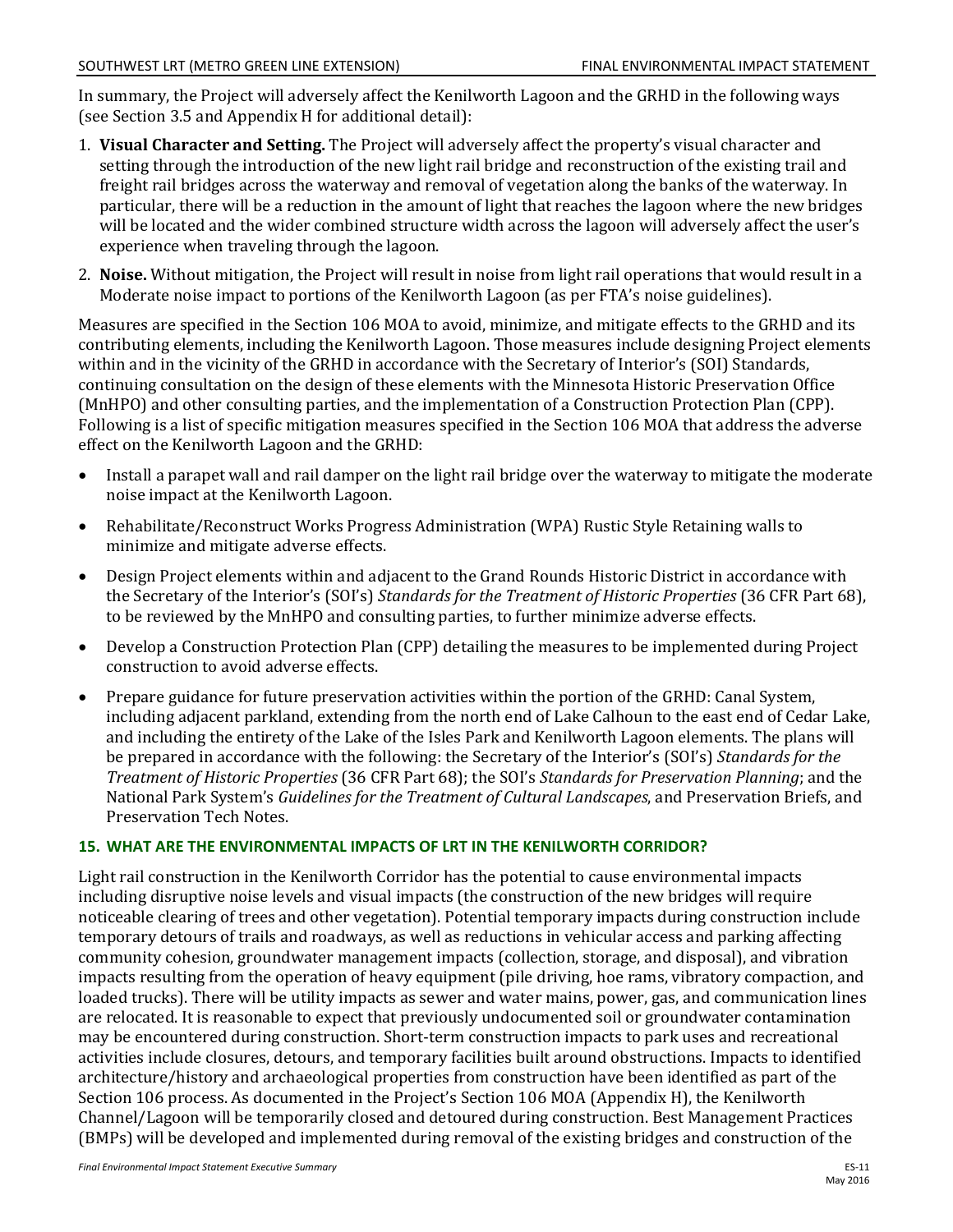In summary, the Project will adversely affect the Kenilworth Lagoon and the GRHD in the following ways (see Section 3.5 and Appendix H for additional detail):

1. **Visual Character and Setting.** The Project will adversely affect the property's visual character and setting through the introduction of the new light rail bridge and reconstruction of the existing trail and freight rail bridges across the waterway and removal of vegetation along the banks of the waterway. In particular, there will be a reduction in the amount of light that reaches the lagoon where the new bridges will be located and the wider combined structure width across the lagoon will adversely affect the user's experience when traveling through the lagoon.
2. **Noise.** Without mitigation, the Project will result in noise from light rail operations that would result in a Moderate noise impact to portions of the Kenilworth Lagoon (as per FTA's noise guidelines).

Measures are specified in the Section 106 MOA to avoid, minimize, and mitigate effects to the GRHD and its contributing elements, including the Kenilworth Lagoon. Those measures include designing Project elements within and in the vicinity of the GRHD in accordance with the Secretary of Interior's (SOI) Standards, continuing consultation on the design of these elements with the Minnesota Historic Preservation Office (MnHPO) and other consulting parties, and the implementation of a Construction Protection Plan (CPP). Following is a list of specific mitigation measures specified in the Section 106 MOA that address the adverse effect on the Kenilworth Lagoon and the GRHD:

- Install a parapet wall and rail damper on the light rail bridge over the waterway to mitigate the moderate noise impact at the Kenilworth Lagoon.
- Rehabilitate/Reconstruct Works Progress Administration (WPA) Rustic Style Retaining walls to minimize and mitigate adverse effects.
- Design Project elements within and adjacent to the Grand Rounds Historic District in accordance with the Secretary of the Interior's (SOI's) *Standards for the Treatment of Historic Properties* (36 CFR Part 68), to be reviewed by the MnHPO and consulting parties, to further minimize adverse effects.
- Develop a Construction Protection Plan (CPP) detailing the measures to be implemented during Project construction to avoid adverse effects.
- Prepare guidance for future preservation activities within the portion of the GRHD: Canal System, including adjacent parkland, extending from the north end of Lake Calhoun to the east end of Cedar Lake, and including the entirety of the Lake of the Isles Park and Kenilworth Lagoon elements. The plans will be prepared in accordance with the following: the Secretary of the Interior's (SOI's) *Standards for the Treatment of Historic Properties* (36 CFR Part 68); the SOI's *Standards for Preservation Planning*; and the National Park System's *Guidelines for the Treatment of Cultural Landscapes*, and Preservation Briefs, and Preservation Tech Notes.

### 15. WHAT ARE THE ENVIRONMENTAL IMPACTS OF LRT IN THE KENILWORTH CORRIDOR?

Light rail construction in the Kenilworth Corridor has the potential to cause environmental impacts including disruptive noise levels and visual impacts (the construction of the new bridges will require noticeable clearing of trees and other vegetation). Potential temporary impacts during construction include temporary detours of trails and roadways, as well as reductions in vehicular access and parking affecting community cohesion, groundwater management impacts (collection, storage, and disposal), and vibration impacts resulting from the operation of heavy equipment (pile driving, hoe rams, vibratory compaction, and loaded trucks). There will be utility impacts as sewer and water mains, power, gas, and communication lines are relocated. It is reasonable to expect that previously undocumented soil or groundwater contamination may be encountered during construction. Short-term construction impacts to park uses and recreational activities include closures, detours, and temporary facilities built around obstructions. Impacts to identified architecture/history and archaeological properties from construction have been identified as part of the Section 106 process. As documented in the Project's Section 106 MOA (Appendix H), the Kenilworth Channel/Lagoon will be temporarily closed and detoured during construction. Best Management Practices (BMPs) will be developed and implemented during removal of the existing bridges and construction of the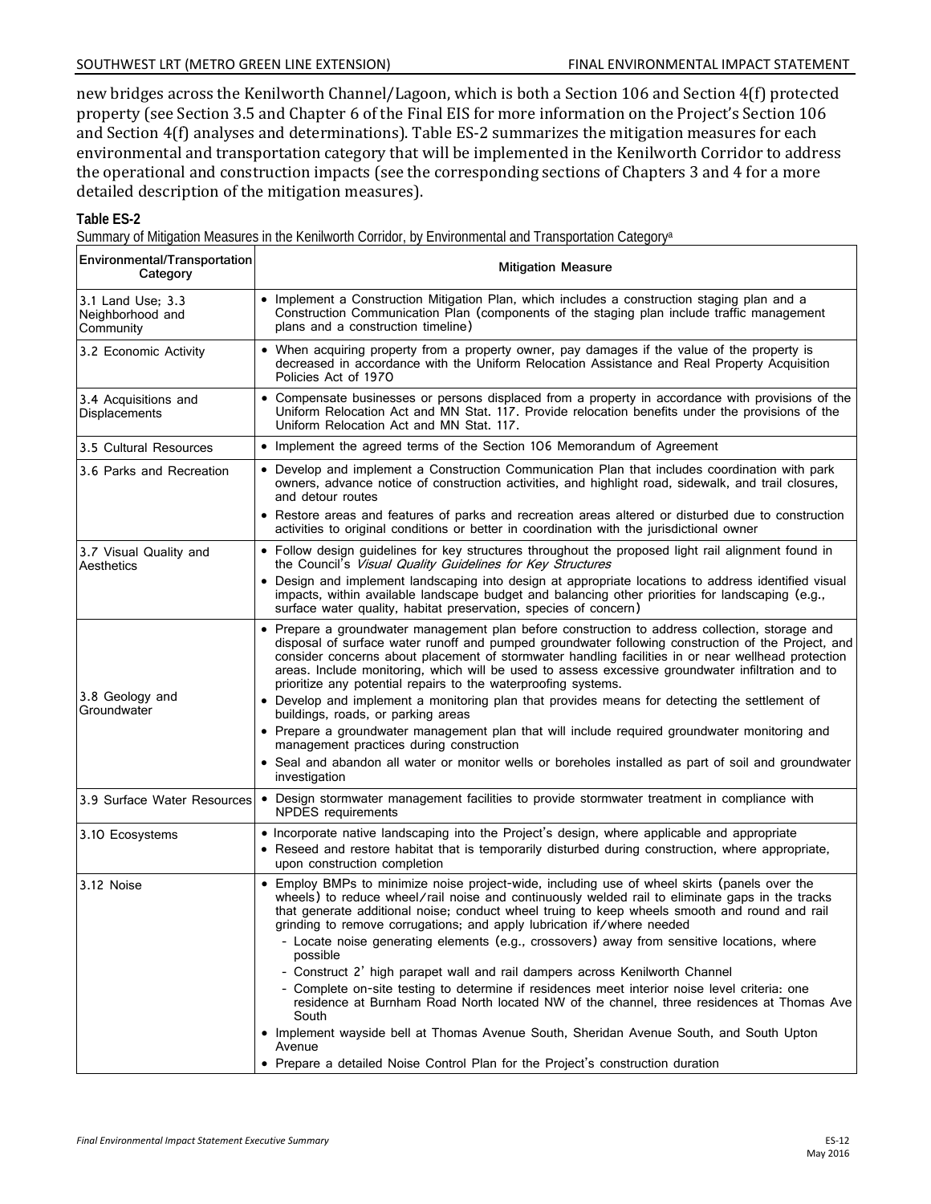new bridges across the Kenilworth Channel/Lagoon, which is both a Section 106 and Section 4(f) protected property (see Section 3.5 and Chapter 6 of the Final EIS for more information on the Project's Section 106 and Section 4(f) analyses and determinations). Table ES-2 summarizes the mitigation measures for each environmental and transportation category that will be implemented in the Kenilworth Corridor to address the operational and construction impacts (see the corresponding sections of Chapters 3 and 4 for a more detailed description of the mitigation measures).

**Table ES-2**

Summary of Mitigation Measures in the Kenilworth Corridor, by Environmental and Transportation Category[a]

| Environmental/Transportation Category | Mitigation Measure |
|---|---|
| 3.1 Land Use; 3.3 Neighborhood and Community | • Implement a Construction Mitigation Plan, which includes a construction staging plan and a Construction Communication Plan (components of the staging plan include traffic management plans and a construction timeline) |
| 3.2 Economic Activity | • When acquiring property from a property owner, pay damages if the value of the property is decreased in accordance with the Uniform Relocation Assistance and Real Property Acquisition Policies Act of 1970 |
| 3.4 Acquisitions and Displacements | • Compensate businesses or persons displaced from a property in accordance with provisions of the Uniform Relocation Act and MN Stat. 117. Provide relocation benefits under the provisions of the Uniform Relocation Act and MN Stat. 117. |
| 3.5 Cultural Resources | • Implement the agreed terms of the Section 106 Memorandum of Agreement |
| 3.6 Parks and Recreation | • Develop and implement a Construction Communication Plan that includes coordination with park owners, advance notice of construction activities, and highlight road, sidewalk, and trail closures, and detour routes<br>• Restore areas and features of parks and recreation areas altered or disturbed due to construction activities to original conditions or better in coordination with the jurisdictional owner |
| 3.7 Visual Quality and Aesthetics | • Follow design guidelines for key structures throughout the proposed light rail alignment found in the Council's *Visual Quality Guidelines for Key Structures*<br>• Design and implement landscaping into design at appropriate locations to address identified visual impacts, within available landscape budget and balancing other priorities for landscaping (e.g., surface water quality, habitat preservation, species of concern) |
| 3.8 Geology and Groundwater | • Prepare a groundwater management plan before construction to address collection, storage and disposal of surface water runoff and pumped groundwater following construction of the Project, and consider concerns about placement of stormwater handling facilities in or near wellhead protection areas. Include monitoring, which will be used to assess excessive groundwater infiltration and to prioritize any potential repairs to the waterproofing systems.<br>• Develop and implement a monitoring plan that provides means for detecting the settlement of buildings, roads, or parking areas<br>• Prepare a groundwater management plan that will include required groundwater monitoring and management practices during construction<br>• Seal and abandon all water or monitor wells or boreholes installed as part of soil and groundwater investigation |
| 3.9 Surface Water Resources | • Design stormwater management facilities to provide stormwater treatment in compliance with NPDES requirements |
| 3.10 Ecosystems | • Incorporate native landscaping into the Project's design, where applicable and appropriate<br>• Reseed and restore habitat that is temporarily disturbed during construction, where appropriate, upon construction completion |
| 3.12 Noise | • Employ BMPs to minimize noise project-wide, including use of wheel skirts (panels over the wheels) to reduce wheel/rail noise and continuously welded rail to eliminate gaps in the tracks that generate additional noise; conduct wheel truing to keep wheels smooth and round and rail grinding to remove corrugations; and apply lubrication if/where needed<br>- Locate noise generating elements (e.g., crossovers) away from sensitive locations, where possible<br>- Construct 2' high parapet wall and rail dampers across Kenilworth Channel<br>- Complete on-site testing to determine if residences meet interior noise level criteria: one residence at Burnham Road North located NW of the channel, three residences at Thomas Ave South<br>• Implement wayside bell at Thomas Avenue South, Sheridan Avenue South, and South Upton Avenue<br>• Prepare a detailed Noise Control Plan for the Project's construction duration |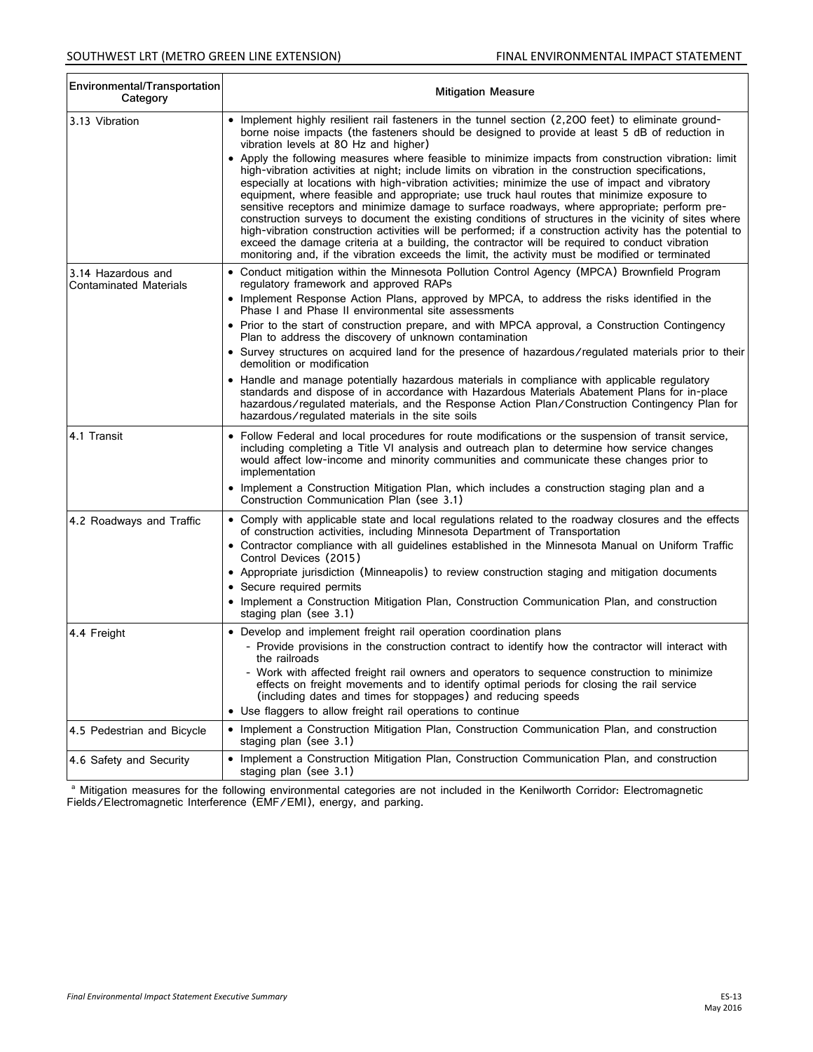| Environmental/Transportation Category | Mitigation Measure |
|---|---|
| 3.13 Vibration | • Implement highly resilient rail fasteners in the tunnel section (2,200 feet) to eliminate ground-borne noise impacts (the fasteners should be designed to provide at least 5 dB of reduction in vibration levels at 80 Hz and higher)<br>• Apply the following measures where feasible to minimize impacts from construction vibration: limit high-vibration activities at night; include limits on vibration in the construction specifications, especially at locations with high-vibration activities; minimize the use of impact and vibratory equipment, where feasible and appropriate; use truck haul routes that minimize exposure to sensitive receptors and minimize damage to surface roadways, where appropriate; perform pre-construction surveys to document the existing conditions of structures in the vicinity of sites where high-vibration construction activities will be performed; if a construction activity has the potential to exceed the damage criteria at a building, the contractor will be required to conduct vibration monitoring and, if the vibration exceeds the limit, the activity must be modified or terminated |
| 3.14 Hazardous and Contaminated Materials | • Conduct mitigation within the Minnesota Pollution Control Agency (MPCA) Brownfield Program regulatory framework and approved RAPs<br>• Implement Response Action Plans, approved by MPCA, to address the risks identified in the Phase I and Phase II environmental site assessments<br>• Prior to the start of construction prepare, and with MPCA approval, a Construction Contingency Plan to address the discovery of unknown contamination<br>• Survey structures on acquired land for the presence of hazardous/regulated materials prior to their demolition or modification<br>• Handle and manage potentially hazardous materials in compliance with applicable regulatory standards and dispose of in accordance with Hazardous Materials Abatement Plans for in-place hazardous/regulated materials, and the Response Action Plan/Construction Contingency Plan for hazardous/regulated materials in the site soils |
| 4.1 Transit | • Follow Federal and local procedures for route modifications or the suspension of transit service, including completing a Title VI analysis and outreach plan to determine how service changes would affect low-income and minority communities and communicate these changes prior to implementation<br>• Implement a Construction Mitigation Plan, which includes a construction staging plan and a Construction Communication Plan (see 3.1) |
| 4.2 Roadways and Traffic | • Comply with applicable state and local regulations related to the roadway closures and the effects of construction activities, including Minnesota Department of Transportation<br>• Contractor compliance with all guidelines established in the Minnesota Manual on Uniform Traffic Control Devices (2015)<br>• Appropriate jurisdiction (Minneapolis) to review construction staging and mitigation documents<br>• Secure required permits<br>• Implement a Construction Mitigation Plan, Construction Communication Plan, and construction staging plan (see 3.1) |
| 4.4 Freight | • Develop and implement freight rail operation coordination plans<br>  - Provide provisions in the construction contract to identify how the contractor will interact with the railroads<br>  - Work with affected freight rail owners and operators to sequence construction to minimize effects on freight movements and to identify optimal periods for closing the rail service (including dates and times for stoppages) and reducing speeds<br>• Use flaggers to allow freight rail operations to continue |
| 4.5 Pedestrian and Bicycle | • Implement a Construction Mitigation Plan, Construction Communication Plan, and construction staging plan (see 3.1) |
| 4.6 Safety and Security | • Implement a Construction Mitigation Plan, Construction Communication Plan, and construction staging plan (see 3.1) |

[a] Mitigation measures for the following environmental categories are not included in the Kenilworth Corridor: Electromagnetic Fields/Electromagnetic Interference (EMF/EMI), energy, and parking.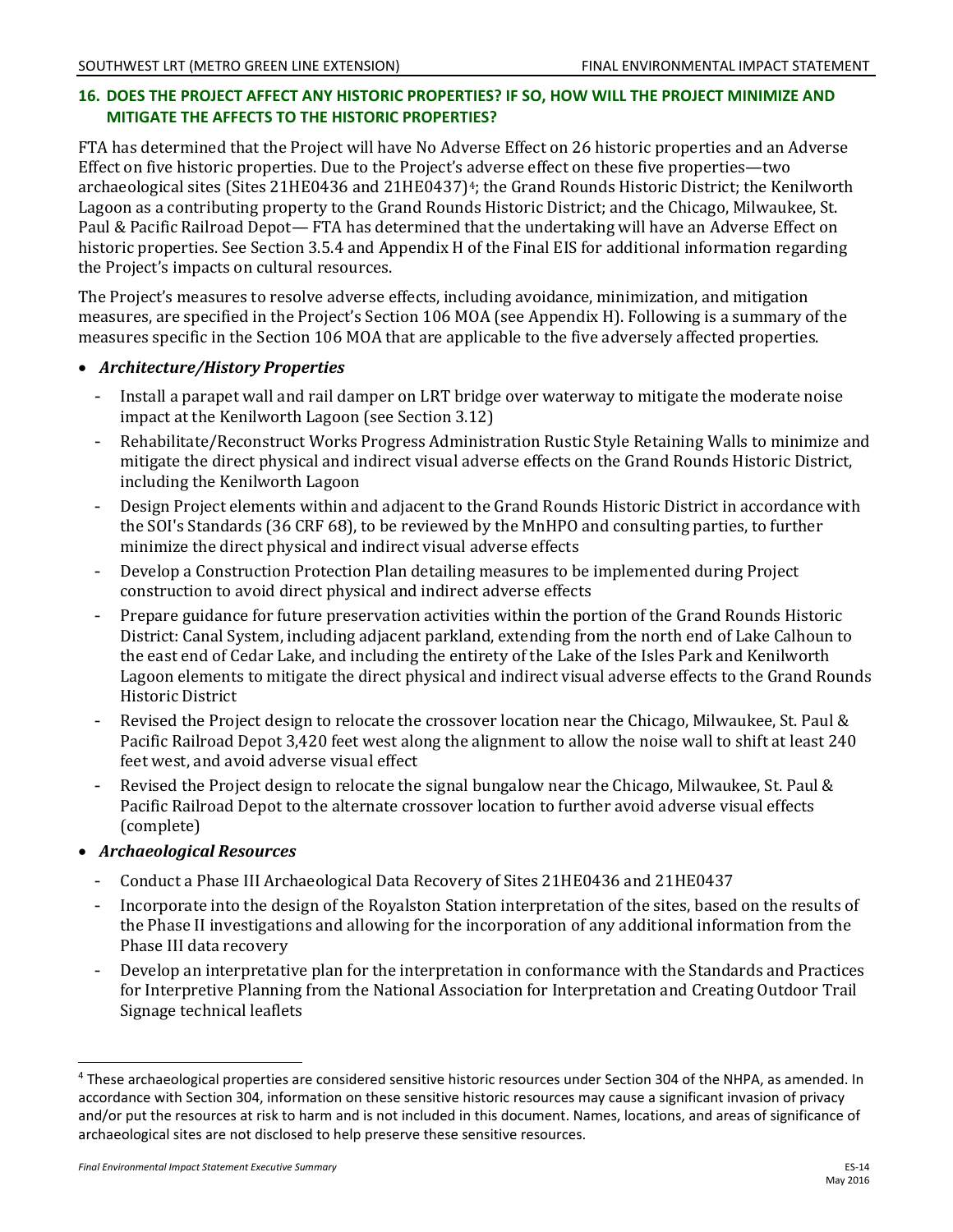### 16. DOES THE PROJECT AFFECT ANY HISTORIC PROPERTIES? IF SO, HOW WILL THE PROJECT MINIMIZE AND MITIGATE THE AFFECTS TO THE HISTORIC PROPERTIES?

FTA has determined that the Project will have No Adverse Effect on 26 historic properties and an Adverse Effect on five historic properties. Due to the Project's adverse effect on these five properties—two archaeological sites (Sites 21HE0436 and 21HE0437)[4]; the Grand Rounds Historic District; the Kenilworth Lagoon as a contributing property to the Grand Rounds Historic District; and the Chicago, Milwaukee, St. Paul & Pacific Railroad Depot— FTA has determined that the undertaking will have an Adverse Effect on historic properties. See Section 3.5.4 and Appendix H of the Final EIS for additional information regarding the Project's impacts on cultural resources.

The Project's measures to resolve adverse effects, including avoidance, minimization, and mitigation measures, are specified in the Project's Section 106 MOA (see Appendix H). Following is a summary of the measures specific in the Section 106 MOA that are applicable to the five adversely affected properties.

- ***Architecture/History Properties***
  - Install a parapet wall and rail damper on LRT bridge over waterway to mitigate the moderate noise impact at the Kenilworth Lagoon (see Section 3.12)
  - Rehabilitate/Reconstruct Works Progress Administration Rustic Style Retaining Walls to minimize and mitigate the direct physical and indirect visual adverse effects on the Grand Rounds Historic District, including the Kenilworth Lagoon
  - Design Project elements within and adjacent to the Grand Rounds Historic District in accordance with the SOI's Standards (36 CRF 68), to be reviewed by the MnHPO and consulting parties, to further minimize the direct physical and indirect visual adverse effects
  - Develop a Construction Protection Plan detailing measures to be implemented during Project construction to avoid direct physical and indirect adverse effects
  - Prepare guidance for future preservation activities within the portion of the Grand Rounds Historic District: Canal System, including adjacent parkland, extending from the north end of Lake Calhoun to the east end of Cedar Lake, and including the entirety of the Lake of the Isles Park and Kenilworth Lagoon elements to mitigate the direct physical and indirect visual adverse effects to the Grand Rounds Historic District
  - Revised the Project design to relocate the crossover location near the Chicago, Milwaukee, St. Paul & Pacific Railroad Depot 3,420 feet west along the alignment to allow the noise wall to shift at least 240 feet west, and avoid adverse visual effect
  - Revised the Project design to relocate the signal bungalow near the Chicago, Milwaukee, St. Paul & Pacific Railroad Depot to the alternate crossover location to further avoid adverse visual effects (complete)
- ***Archaeological Resources***
  - Conduct a Phase III Archaeological Data Recovery of Sites 21HE0436 and 21HE0437
  - Incorporate into the design of the Royalston Station interpretation of the sites, based on the results of the Phase II investigations and allowing for the incorporation of any additional information from the Phase III data recovery
  - Develop an interpretative plan for the interpretation in conformance with the Standards and Practices for Interpretive Planning from the National Association for Interpretation and Creating Outdoor Trail Signage technical leaflets

[4] These archaeological properties are considered sensitive historic resources under Section 304 of the NHPA, as amended. In accordance with Section 304, information on these sensitive historic resources may cause a significant invasion of privacy and/or put the resources at risk to harm and is not included in this document. Names, locations, and areas of significance of archaeological sites are not disclosed to help preserve these sensitive resources.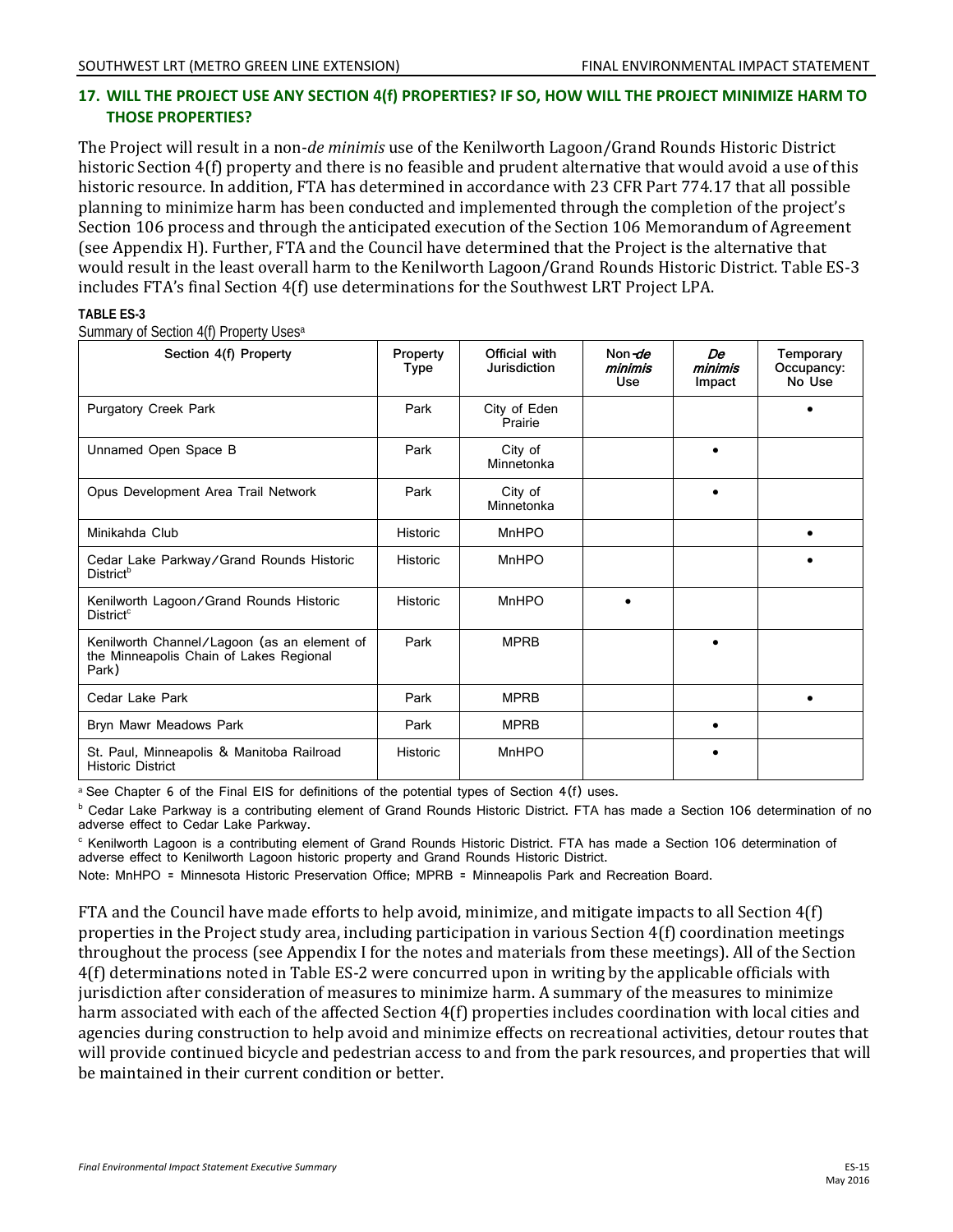## 17. WILL THE PROJECT USE ANY SECTION 4(f) PROPERTIES? IF SO, HOW WILL THE PROJECT MINIMIZE HARM TO THOSE PROPERTIES?

The Project will result in a non-*de minimis* use of the Kenilworth Lagoon/Grand Rounds Historic District historic Section 4(f) property and there is no feasible and prudent alternative that would avoid a use of this historic resource. In addition, FTA has determined in accordance with 23 CFR Part 774.17 that all possible planning to minimize harm has been conducted and implemented through the completion of the project's Section 106 process and through the anticipated execution of the Section 106 Memorandum of Agreement (see Appendix H). Further, FTA and the Council have determined that the Project is the alternative that would result in the least overall harm to the Kenilworth Lagoon/Grand Rounds Historic District. Table ES-3 includes FTA's final Section 4(f) use determinations for the Southwest LRT Project LPA.

**TABLE ES-3**

Summary of Section 4(f) Property Uses[a]

| Section 4(f) Property | Property Type | Official with Jurisdiction | Non-*de minimis* Use | *De minimis* Impact | Temporary Occupancy: No Use |
|---|---|---|---|---|---|
| Purgatory Creek Park | Park | City of Eden Prairie | | | • |
| Unnamed Open Space B | Park | City of Minnetonka | | • | |
| Opus Development Area Trail Network | Park | City of Minnetonka | | • | |
| Minikahda Club | Historic | MnHPO | | | • |
| Cedar Lake Parkway/Grand Rounds Historic District[b] | Historic | MnHPO | | | • |
| Kenilworth Lagoon/Grand Rounds Historic District[c] | Historic | MnHPO | • | | |
| Kenilworth Channel/Lagoon (as an element of the Minneapolis Chain of Lakes Regional Park) | Park | MPRB | | • | |
| Cedar Lake Park | Park | MPRB | | | • |
| Bryn Mawr Meadows Park | Park | MPRB | | • | |
| St. Paul, Minneapolis & Manitoba Railroad Historic District | Historic | MnHPO | | • | |

[a] See Chapter 6 of the Final EIS for definitions of the potential types of Section 4(f) uses.

[b] Cedar Lake Parkway is a contributing element of Grand Rounds Historic District. FTA has made a Section 106 determination of no adverse effect to Cedar Lake Parkway.

[c] Kenilworth Lagoon is a contributing element of Grand Rounds Historic District. FTA has made a Section 106 determination of adverse effect to Kenilworth Lagoon historic property and Grand Rounds Historic District.

Note: MnHPO = Minnesota Historic Preservation Office; MPRB = Minneapolis Park and Recreation Board.

FTA and the Council have made efforts to help avoid, minimize, and mitigate impacts to all Section 4(f) properties in the Project study area, including participation in various Section 4(f) coordination meetings throughout the process (see Appendix I for the notes and materials from these meetings). All of the Section 4(f) determinations noted in Table ES-2 were concurred upon in writing by the applicable officials with jurisdiction after consideration of measures to minimize harm. A summary of the measures to minimize harm associated with each of the affected Section 4(f) properties includes coordination with local cities and agencies during construction to help avoid and minimize effects on recreational activities, detour routes that will provide continued bicycle and pedestrian access to and from the park resources, and properties that will be maintained in their current condition or better.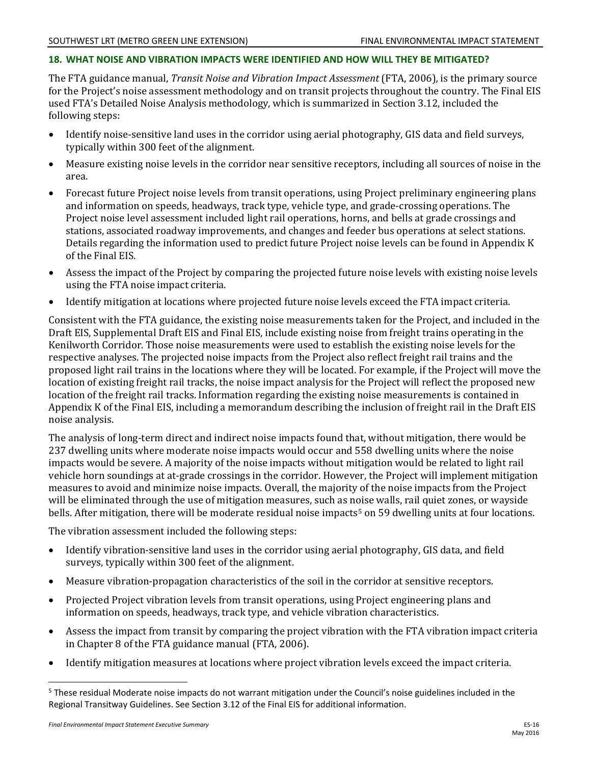## 18. WHAT NOISE AND VIBRATION IMPACTS WERE IDENTIFIED AND HOW WILL THEY BE MITIGATED?

The FTA guidance manual, *Transit Noise and Vibration Impact Assessment* (FTA, 2006), is the primary source for the Project's noise assessment methodology and on transit projects throughout the country. The Final EIS used FTA's Detailed Noise Analysis methodology, which is summarized in Section 3.12, included the following steps:

- Identify noise-sensitive land uses in the corridor using aerial photography, GIS data and field surveys, typically within 300 feet of the alignment.
- Measure existing noise levels in the corridor near sensitive receptors, including all sources of noise in the area.
- Forecast future Project noise levels from transit operations, using Project preliminary engineering plans and information on speeds, headways, track type, vehicle type, and grade-crossing operations. The Project noise level assessment included light rail operations, horns, and bells at grade crossings and stations, associated roadway improvements, and changes and feeder bus operations at select stations. Details regarding the information used to predict future Project noise levels can be found in Appendix K of the Final EIS.
- Assess the impact of the Project by comparing the projected future noise levels with existing noise levels using the FTA noise impact criteria.
- Identify mitigation at locations where projected future noise levels exceed the FTA impact criteria.

Consistent with the FTA guidance, the existing noise measurements taken for the Project, and included in the Draft EIS, Supplemental Draft EIS and Final EIS, include existing noise from freight trains operating in the Kenilworth Corridor. Those noise measurements were used to establish the existing noise levels for the respective analyses. The projected noise impacts from the Project also reflect freight rail trains and the proposed light rail trains in the locations where they will be located. For example, if the Project will move the location of existing freight rail tracks, the noise impact analysis for the Project will reflect the proposed new location of the freight rail tracks. Information regarding the existing noise measurements is contained in Appendix K of the Final EIS, including a memorandum describing the inclusion of freight rail in the Draft EIS noise analysis.

The analysis of long-term direct and indirect noise impacts found that, without mitigation, there would be 237 dwelling units where moderate noise impacts would occur and 558 dwelling units where the noise impacts would be severe. A majority of the noise impacts without mitigation would be related to light rail vehicle horn soundings at at-grade crossings in the corridor. However, the Project will implement mitigation measures to avoid and minimize noise impacts. Overall, the majority of the noise impacts from the Project will be eliminated through the use of mitigation measures, such as noise walls, rail quiet zones, or wayside bells. After mitigation, there will be moderate residual noise impacts[5] on 59 dwelling units at four locations.

The vibration assessment included the following steps:

- Identify vibration-sensitive land uses in the corridor using aerial photography, GIS data, and field surveys, typically within 300 feet of the alignment.
- Measure vibration-propagation characteristics of the soil in the corridor at sensitive receptors.
- Projected Project vibration levels from transit operations, using Project engineering plans and information on speeds, headways, track type, and vehicle vibration characteristics.
- Assess the impact from transit by comparing the project vibration with the FTA vibration impact criteria in Chapter 8 of the FTA guidance manual (FTA, 2006).
- Identify mitigation measures at locations where project vibration levels exceed the impact criteria.

[5] These residual Moderate noise impacts do not warrant mitigation under the Council's noise guidelines included in the Regional Transitway Guidelines. See Section 3.12 of the Final EIS for additional information.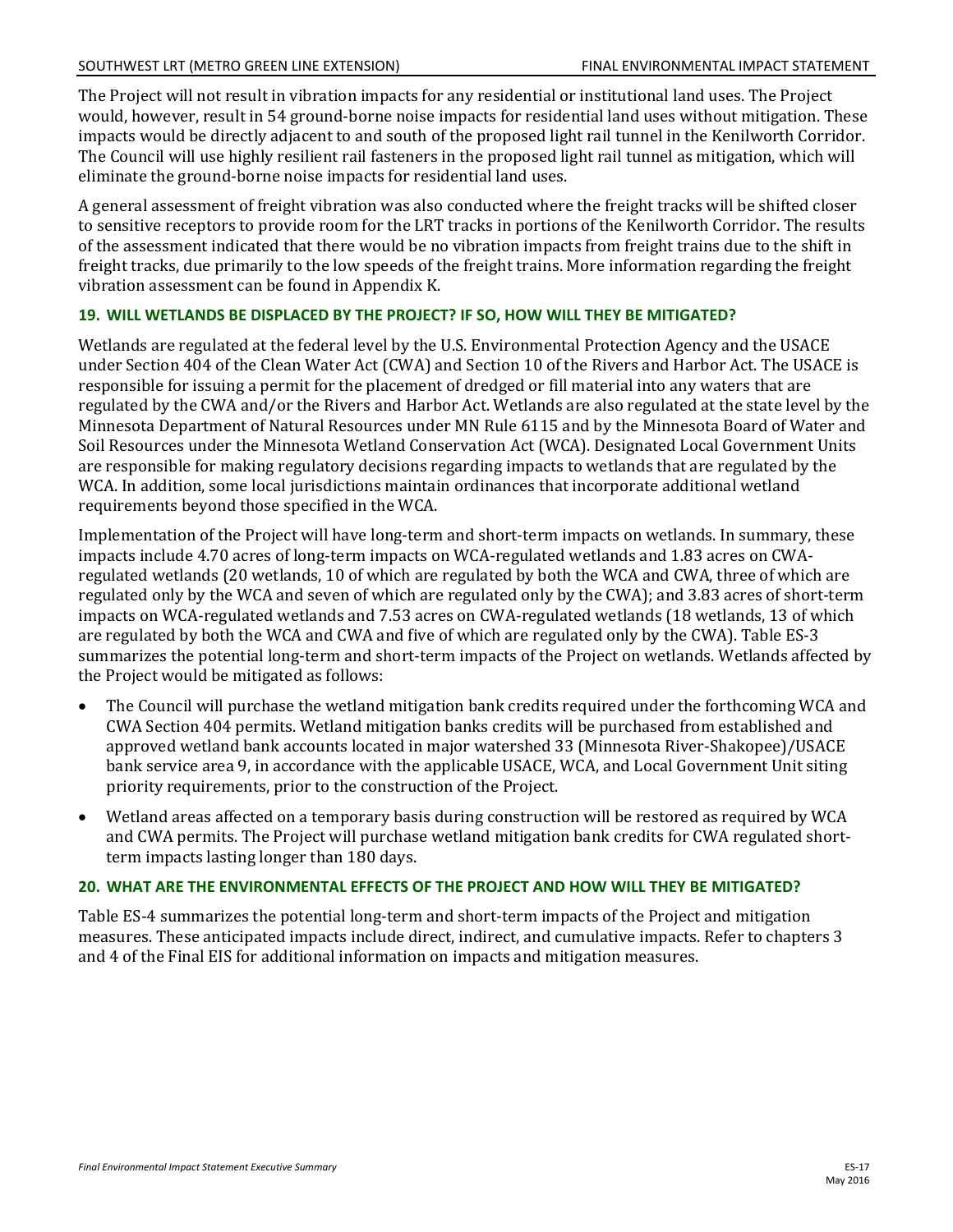The Project will not result in vibration impacts for any residential or institutional land uses. The Project would, however, result in 54 ground-borne noise impacts for residential land uses without mitigation. These impacts would be directly adjacent to and south of the proposed light rail tunnel in the Kenilworth Corridor. The Council will use highly resilient rail fasteners in the proposed light rail tunnel as mitigation, which will eliminate the ground-borne noise impacts for residential land uses.

A general assessment of freight vibration was also conducted where the freight tracks will be shifted closer to sensitive receptors to provide room for the LRT tracks in portions of the Kenilworth Corridor. The results of the assessment indicated that there would be no vibration impacts from freight trains due to the shift in freight tracks, due primarily to the low speeds of the freight trains. More information regarding the freight vibration assessment can be found in Appendix K.

### 19. WILL WETLANDS BE DISPLACED BY THE PROJECT? IF SO, HOW WILL THEY BE MITIGATED?

Wetlands are regulated at the federal level by the U.S. Environmental Protection Agency and the USACE under Section 404 of the Clean Water Act (CWA) and Section 10 of the Rivers and Harbor Act. The USACE is responsible for issuing a permit for the placement of dredged or fill material into any waters that are regulated by the CWA and/or the Rivers and Harbor Act. Wetlands are also regulated at the state level by the Minnesota Department of Natural Resources under MN Rule 6115 and by the Minnesota Board of Water and Soil Resources under the Minnesota Wetland Conservation Act (WCA). Designated Local Government Units are responsible for making regulatory decisions regarding impacts to wetlands that are regulated by the WCA. In addition, some local jurisdictions maintain ordinances that incorporate additional wetland requirements beyond those specified in the WCA.

Implementation of the Project will have long-term and short-term impacts on wetlands. In summary, these impacts include 4.70 acres of long-term impacts on WCA-regulated wetlands and 1.83 acres on CWA-regulated wetlands (20 wetlands, 10 of which are regulated by both the WCA and CWA, three of which are regulated only by the WCA and seven of which are regulated only by the CWA); and 3.83 acres of short-term impacts on WCA-regulated wetlands and 7.53 acres on CWA-regulated wetlands (18 wetlands, 13 of which are regulated by both the WCA and CWA and five of which are regulated only by the CWA). Table ES-3 summarizes the potential long-term and short-term impacts of the Project on wetlands. Wetlands affected by the Project would be mitigated as follows:

- The Council will purchase the wetland mitigation bank credits required under the forthcoming WCA and CWA Section 404 permits. Wetland mitigation banks credits will be purchased from established and approved wetland bank accounts located in major watershed 33 (Minnesota River-Shakopee)/USACE bank service area 9, in accordance with the applicable USACE, WCA, and Local Government Unit siting priority requirements, prior to the construction of the Project.
- Wetland areas affected on a temporary basis during construction will be restored as required by WCA and CWA permits. The Project will purchase wetland mitigation bank credits for CWA regulated short-term impacts lasting longer than 180 days.

### 20. WHAT ARE THE ENVIRONMENTAL EFFECTS OF THE PROJECT AND HOW WILL THEY BE MITIGATED?

Table ES-4 summarizes the potential long-term and short-term impacts of the Project and mitigation measures. These anticipated impacts include direct, indirect, and cumulative impacts. Refer to chapters 3 and 4 of the Final EIS for additional information on impacts and mitigation measures.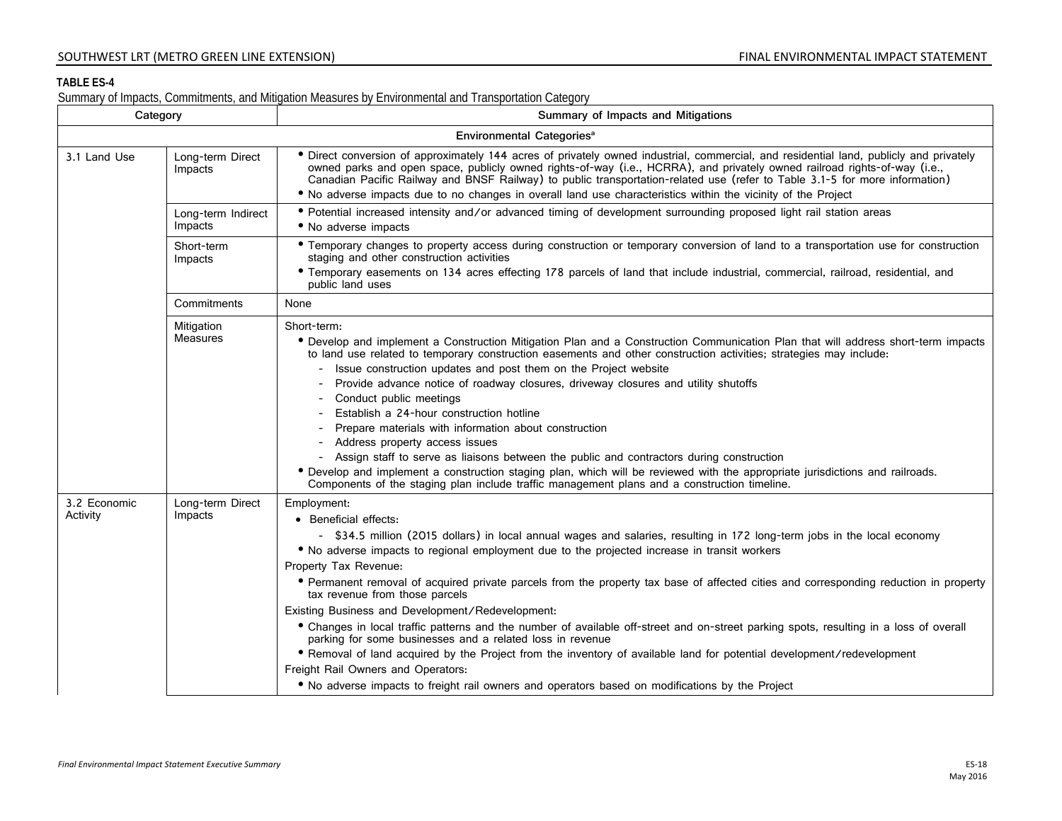**TABLE ES-4**

Summary of Impacts, Commitments, and Mitigation Measures by Environmental and Transportation Category

| Category | | Summary of Impacts and Mitigations |
|---|---|---|
| **Environmental Categories**[a] | | |
| 3.1 Land Use | Long-term Direct Impacts | • Direct conversion of approximately 144 acres of privately owned industrial, commercial, and residential land, publicly and privately owned parks and open space, publicly owned rights-of-way (i.e., HCRRA), and privately owned railroad rights-of-way (i.e., Canadian Pacific Railway and BNSF Railway) to public transportation-related use (refer to Table 3.1-5 for more information)<br>• No adverse impacts due to no changes in overall land use characteristics within the vicinity of the Project |
| | Long-term Indirect Impacts | • Potential increased intensity and/or advanced timing of development surrounding proposed light rail station areas<br>• No adverse impacts |
| | Short-term Impacts | • Temporary changes to property access during construction or temporary conversion of land to a transportation use for construction staging and other construction activities<br>• Temporary easements on 134 acres effecting 178 parcels of land that include industrial, commercial, railroad, residential, and public land uses |
| | Commitments | None |
| | Mitigation Measures | Short-term:<br>• Develop and implement a Construction Mitigation Plan and a Construction Communication Plan that will address short-term impacts to land use related to temporary construction easements and other construction activities; strategies may include:<br>- Issue construction updates and post them on the Project website<br>- Provide advance notice of roadway closures, driveway closures and utility shutoffs<br>- Conduct public meetings<br>- Establish a 24-hour construction hotline<br>- Prepare materials with information about construction<br>- Address property access issues<br>- Assign staff to serve as liaisons between the public and contractors during construction<br>• Develop and implement a construction staging plan, which will be reviewed with the appropriate jurisdictions and railroads. Components of the staging plan include traffic management plans and a construction timeline. |
| 3.2 Economic Activity | Long-term Direct Impacts | Employment:<br>• Beneficial effects:<br>- $34.5 million (2015 dollars) in local annual wages and salaries, resulting in 172 long-term jobs in the local economy<br>• No adverse impacts to regional employment due to the projected increase in transit workers<br>Property Tax Revenue:<br>• Permanent removal of acquired private parcels from the property tax base of affected cities and corresponding reduction in property tax revenue from those parcels<br>Existing Business and Development/Redevelopment:<br>• Changes in local traffic patterns and the number of available off-street and on-street parking spots, resulting in a loss of overall parking for some businesses and a related loss in revenue<br>• Removal of land acquired by the Project from the inventory of available land for potential development/redevelopment<br>Freight Rail Owners and Operators:<br>• No adverse impacts to freight rail owners and operators based on modifications by the Project |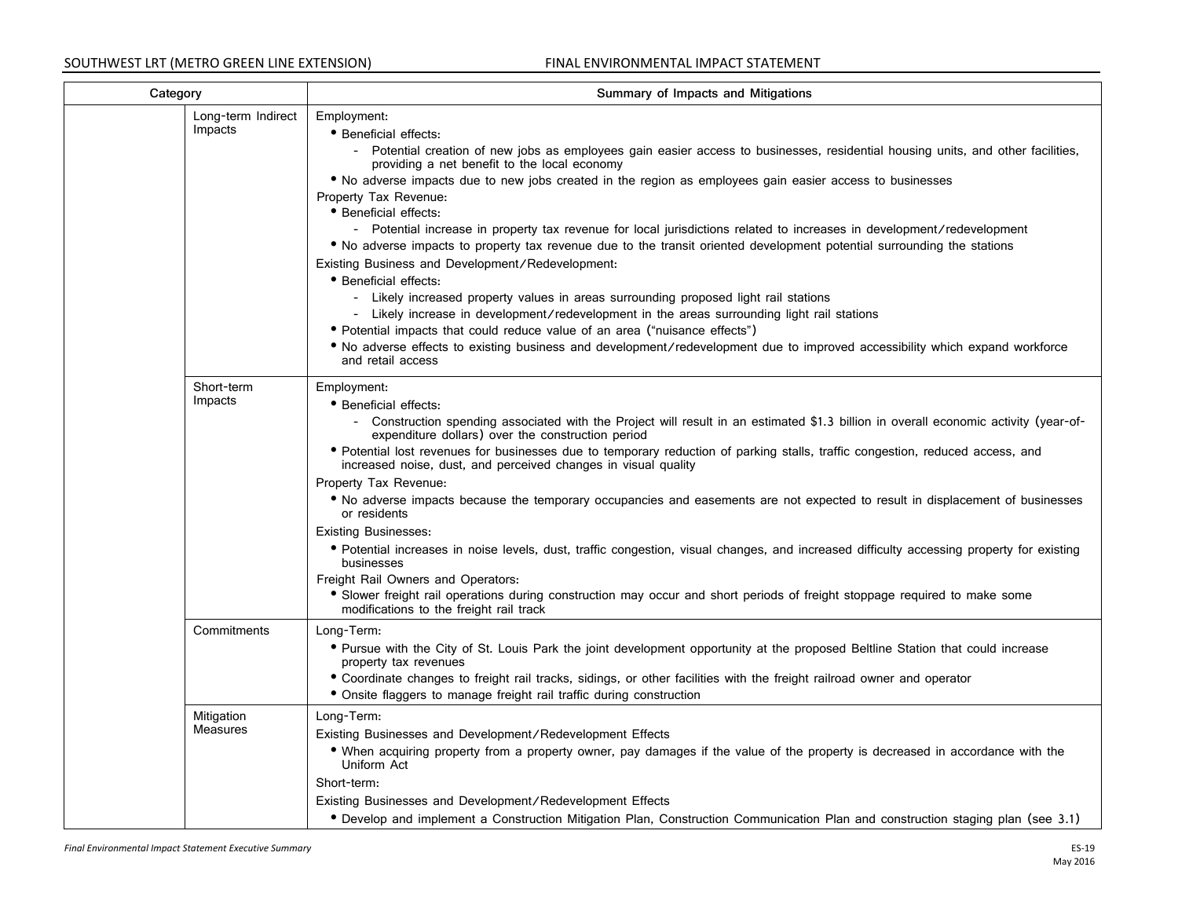| Category | | Summary of Impacts and Mitigations |
|---|---|---|
| | Long-term Indirect Impacts | Employment:<br>• Beneficial effects:<br>- Potential creation of new jobs as employees gain easier access to businesses, residential housing units, and other facilities, providing a net benefit to the local economy<br>• No adverse impacts due to new jobs created in the region as employees gain easier access to businesses<br>Property Tax Revenue:<br>• Beneficial effects:<br>- Potential increase in property tax revenue for local jurisdictions related to increases in development/redevelopment<br>• No adverse impacts to property tax revenue due to the transit oriented development potential surrounding the stations<br>Existing Business and Development/Redevelopment:<br>• Beneficial effects:<br>- Likely increased property values in areas surrounding proposed light rail stations<br>- Likely increase in development/redevelopment in the areas surrounding light rail stations<br>• Potential impacts that could reduce value of an area ("nuisance effects")<br>• No adverse effects to existing business and development/redevelopment due to improved accessibility which expand workforce and retail access |
| | Short-term Impacts | Employment:<br>• Beneficial effects:<br>- Construction spending associated with the Project will result in an estimated $1.3 billion in overall economic activity (year-of-expenditure dollars) over the construction period<br>• Potential lost revenues for businesses due to temporary reduction of parking stalls, traffic congestion, reduced access, and increased noise, dust, and perceived changes in visual quality<br>Property Tax Revenue:<br>• No adverse impacts because the temporary occupancies and easements are not expected to result in displacement of businesses or residents<br>Existing Businesses:<br>• Potential increases in noise levels, dust, traffic congestion, visual changes, and increased difficulty accessing property for existing businesses<br>Freight Rail Owners and Operators:<br>• Slower freight rail operations during construction may occur and short periods of freight stoppage required to make some modifications to the freight rail track |
| | Commitments | Long-Term:<br>• Pursue with the City of St. Louis Park the joint development opportunity at the proposed Beltline Station that could increase property tax revenues<br>• Coordinate changes to freight rail tracks, sidings, or other facilities with the freight railroad owner and operator<br>• Onsite flaggers to manage freight rail traffic during construction |
| | Mitigation Measures | Long-Term:<br>Existing Businesses and Development/Redevelopment Effects<br>• When acquiring property from a property owner, pay damages if the value of the property is decreased in accordance with the Uniform Act<br>Short-term:<br>Existing Businesses and Development/Redevelopment Effects<br>• Develop and implement a Construction Mitigation Plan, Construction Communication Plan and construction staging plan (see 3.1) |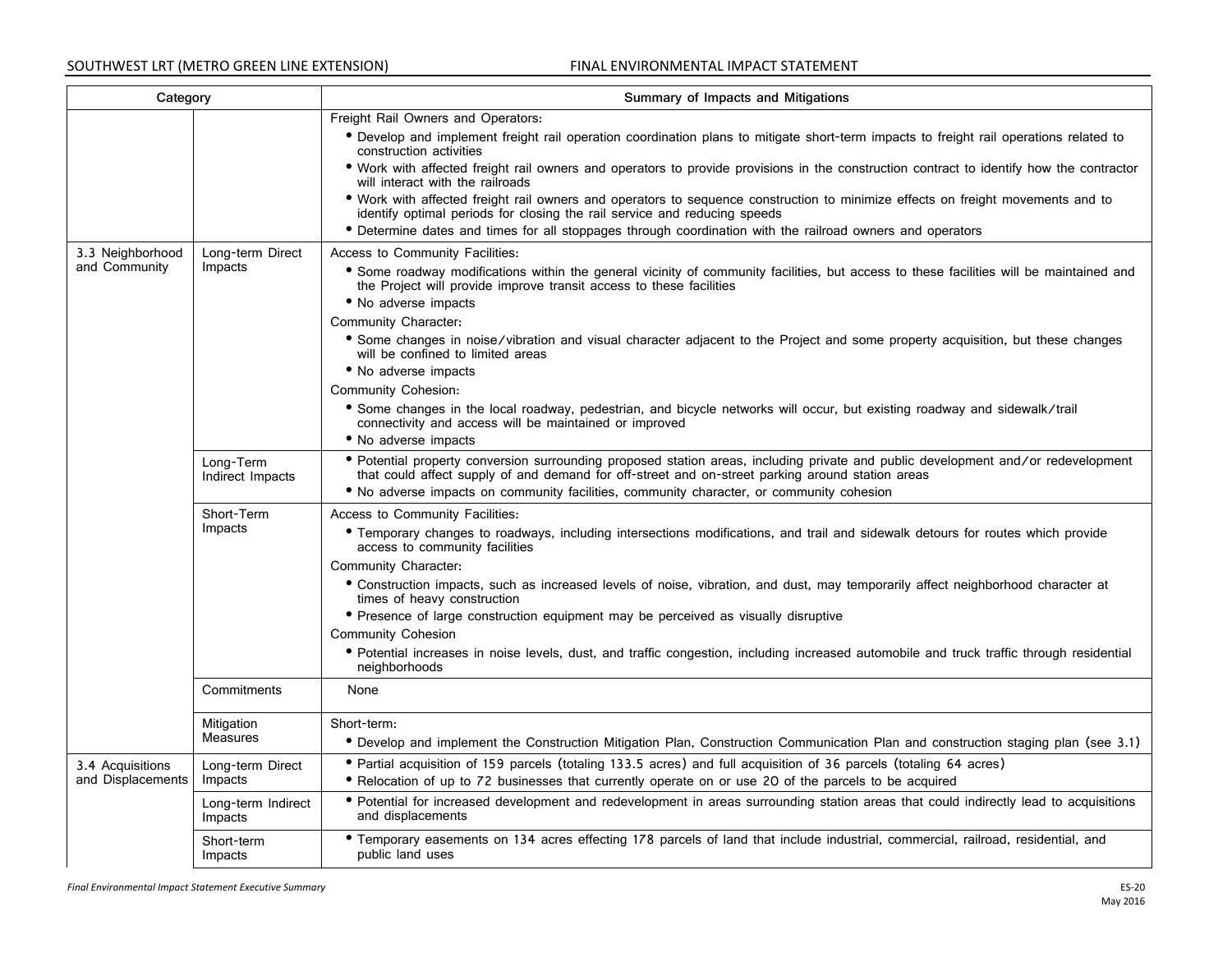| Category | | Summary of Impacts and Mitigations |
|---|---|---|
| | | Freight Rail Owners and Operators:<br>• Develop and implement freight rail operation coordination plans to mitigate short-term impacts to freight rail operations related to construction activities<br>• Work with affected freight rail owners and operators to provide provisions in the construction contract to identify how the contractor will interact with the railroads<br>• Work with affected freight rail owners and operators to sequence construction to minimize effects on freight movements and to identify optimal periods for closing the rail service and reducing speeds<br>• Determine dates and times for all stoppages through coordination with the railroad owners and operators |
| 3.3 Neighborhood and Community | Long-term Direct Impacts | Access to Community Facilities:<br>• Some roadway modifications within the general vicinity of community facilities, but access to these facilities will be maintained and the Project will provide improve transit access to these facilities<br>• No adverse impacts<br>Community Character:<br>• Some changes in noise/vibration and visual character adjacent to the Project and some property acquisition, but these changes will be confined to limited areas<br>• No adverse impacts<br>Community Cohesion:<br>• Some changes in the local roadway, pedestrian, and bicycle networks will occur, but existing roadway and sidewalk/trail connectivity and access will be maintained or improved<br>• No adverse impacts |
| | Long-Term Indirect Impacts | • Potential property conversion surrounding proposed station areas, including private and public development and/or redevelopment that could affect supply of and demand for off-street and on-street parking around station areas<br>• No adverse impacts on community facilities, community character, or community cohesion |
| | Short-Term Impacts | Access to Community Facilities:<br>• Temporary changes to roadways, including intersections modifications, and trail and sidewalk detours for routes which provide access to community facilities<br>Community Character:<br>• Construction impacts, such as increased levels of noise, vibration, and dust, may temporarily affect neighborhood character at times of heavy construction<br>• Presence of large construction equipment may be perceived as visually disruptive<br>Community Cohesion<br>• Potential increases in noise levels, dust, and traffic congestion, including increased automobile and truck traffic through residential neighborhoods |
| | Commitments | None |
| | Mitigation Measures | Short-term:<br>• Develop and implement the Construction Mitigation Plan, Construction Communication Plan and construction staging plan (see 3.1) |
| 3.4 Acquisitions and Displacements | Long-term Direct Impacts | • Partial acquisition of 159 parcels (totaling 133.5 acres) and full acquisition of 36 parcels (totaling 64 acres)<br>• Relocation of up to 72 businesses that currently operate on or use 20 of the parcels to be acquired |
| | Long-term Indirect Impacts | • Potential for increased development and redevelopment in areas surrounding station areas that could indirectly lead to acquisitions and displacements |
| | Short-term Impacts | • Temporary easements on 134 acres effecting 178 parcels of land that include industrial, commercial, railroad, residential, and public land uses |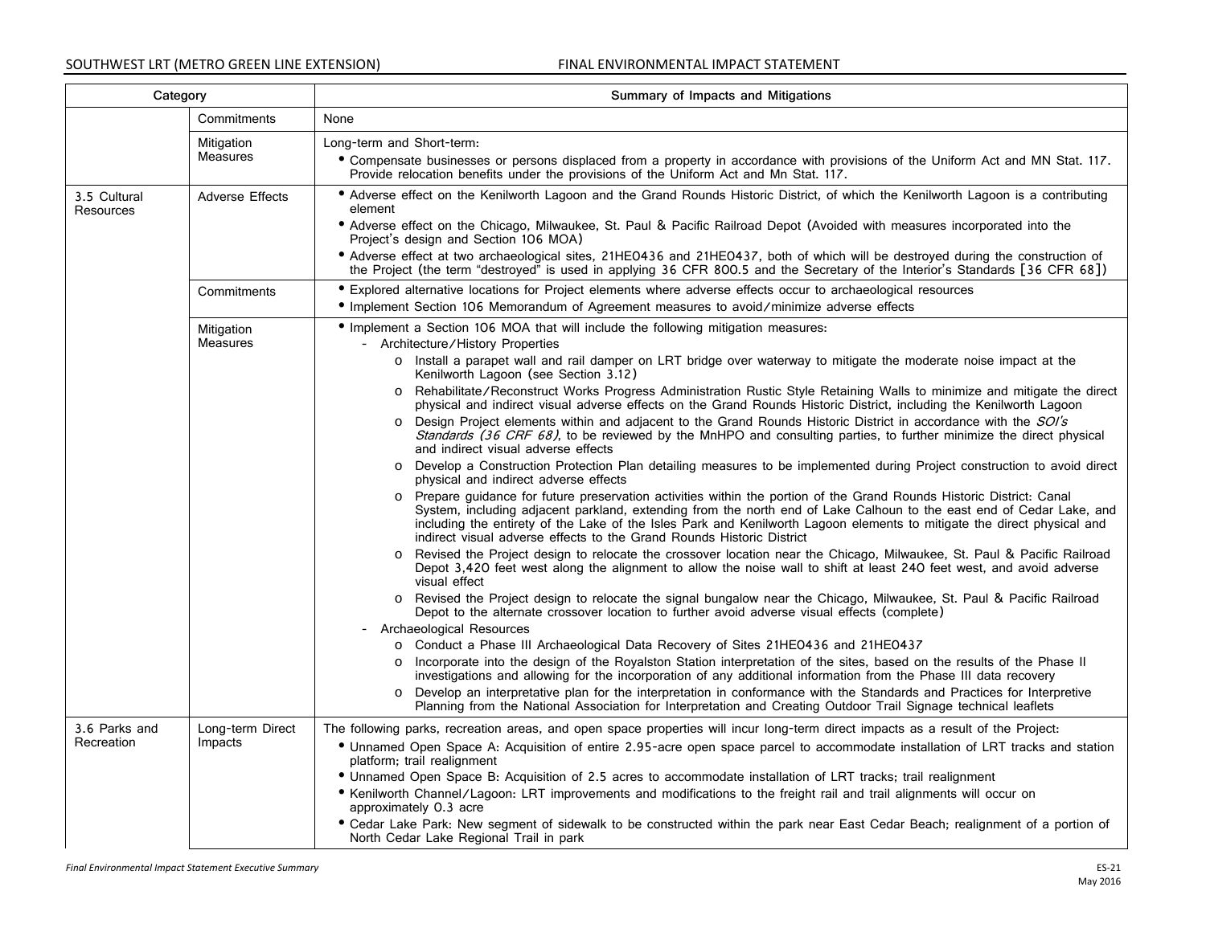| Category | | Summary of Impacts and Mitigations |
|---|---|---|
| | Commitments | None |
| | Mitigation Measures | Long-term and Short-term:<br>• Compensate businesses or persons displaced from a property in accordance with provisions of the Uniform Act and MN Stat. 117. Provide relocation benefits under the provisions of the Uniform Act and Mn Stat. 117. |
| 3.5 Cultural Resources | Adverse Effects | • Adverse effect on the Kenilworth Lagoon and the Grand Rounds Historic District, of which the Kenilworth Lagoon is a contributing element<br>• Adverse effect on the Chicago, Milwaukee, St. Paul & Pacific Railroad Depot (Avoided with measures incorporated into the Project's design and Section 106 MOA)<br>• Adverse effect at two archaeological sites, 21HE0436 and 21HE0437, both of which will be destroyed during the construction of the Project (the term "destroyed" is used in applying 36 CFR 800.5 and the Secretary of the Interior's Standards [36 CFR 68]) |
| | Commitments | • Explored alternative locations for Project elements where adverse effects occur to archaeological resources<br>• Implement Section 106 Memorandum of Agreement measures to avoid/minimize adverse effects |
| | Mitigation Measures | • Implement a Section 106 MOA that will include the following mitigation measures:<br>- Architecture/History Properties<br>o Install a parapet wall and rail damper on LRT bridge over waterway to mitigate the moderate noise impact at the Kenilworth Lagoon (see Section 3.12)<br>o Rehabilitate/Reconstruct Works Progress Administration Rustic Style Retaining Walls to minimize and mitigate the direct physical and indirect visual adverse effects on the Grand Rounds Historic District, including the Kenilworth Lagoon<br>o Design Project elements within and adjacent to the Grand Rounds Historic District in accordance with the *SOI's Standards (36 CRF 68)*, to be reviewed by the MnHPO and consulting parties, to further minimize the direct physical and indirect visual adverse effects<br>o Develop a Construction Protection Plan detailing measures to be implemented during Project construction to avoid direct physical and indirect adverse effects<br>o Prepare guidance for future preservation activities within the portion of the Grand Rounds Historic District: Canal System, including adjacent parkland, extending from the north end of Lake Calhoun to the east end of Cedar Lake, and including the entirety of the Lake of the Isles Park and Kenilworth Lagoon elements to mitigate the direct physical and indirect visual adverse effects to the Grand Rounds Historic District<br>o Revised the Project design to relocate the crossover location near the Chicago, Milwaukee, St. Paul & Pacific Railroad Depot 3,420 feet west along the alignment to allow the noise wall to shift at least 240 feet west, and avoid adverse visual effect<br>o Revised the Project design to relocate the signal bungalow near the Chicago, Milwaukee, St. Paul & Pacific Railroad Depot to the alternate crossover location to further avoid adverse visual effects (complete)<br>- Archaeological Resources<br>o Conduct a Phase III Archaeological Data Recovery of Sites 21HE0436 and 21HE0437<br>o Incorporate into the design of the Royalston Station interpretation of the sites, based on the results of the Phase II investigations and allowing for the incorporation of any additional information from the Phase III data recovery<br>o Develop an interpretative plan for the interpretation in conformance with the Standards and Practices for Interpretive Planning from the National Association for Interpretation and Creating Outdoor Trail Signage technical leaflets |
| 3.6 Parks and Recreation | Long-term Direct Impacts | The following parks, recreation areas, and open space properties will incur long-term direct impacts as a result of the Project:<br>• Unnamed Open Space A: Acquisition of entire 2.95-acre open space parcel to accommodate installation of LRT tracks and station platform; trail realignment<br>• Unnamed Open Space B: Acquisition of 2.5 acres to accommodate installation of LRT tracks; trail realignment<br>• Kenilworth Channel/Lagoon: LRT improvements and modifications to the freight rail and trail alignments will occur on approximately 0.3 acre<br>• Cedar Lake Park: New segment of sidewalk to be constructed within the park near East Cedar Beach; realignment of a portion of North Cedar Lake Regional Trail in park |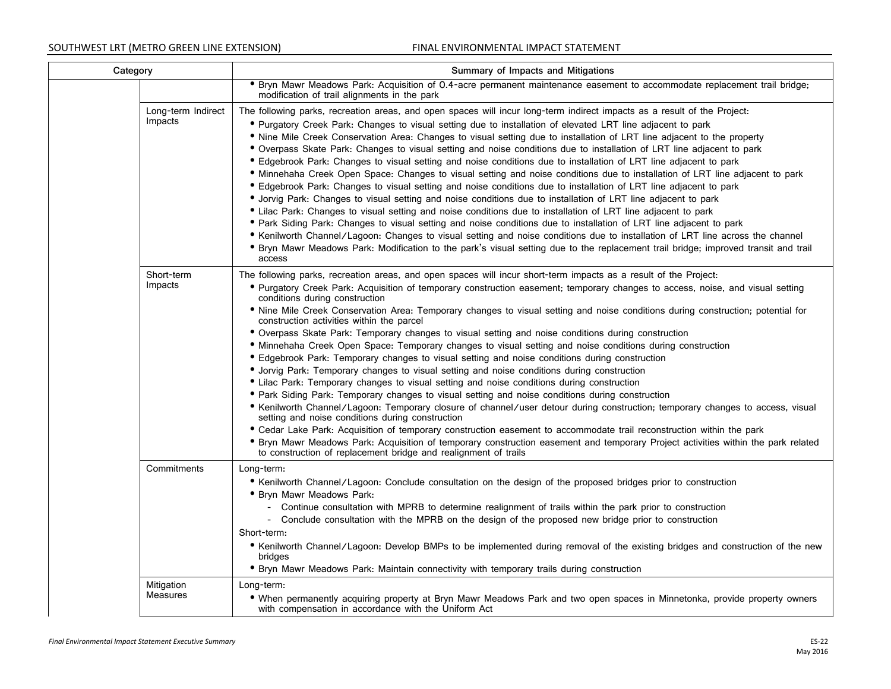| Category | | Summary of Impacts and Mitigations |
|---|---|---|
| | | • Bryn Mawr Meadows Park: Acquisition of 0.4-acre permanent maintenance easement to accommodate replacement trail bridge; modification of trail alignments in the park |
| | Long-term Indirect Impacts | The following parks, recreation areas, and open spaces will incur long-term indirect impacts as a result of the Project:<br>• Purgatory Creek Park: Changes to visual setting due to installation of elevated LRT line adjacent to park<br>• Nine Mile Creek Conservation Area: Changes to visual setting due to installation of LRT line adjacent to the property<br>• Overpass Skate Park: Changes to visual setting and noise conditions due to installation of LRT line adjacent to park<br>• Edgebrook Park: Changes to visual setting and noise conditions due to installation of LRT line adjacent to park<br>• Minnehaha Creek Open Space: Changes to visual setting and noise conditions due to installation of LRT line adjacent to park<br>• Edgebrook Park: Changes to visual setting and noise conditions due to installation of LRT line adjacent to park<br>• Jorvig Park: Changes to visual setting and noise conditions due to installation of LRT line adjacent to park<br>• Lilac Park: Changes to visual setting and noise conditions due to installation of LRT line adjacent to park<br>• Park Siding Park: Changes to visual setting and noise conditions due to installation of LRT line adjacent to park<br>• Kenilworth Channel/Lagoon: Changes to visual setting and noise conditions due to installation of LRT line across the channel<br>• Bryn Mawr Meadows Park: Modification to the park's visual setting due to the replacement trail bridge; improved transit and trail access |
| | Short-term Impacts | The following parks, recreation areas, and open spaces will incur short-term impacts as a result of the Project:<br>• Purgatory Creek Park: Acquisition of temporary construction easement; temporary changes to access, noise, and visual setting conditions during construction<br>• Nine Mile Creek Conservation Area: Temporary changes to visual setting and noise conditions during construction; potential for construction activities within the parcel<br>• Overpass Skate Park: Temporary changes to visual setting and noise conditions during construction<br>• Minnehaha Creek Open Space: Temporary changes to visual setting and noise conditions during construction<br>• Edgebrook Park: Temporary changes to visual setting and noise conditions during construction<br>• Jorvig Park: Temporary changes to visual setting and noise conditions during construction<br>• Lilac Park: Temporary changes to visual setting and noise conditions during construction<br>• Park Siding Park: Temporary changes to visual setting and noise conditions during construction<br>• Kenilworth Channel/Lagoon: Temporary closure of channel/user detour during construction; temporary changes to access, visual setting and noise conditions during construction<br>• Cedar Lake Park: Acquisition of temporary construction easement to accommodate trail reconstruction within the park<br>• Bryn Mawr Meadows Park: Acquisition of temporary construction easement and temporary Project activities within the park related to construction of replacement bridge and realignment of trails |
| | Commitments | Long-term:<br>• Kenilworth Channel/Lagoon: Conclude consultation on the design of the proposed bridges prior to construction<br>• Bryn Mawr Meadows Park:<br>- Continue consultation with MPRB to determine realignment of trails within the park prior to construction<br>- Conclude consultation with the MPRB on the design of the proposed new bridge prior to construction<br>Short-term:<br>• Kenilworth Channel/Lagoon: Develop BMPs to be implemented during removal of the existing bridges and construction of the new bridges<br>• Bryn Mawr Meadows Park: Maintain connectivity with temporary trails during construction |
| | Mitigation Measures | Long-term:<br>• When permanently acquiring property at Bryn Mawr Meadows Park and two open spaces in Minnetonka, provide property owners with compensation in accordance with the Uniform Act |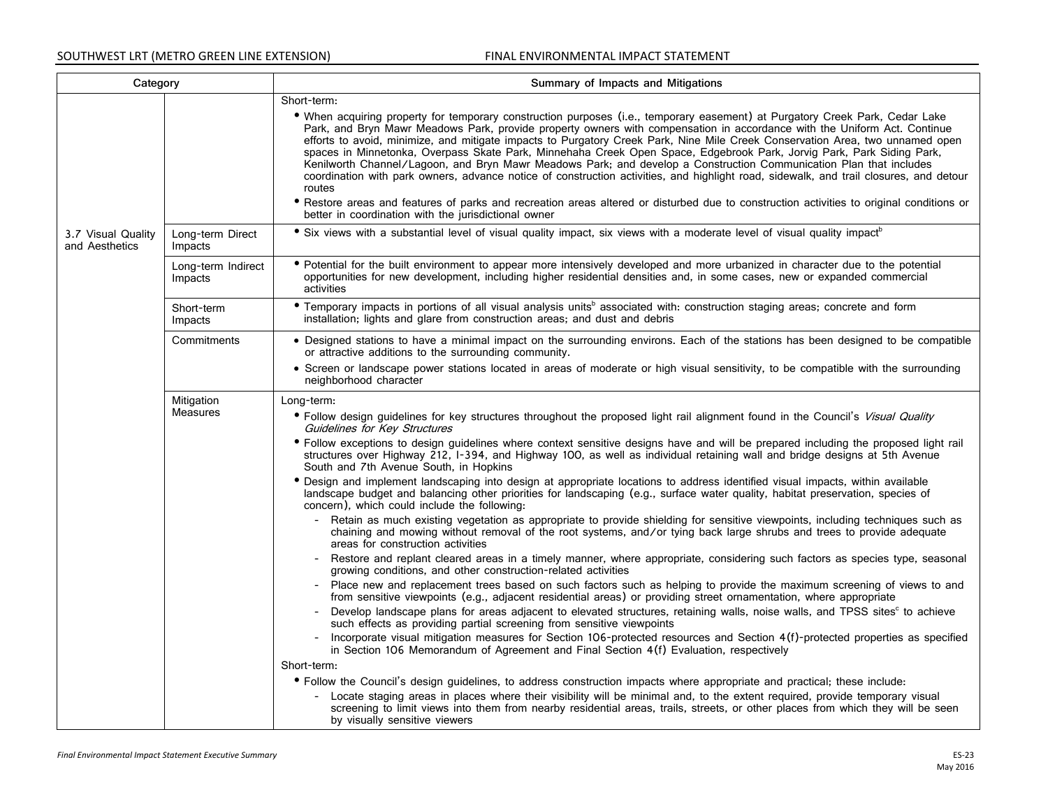| Category | | Summary of Impacts and Mitigations |
|---|---|---|
| | | Short-term:<br>• When acquiring property for temporary construction purposes (i.e., temporary easement) at Purgatory Creek Park, Cedar Lake Park, and Bryn Mawr Meadows Park, provide property owners with compensation in accordance with the Uniform Act. Continue efforts to avoid, minimize, and mitigate impacts to Purgatory Creek Park, Nine Mile Creek Conservation Area, two unnamed open spaces in Minnetonka, Overpass Skate Park, Minnehaha Creek Open Space, Edgebrook Park, Jorvig Park, Park Siding Park, Kenilworth Channel/Lagoon, and Bryn Mawr Meadows Park; and develop a Construction Communication Plan that includes coordination with park owners, advance notice of construction activities, and highlight road, sidewalk, and trail closures, and detour routes<br>• Restore areas and features of parks and recreation areas altered or disturbed due to construction activities to original conditions or better in coordination with the jurisdictional owner |
| 3.7 Visual Quality and Aesthetics | Long-term Direct Impacts | • Six views with a substantial level of visual quality impact, six views with a moderate level of visual quality impact[b] |
| | Long-term Indirect Impacts | • Potential for the built environment to appear more intensively developed and more urbanized in character due to the potential opportunities for new development, including higher residential densities and, in some cases, new or expanded commercial activities |
| | Short-term Impacts | • Temporary impacts in portions of all visual analysis units[b] associated with: construction staging areas; concrete and form installation; lights and glare from construction areas; and dust and debris |
| | Commitments | • Designed stations to have a minimal impact on the surrounding environs. Each of the stations has been designed to be compatible or attractive additions to the surrounding community.<br>• Screen or landscape power stations located in areas of moderate or high visual sensitivity, to be compatible with the surrounding neighborhood character |
| | Mitigation Measures | Long-term:<br>• Follow design guidelines for key structures throughout the proposed light rail alignment found in the Council's *Visual Quality Guidelines for Key Structures*<br>• Follow exceptions to design guidelines where context sensitive designs have and will be prepared including the proposed light rail structures over Highway 212, I-394, and Highway 100, as well as individual retaining wall and bridge designs at 5th Avenue South and 7th Avenue South, in Hopkins<br>• Design and implement landscaping into design at appropriate locations to address identified visual impacts, within available landscape budget and balancing other priorities for landscaping (e.g., surface water quality, habitat preservation, species of concern), which could include the following:<br>- Retain as much existing vegetation as appropriate to provide shielding for sensitive viewpoints, including techniques such as chaining and mowing without removal of the root systems, and/or tying back large shrubs and trees to provide adequate areas for construction activities<br>- Restore and replant cleared areas in a timely manner, where appropriate, considering such factors as species type, seasonal growing conditions, and other construction-related activities<br>- Place new and replacement trees based on such factors such as helping to provide the maximum screening of views to and from sensitive viewpoints (e.g., adjacent residential areas) or providing street ornamentation, where appropriate<br>- Develop landscape plans for areas adjacent to elevated structures, retaining walls, noise walls, and TPSS sites[c] to achieve such effects as providing partial screening from sensitive viewpoints<br>- Incorporate visual mitigation measures for Section 106-protected resources and Section 4(f)-protected properties as specified in Section 106 Memorandum of Agreement and Final Section 4(f) Evaluation, respectively<br>Short-term:<br>• Follow the Council's design guidelines, to address construction impacts where appropriate and practical; these include:<br>- Locate staging areas in places where their visibility will be minimal and, to the extent required, provide temporary visual screening to limit views into them from nearby residential areas, trails, streets, or other places from which they will be seen by visually sensitive viewers |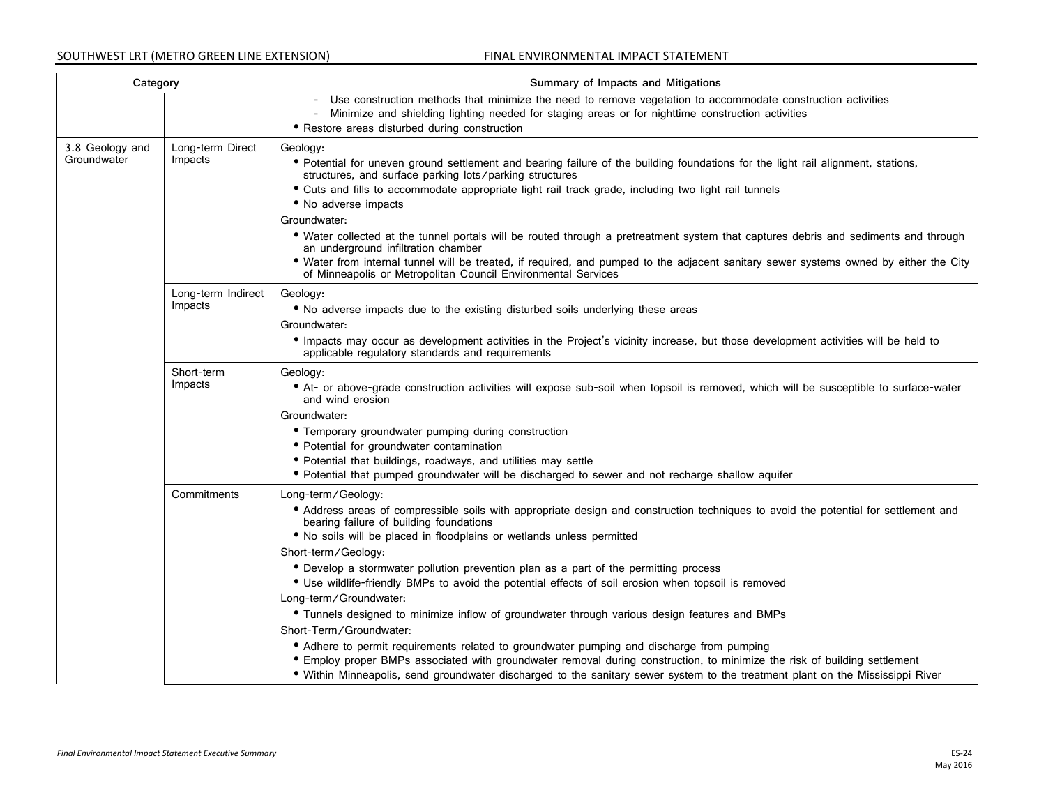| Category | | Summary of Impacts and Mitigations |
|---|---|---|
| | | - Use construction methods that minimize the need to remove vegetation to accommodate construction activities<br>- Minimize and shielding lighting needed for staging areas or for nighttime construction activities<br>• Restore areas disturbed during construction |
| 3.8 Geology and Groundwater | Long-term Direct Impacts | Geology:<br>• Potential for uneven ground settlement and bearing failure of the building foundations for the light rail alignment, stations, structures, and surface parking lots/parking structures<br>• Cuts and fills to accommodate appropriate light rail track grade, including two light rail tunnels<br>• No adverse impacts<br>Groundwater:<br>• Water collected at the tunnel portals will be routed through a pretreatment system that captures debris and sediments and through an underground infiltration chamber<br>• Water from internal tunnel will be treated, if required, and pumped to the adjacent sanitary sewer systems owned by either the City of Minneapolis or Metropolitan Council Environmental Services |
| | Long-term Indirect Impacts | Geology:<br>• No adverse impacts due to the existing disturbed soils underlying these areas<br>Groundwater:<br>• Impacts may occur as development activities in the Project's vicinity increase, but those development activities will be held to applicable regulatory standards and requirements |
| | Short-term Impacts | Geology:<br>• At- or above-grade construction activities will expose sub-soil when topsoil is removed, which will be susceptible to surface-water and wind erosion<br>Groundwater:<br>• Temporary groundwater pumping during construction<br>• Potential for groundwater contamination<br>• Potential that buildings, roadways, and utilities may settle<br>• Potential that pumped groundwater will be discharged to sewer and not recharge shallow aquifer |
| | Commitments | Long-term/Geology:<br>• Address areas of compressible soils with appropriate design and construction techniques to avoid the potential for settlement and bearing failure of building foundations<br>• No soils will be placed in floodplains or wetlands unless permitted<br>Short-term/Geology:<br>• Develop a stormwater pollution prevention plan as a part of the permitting process<br>• Use wildlife-friendly BMPs to avoid the potential effects of soil erosion when topsoil is removed<br>Long-term/Groundwater:<br>• Tunnels designed to minimize inflow of groundwater through various design features and BMPs<br>Short-Term/Groundwater:<br>• Adhere to permit requirements related to groundwater pumping and discharge from pumping<br>• Employ proper BMPs associated with groundwater removal during construction, to minimize the risk of building settlement<br>• Within Minneapolis, send groundwater discharged to the sanitary sewer system to the treatment plant on the Mississippi River |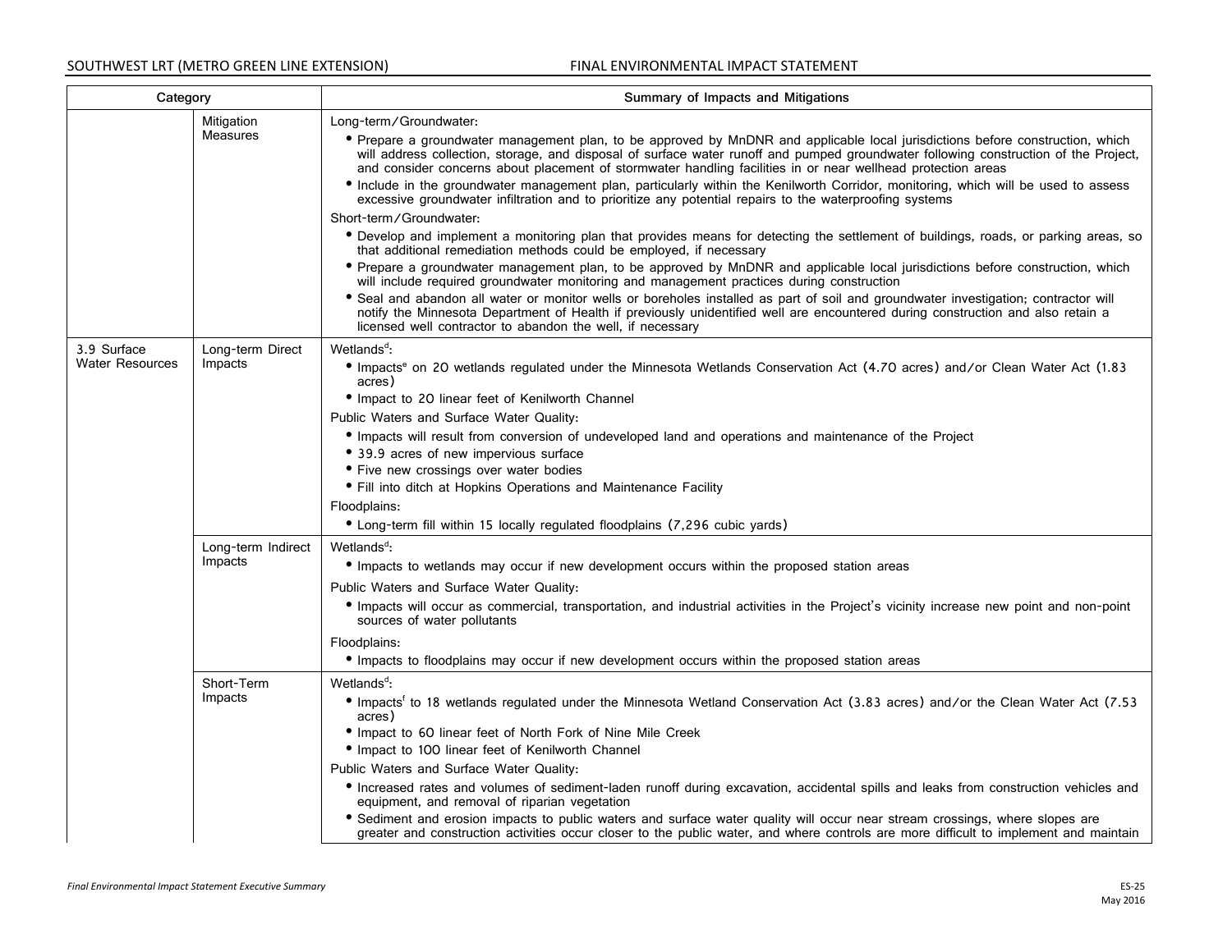| Category | | Summary of Impacts and Mitigations |
|---|---|---|
| | Mitigation Measures | Long-term/Groundwater:<br>• Prepare a groundwater management plan, to be approved by MnDNR and applicable local jurisdictions before construction, which will address collection, storage, and disposal of surface water runoff and pumped groundwater following construction of the Project, and consider concerns about placement of stormwater handling facilities in or near wellhead protection areas<br>• Include in the groundwater management plan, particularly within the Kenilworth Corridor, monitoring, which will be used to assess excessive groundwater infiltration and to prioritize any potential repairs to the waterproofing systems<br>Short-term/Groundwater:<br>• Develop and implement a monitoring plan that provides means for detecting the settlement of buildings, roads, or parking areas, so that additional remediation methods could be employed, if necessary<br>• Prepare a groundwater management plan, to be approved by MnDNR and applicable local jurisdictions before construction, which will include required groundwater monitoring and management practices during construction<br>• Seal and abandon all water or monitor wells or boreholes installed as part of soil and groundwater investigation; contractor will notify the Minnesota Department of Health if previously unidentified well are encountered during construction and also retain a licensed well contractor to abandon the well, if necessary |
| 3.9 Surface Water Resources | Long-term Direct Impacts | Wetlands[d]:<br>• Impacts[e] on 20 wetlands regulated under the Minnesota Wetlands Conservation Act (4.70 acres) and/or Clean Water Act (1.83 acres)<br>• Impact to 20 linear feet of Kenilworth Channel<br>Public Waters and Surface Water Quality:<br>• Impacts will result from conversion of undeveloped land and operations and maintenance of the Project<br>• 39.9 acres of new impervious surface<br>• Five new crossings over water bodies<br>• Fill into ditch at Hopkins Operations and Maintenance Facility<br>Floodplains:<br>• Long-term fill within 15 locally regulated floodplains (7,296 cubic yards) |
| | Long-term Indirect Impacts | Wetlands[d]:<br>• Impacts to wetlands may occur if new development occurs within the proposed station areas<br>Public Waters and Surface Water Quality:<br>• Impacts will occur as commercial, transportation, and industrial activities in the Project's vicinity increase new point and non-point sources of water pollutants<br>Floodplains:<br>• Impacts to floodplains may occur if new development occurs within the proposed station areas |
| | Short-Term Impacts | Wetlands[d]:<br>• Impacts[f] to 18 wetlands regulated under the Minnesota Wetland Conservation Act (3.83 acres) and/or the Clean Water Act (7.53 acres)<br>• Impact to 60 linear feet of North Fork of Nine Mile Creek<br>• Impact to 100 linear feet of Kenilworth Channel<br>Public Waters and Surface Water Quality:<br>• Increased rates and volumes of sediment-laden runoff during excavation, accidental spills and leaks from construction vehicles and equipment, and removal of riparian vegetation<br>• Sediment and erosion impacts to public waters and surface water quality will occur near stream crossings, where slopes are greater and construction activities occur closer to the public water, and where controls are more difficult to implement and maintain |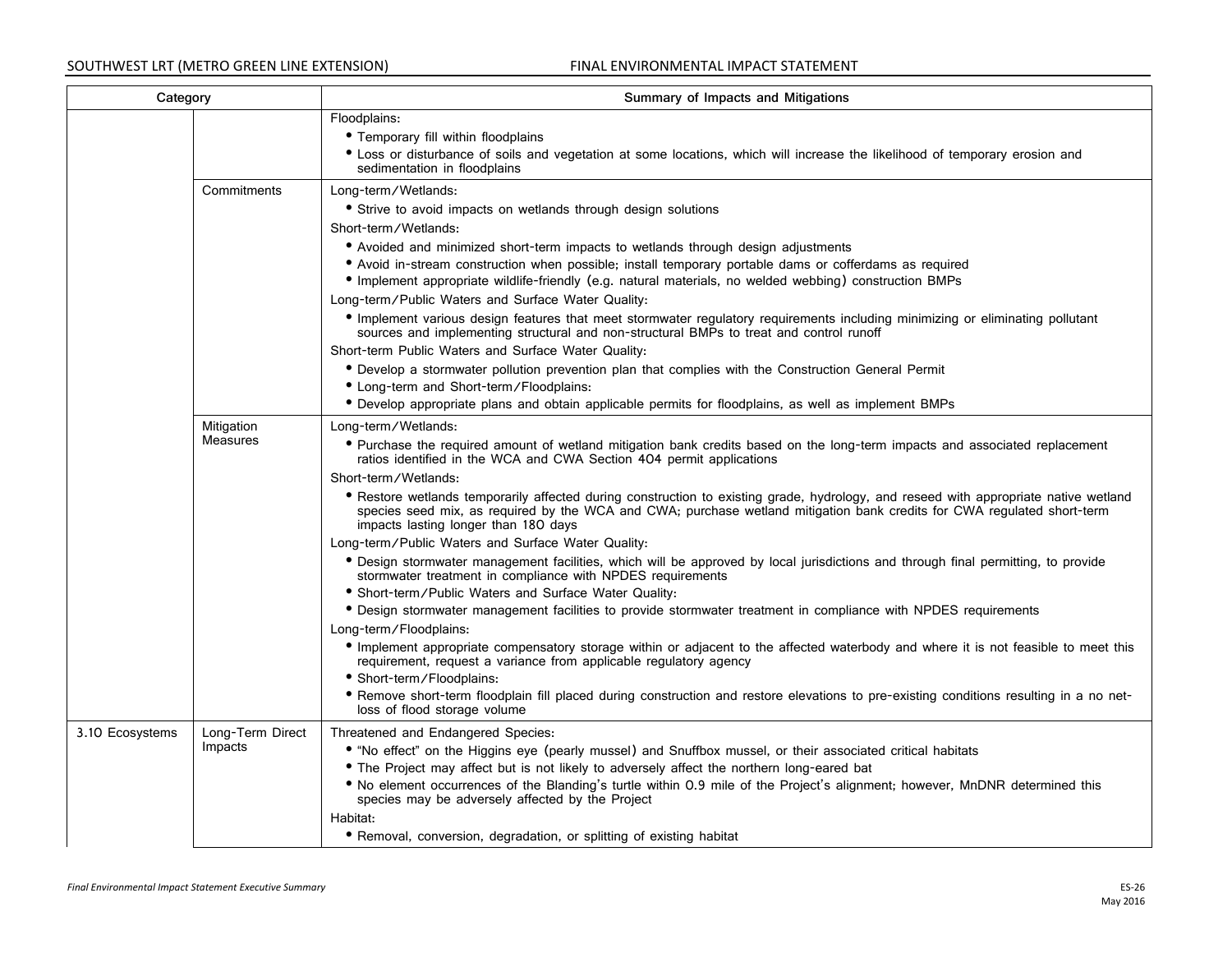| Category | | Summary of Impacts and Mitigations |
|---|---|---|
| | | Floodplains:<br>• Temporary fill within floodplains<br>• Loss or disturbance of soils and vegetation at some locations, which will increase the likelihood of temporary erosion and sedimentation in floodplains |
| | Commitments | Long-term/Wetlands:<br>• Strive to avoid impacts on wetlands through design solutions<br>Short-term/Wetlands:<br>• Avoided and minimized short-term impacts to wetlands through design adjustments<br>• Avoid in-stream construction when possible; install temporary portable dams or cofferdams as required<br>• Implement appropriate wildlife-friendly (e.g. natural materials, no welded webbing) construction BMPs<br>Long-term/Public Waters and Surface Water Quality:<br>• Implement various design features that meet stormwater regulatory requirements including minimizing or eliminating pollutant sources and implementing structural and non-structural BMPs to treat and control runoff<br>Short-term Public Waters and Surface Water Quality:<br>• Develop a stormwater pollution prevention plan that complies with the Construction General Permit<br>• Long-term and Short-term/Floodplains:<br>• Develop appropriate plans and obtain applicable permits for floodplains, as well as implement BMPs |
| | Mitigation Measures | Long-term/Wetlands:<br>• Purchase the required amount of wetland mitigation bank credits based on the long-term impacts and associated replacement ratios identified in the WCA and CWA Section 404 permit applications<br>Short-term/Wetlands:<br>• Restore wetlands temporarily affected during construction to existing grade, hydrology, and reseed with appropriate native wetland species seed mix, as required by the WCA and CWA; purchase wetland mitigation bank credits for CWA regulated short-term impacts lasting longer than 180 days<br>Long-term/Public Waters and Surface Water Quality:<br>• Design stormwater management facilities, which will be approved by local jurisdictions and through final permitting, to provide stormwater treatment in compliance with NPDES requirements<br>• Short-term/Public Waters and Surface Water Quality:<br>• Design stormwater management facilities to provide stormwater treatment in compliance with NPDES requirements<br>Long-term/Floodplains:<br>• Implement appropriate compensatory storage within or adjacent to the affected waterbody and where it is not feasible to meet this requirement, request a variance from applicable regulatory agency<br>• Short-term/Floodplains:<br>• Remove short-term floodplain fill placed during construction and restore elevations to pre-existing conditions resulting in a no net-loss of flood storage volume |
| 3.10 Ecosystems | Long-Term Direct Impacts | Threatened and Endangered Species:<br>• "No effect" on the Higgins eye (pearly mussel) and Snuffbox mussel, or their associated critical habitats<br>• The Project may affect but is not likely to adversely affect the northern long-eared bat<br>• No element occurrences of the Blanding's turtle within 0.9 mile of the Project's alignment; however, MnDNR determined this species may be adversely affected by the Project<br>Habitat:<br>• Removal, conversion, degradation, or splitting of existing habitat |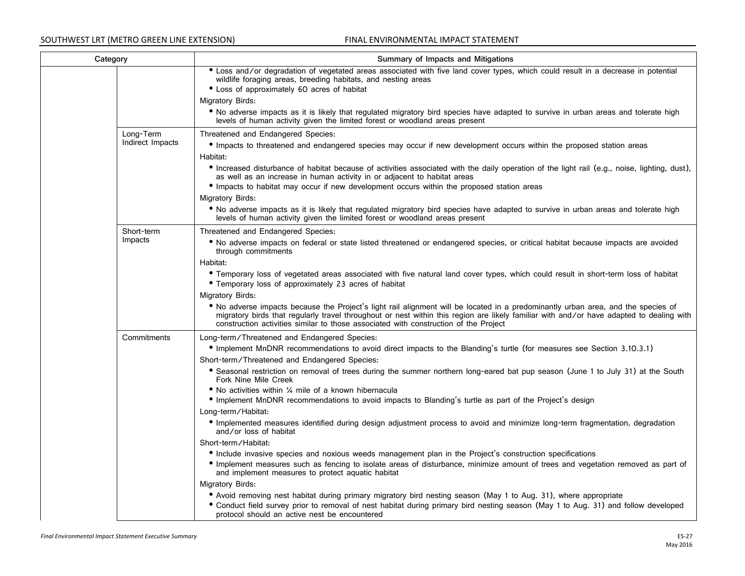| Category | | Summary of Impacts and Mitigations |
|---|---|---|
| | | • Loss and/or degradation of vegetated areas associated with five land cover types, which could result in a decrease in potential wildlife foraging areas, breeding habitats, and nesting areas<br>• Loss of approximately 60 acres of habitat<br>Migratory Birds:<br>• No adverse impacts as it is likely that regulated migratory bird species have adapted to survive in urban areas and tolerate high levels of human activity given the limited forest or woodland areas present |
| | Long-Term Indirect Impacts | Threatened and Endangered Species:<br>• Impacts to threatened and endangered species may occur if new development occurs within the proposed station areas<br>Habitat:<br>• Increased disturbance of habitat because of activities associated with the daily operation of the light rail (e.g., noise, lighting, dust), as well as an increase in human activity in or adjacent to habitat areas<br>• Impacts to habitat may occur if new development occurs within the proposed station areas<br>Migratory Birds:<br>• No adverse impacts as it is likely that regulated migratory bird species have adapted to survive in urban areas and tolerate high levels of human activity given the limited forest or woodland areas present |
| | Short-term Impacts | Threatened and Endangered Species:<br>• No adverse impacts on federal or state listed threatened or endangered species, or critical habitat because impacts are avoided through commitments<br>Habitat:<br>• Temporary loss of vegetated areas associated with five natural land cover types, which could result in short-term loss of habitat<br>• Temporary loss of approximately 23 acres of habitat<br>Migratory Birds:<br>• No adverse impacts because the Project's light rail alignment will be located in a predominantly urban area, and the species of migratory birds that regularly travel throughout or nest within this region are likely familiar with and/or have adapted to dealing with construction activities similar to those associated with construction of the Project |
| | Commitments | Long-term/Threatened and Endangered Species:<br>• Implement MnDNR recommendations to avoid direct impacts to the Blanding's turtle (for measures see Section 3.10.3.1)<br>Short-term/Threatened and Endangered Species:<br>• Seasonal restriction on removal of trees during the summer northern long-eared bat pup season (June 1 to July 31) at the South Fork Nine Mile Creek<br>• No activities within ¼ mile of a known hibernacula<br>• Implement MnDNR recommendations to avoid impacts to Blanding's turtle as part of the Project's design<br>Long-term/Habitat:<br>• Implemented measures identified during design adjustment process to avoid and minimize long-term fragmentation, degradation and/or loss of habitat<br>Short-term/Habitat:<br>• Include invasive species and noxious weeds management plan in the Project's construction specifications<br>• Implement measures such as fencing to isolate areas of disturbance, minimize amount of trees and vegetation removed as part of and implement measures to protect aquatic habitat<br>Migratory Birds:<br>• Avoid removing nest habitat during primary migratory bird nesting season (May 1 to Aug. 31), where appropriate<br>• Conduct field survey prior to removal of nest habitat during primary bird nesting season (May 1 to Aug. 31) and follow developed protocol should an active nest be encountered |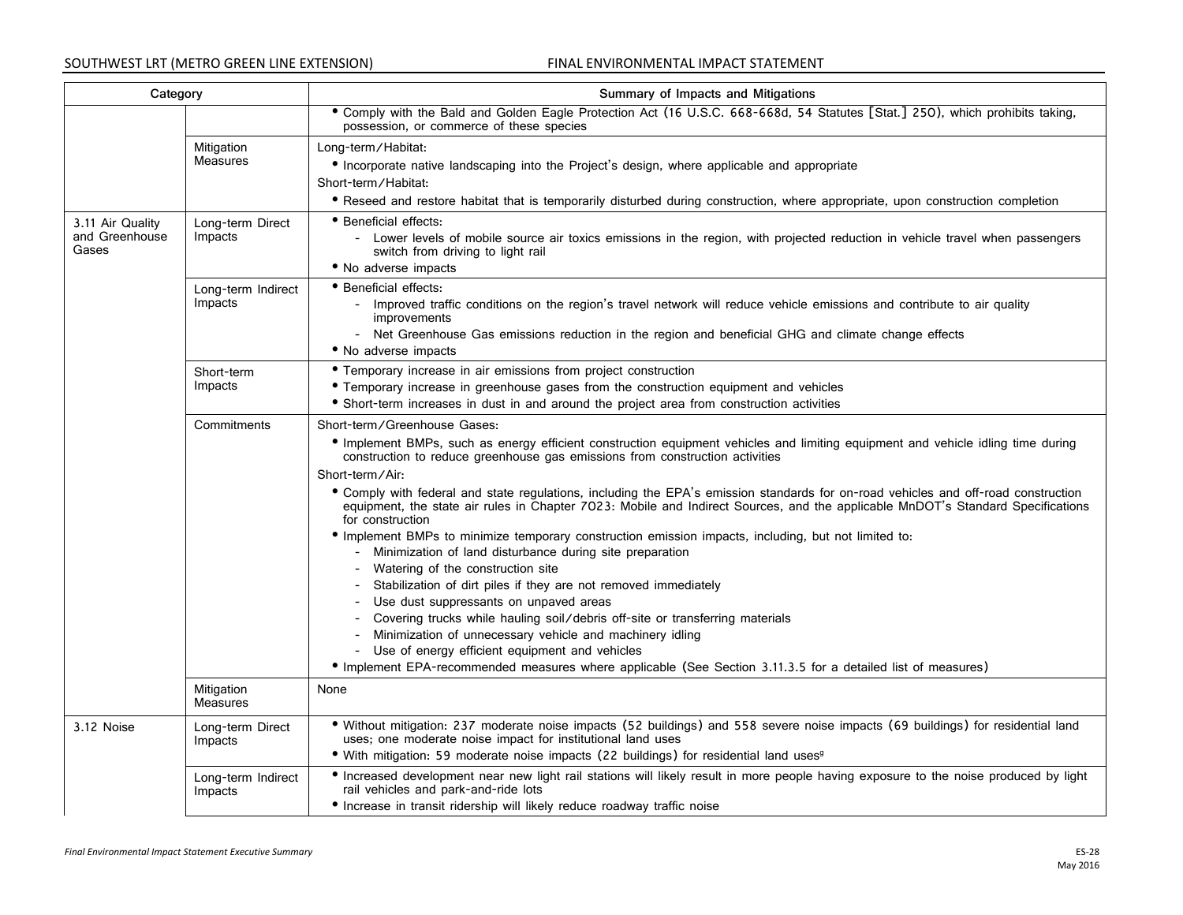| Category | | Summary of Impacts and Mitigations |
|---|---|---|
| | | • Comply with the Bald and Golden Eagle Protection Act (16 U.S.C. 668-668d, 54 Statutes [Stat.] 250), which prohibits taking, possession, or commerce of these species |
| | Mitigation Measures | Long-term/Habitat:<br>• Incorporate native landscaping into the Project's design, where applicable and appropriate<br>Short-term/Habitat:<br>• Reseed and restore habitat that is temporarily disturbed during construction, where appropriate, upon construction completion |
| 3.11 Air Quality and Greenhouse Gases | Long-term Direct Impacts | • Beneficial effects:<br>- Lower levels of mobile source air toxics emissions in the region, with projected reduction in vehicle travel when passengers switch from driving to light rail<br>• No adverse impacts |
| | Long-term Indirect Impacts | • Beneficial effects:<br>- Improved traffic conditions on the region's travel network will reduce vehicle emissions and contribute to air quality improvements<br>- Net Greenhouse Gas emissions reduction in the region and beneficial GHG and climate change effects<br>• No adverse impacts |
| | Short-term Impacts | • Temporary increase in air emissions from project construction<br>• Temporary increase in greenhouse gases from the construction equipment and vehicles<br>• Short-term increases in dust in and around the project area from construction activities |
| | Commitments | Short-term/Greenhouse Gases:<br>• Implement BMPs, such as energy efficient construction equipment vehicles and limiting equipment and vehicle idling time during construction to reduce greenhouse gas emissions from construction activities<br>Short-term/Air:<br>• Comply with federal and state regulations, including the EPA's emission standards for on-road vehicles and off-road construction equipment, the state air rules in Chapter 7023: Mobile and Indirect Sources, and the applicable MnDOT's Standard Specifications for construction<br>• Implement BMPs to minimize temporary construction emission impacts, including, but not limited to:<br>- Minimization of land disturbance during site preparation<br>- Watering of the construction site<br>- Stabilization of dirt piles if they are not removed immediately<br>- Use dust suppressants on unpaved areas<br>- Covering trucks while hauling soil/debris off-site or transferring materials<br>- Minimization of unnecessary vehicle and machinery idling<br>- Use of energy efficient equipment and vehicles<br>• Implement EPA-recommended measures where applicable (See Section 3.11.3.5 for a detailed list of measures) |
| | Mitigation Measures | None |
| 3.12 Noise | Long-term Direct Impacts | • Without mitigation: 237 moderate noise impacts (52 buildings) and 558 severe noise impacts (69 buildings) for residential land uses; one moderate noise impact for institutional land uses<br>• With mitigation: 59 moderate noise impacts (22 buildings) for residential land uses[g] |
| | Long-term Indirect Impacts | • Increased development near new light rail stations will likely result in more people having exposure to the noise produced by light rail vehicles and park-and-ride lots<br>• Increase in transit ridership will likely reduce roadway traffic noise |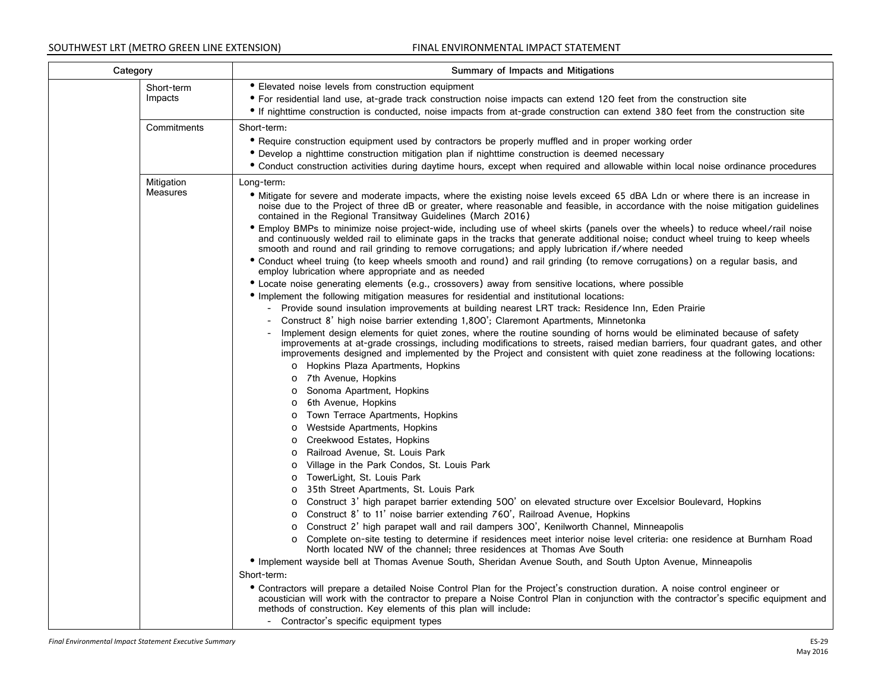| Category | | Summary of Impacts and Mitigations |
|---|---|---|
| | Short-term Impacts | • Elevated noise levels from construction equipment<br>• For residential land use, at-grade track construction noise impacts can extend 120 feet from the construction site<br>• If nighttime construction is conducted, noise impacts from at-grade construction can extend 380 feet from the construction site |
| | Commitments | Short-term:<br>• Require construction equipment used by contractors be properly muffled and in proper working order<br>• Develop a nighttime construction mitigation plan if nighttime construction is deemed necessary<br>• Conduct construction activities during daytime hours, except when required and allowable within local noise ordinance procedures |
| | Mitigation Measures | Long-term:<br>• Mitigate for severe and moderate impacts, where the existing noise levels exceed 65 dBA Ldn or where there is an increase in noise due to the Project of three dB or greater, where reasonable and feasible, in accordance with the noise mitigation guidelines contained in the Regional Transitway Guidelines (March 2016)<br>• Employ BMPs to minimize noise project-wide, including use of wheel skirts (panels over the wheels) to reduce wheel/rail noise and continuously welded rail to eliminate gaps in the tracks that generate additional noise; conduct wheel truing to keep wheels smooth and round and rail grinding to remove corrugations; and apply lubrication if/where needed<br>• Conduct wheel truing (to keep wheels smooth and round) and rail grinding (to remove corrugations) on a regular basis, and employ lubrication where appropriate and as needed<br>• Locate noise generating elements (e.g., crossovers) away from sensitive locations, where possible<br>• Implement the following mitigation measures for residential and institutional locations:<br>- Provide sound insulation improvements at building nearest LRT track: Residence Inn, Eden Prairie<br>- Construct 8' high noise barrier extending 1,800'; Claremont Apartments, Minnetonka<br>- Implement design elements for quiet zones, where the routine sounding of horns would be eliminated because of safety improvements at at-grade crossings, including modifications to streets, raised median barriers, four quadrant gates, and other improvements designed and implemented by the Project and consistent with quiet zone readiness at the following locations:<br>o Hopkins Plaza Apartments, Hopkins<br>o 7th Avenue, Hopkins<br>o Sonoma Apartment, Hopkins<br>o 6th Avenue, Hopkins<br>o Town Terrace Apartments, Hopkins<br>o Westside Apartments, Hopkins<br>o Creekwood Estates, Hopkins<br>o Railroad Avenue, St. Louis Park<br>o Village in the Park Condos, St. Louis Park<br>o TowerLight, St. Louis Park<br>o 35th Street Apartments, St. Louis Park<br>o Construct 3' high parapet barrier extending 500' on elevated structure over Excelsior Boulevard, Hopkins<br>o Construct 8' to 11' noise barrier extending 760', Railroad Avenue, Hopkins<br>o Construct 2' high parapet wall and rail dampers 300', Kenilworth Channel, Minneapolis<br>o Complete on-site testing to determine if residences meet interior noise level criteria: one residence at Burnham Road North located NW of the channel; three residences at Thomas Ave South<br>• Implement wayside bell at Thomas Avenue South, Sheridan Avenue South, and South Upton Avenue, Minneapolis<br>Short-term:<br>• Contractors will prepare a detailed Noise Control Plan for the Project's construction duration. A noise control engineer or acoustician will work with the contractor to prepare a Noise Control Plan in conjunction with the contractor's specific equipment and methods of construction. Key elements of this plan will include:<br>- Contractor's specific equipment types |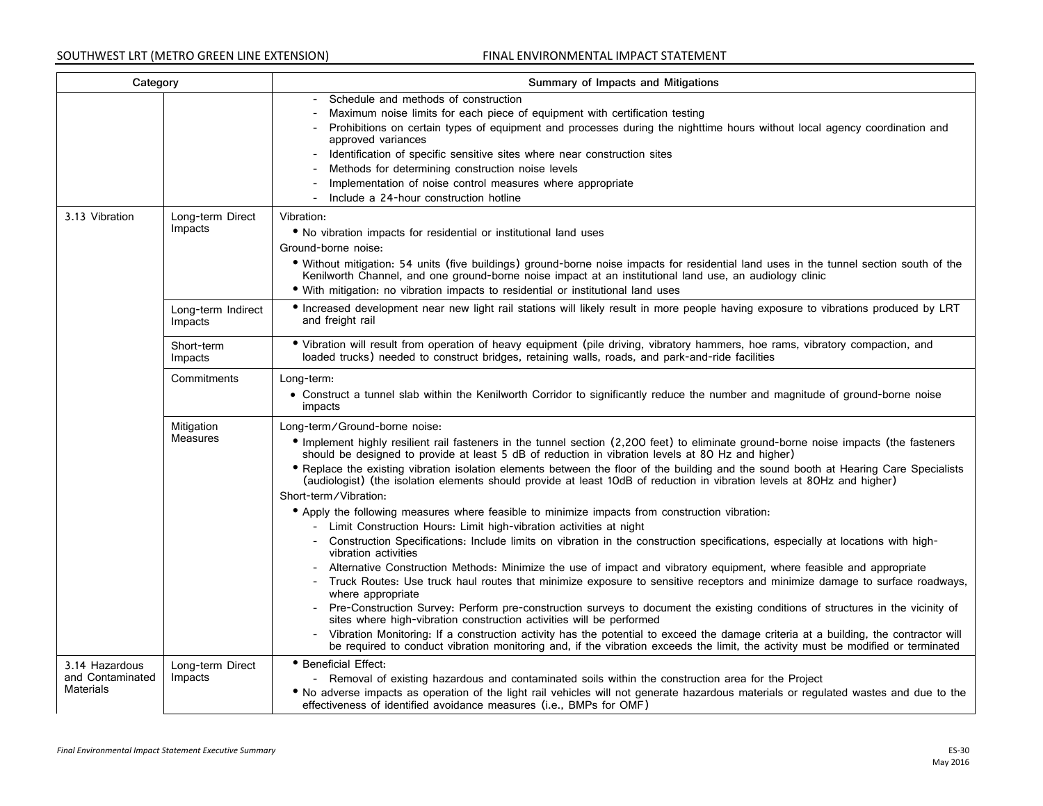| Category | | Summary of Impacts and Mitigations |
|---|---|---|
| | | - Schedule and methods of construction<br>- Maximum noise limits for each piece of equipment with certification testing<br>- Prohibitions on certain types of equipment and processes during the nighttime hours without local agency coordination and approved variances<br>- Identification of specific sensitive sites where near construction sites<br>- Methods for determining construction noise levels<br>- Implementation of noise control measures where appropriate<br>- Include a 24-hour construction hotline |
| 3.13 Vibration | Long-term Direct Impacts | Vibration:<br>• No vibration impacts for residential or institutional land uses<br>Ground-borne noise:<br>• Without mitigation: 54 units (five buildings) ground-borne noise impacts for residential land uses in the tunnel section south of the Kenilworth Channel, and one ground-borne noise impact at an institutional land use, an audiology clinic<br>• With mitigation: no vibration impacts to residential or institutional land uses |
| | Long-term Indirect Impacts | • Increased development near new light rail stations will likely result in more people having exposure to vibrations produced by LRT and freight rail |
| | Short-term Impacts | • Vibration will result from operation of heavy equipment (pile driving, vibratory hammers, hoe rams, vibratory compaction, and loaded trucks) needed to construct bridges, retaining walls, roads, and park-and-ride facilities |
| | Commitments | Long-term:<br>• Construct a tunnel slab within the Kenilworth Corridor to significantly reduce the number and magnitude of ground-borne noise impacts |
| | Mitigation Measures | Long-term/Ground-borne noise:<br>• Implement highly resilient rail fasteners in the tunnel section (2,200 feet) to eliminate ground-borne noise impacts (the fasteners should be designed to provide at least 5 dB of reduction in vibration levels at 80 Hz and higher)<br>• Replace the existing vibration isolation elements between the floor of the building and the sound booth at Hearing Care Specialists (audiologist) (the isolation elements should provide at least 10dB of reduction in vibration levels at 80Hz and higher)<br>Short-term/Vibration:<br>• Apply the following measures where feasible to minimize impacts from construction vibration:<br>- Limit Construction Hours: Limit high-vibration activities at night<br>- Construction Specifications: Include limits on vibration in the construction specifications, especially at locations with high-vibration activities<br>- Alternative Construction Methods: Minimize the use of impact and vibratory equipment, where feasible and appropriate<br>- Truck Routes: Use truck haul routes that minimize exposure to sensitive receptors and minimize damage to surface roadways, where appropriate<br>- Pre-Construction Survey: Perform pre-construction surveys to document the existing conditions of structures in the vicinity of sites where high-vibration construction activities will be performed<br>- Vibration Monitoring: If a construction activity has the potential to exceed the damage criteria at a building, the contractor will be required to conduct vibration monitoring and, if the vibration exceeds the limit, the activity must be modified or terminated |
| 3.14 Hazardous and Contaminated Materials | Long-term Direct Impacts | • Beneficial Effect:<br>- Removal of existing hazardous and contaminated soils within the construction area for the Project<br>• No adverse impacts as operation of the light rail vehicles will not generate hazardous materials or regulated wastes and due to the effectiveness of identified avoidance measures (i.e., BMPs for OMF) |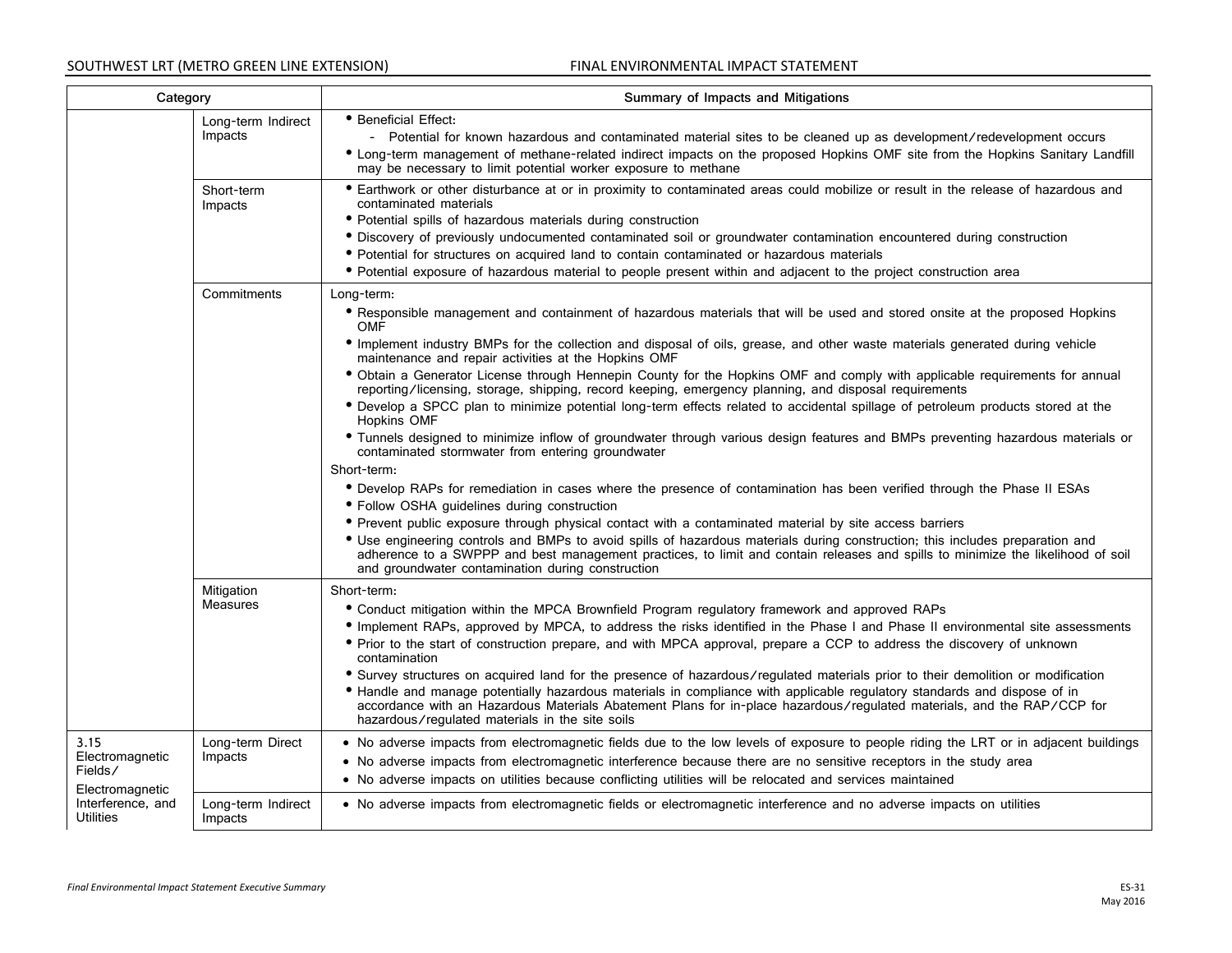| Category | | Summary of Impacts and Mitigations |
|---|---|---|
| | Long-term Indirect Impacts | • Beneficial Effect:<br>- Potential for known hazardous and contaminated material sites to be cleaned up as development/redevelopment occurs<br>• Long-term management of methane-related indirect impacts on the proposed Hopkins OMF site from the Hopkins Sanitary Landfill may be necessary to limit potential worker exposure to methane |
| | Short-term Impacts | • Earthwork or other disturbance at or in proximity to contaminated areas could mobilize or result in the release of hazardous and contaminated materials<br>• Potential spills of hazardous materials during construction<br>• Discovery of previously undocumented contaminated soil or groundwater contamination encountered during construction<br>• Potential for structures on acquired land to contain contaminated or hazardous materials<br>• Potential exposure of hazardous material to people present within and adjacent to the project construction area |
| | Commitments | Long-term:<br>• Responsible management and containment of hazardous materials that will be used and stored onsite at the proposed Hopkins OMF<br>• Implement industry BMPs for the collection and disposal of oils, grease, and other waste materials generated during vehicle maintenance and repair activities at the Hopkins OMF<br>• Obtain a Generator License through Hennepin County for the Hopkins OMF and comply with applicable requirements for annual reporting/licensing, storage, shipping, record keeping, emergency planning, and disposal requirements<br>• Develop a SPCC plan to minimize potential long-term effects related to accidental spillage of petroleum products stored at the Hopkins OMF<br>• Tunnels designed to minimize inflow of groundwater through various design features and BMPs preventing hazardous materials or contaminated stormwater from entering groundwater<br>Short-term:<br>• Develop RAPs for remediation in cases where the presence of contamination has been verified through the Phase II ESAs<br>• Follow OSHA guidelines during construction<br>• Prevent public exposure through physical contact with a contaminated material by site access barriers<br>• Use engineering controls and BMPs to avoid spills of hazardous materials during construction; this includes preparation and adherence to a SWPPP and best management practices, to limit and contain releases and spills to minimize the likelihood of soil and groundwater contamination during construction |
| | Mitigation Measures | Short-term:<br>• Conduct mitigation within the MPCA Brownfield Program regulatory framework and approved RAPs<br>• Implement RAPs, approved by MPCA, to address the risks identified in the Phase I and Phase II environmental site assessments<br>• Prior to the start of construction prepare, and with MPCA approval, prepare a CCP to address the discovery of unknown contamination<br>• Survey structures on acquired land for the presence of hazardous/regulated materials prior to their demolition or modification<br>• Handle and manage potentially hazardous materials in compliance with applicable regulatory standards and dispose of in accordance with an Hazardous Materials Abatement Plans for in-place hazardous/regulated materials, and the RAP/CCP for hazardous/regulated materials in the site soils |
| 3.15 Electromagnetic Fields/ Electromagnetic Interference, and Utilities | Long-term Direct Impacts | • No adverse impacts from electromagnetic fields due to the low levels of exposure to people riding the LRT or in adjacent buildings<br>• No adverse impacts from electromagnetic interference because there are no sensitive receptors in the study area<br>• No adverse impacts on utilities because conflicting utilities will be relocated and services maintained |
| | Long-term Indirect Impacts | • No adverse impacts from electromagnetic fields or electromagnetic interference and no adverse impacts on utilities |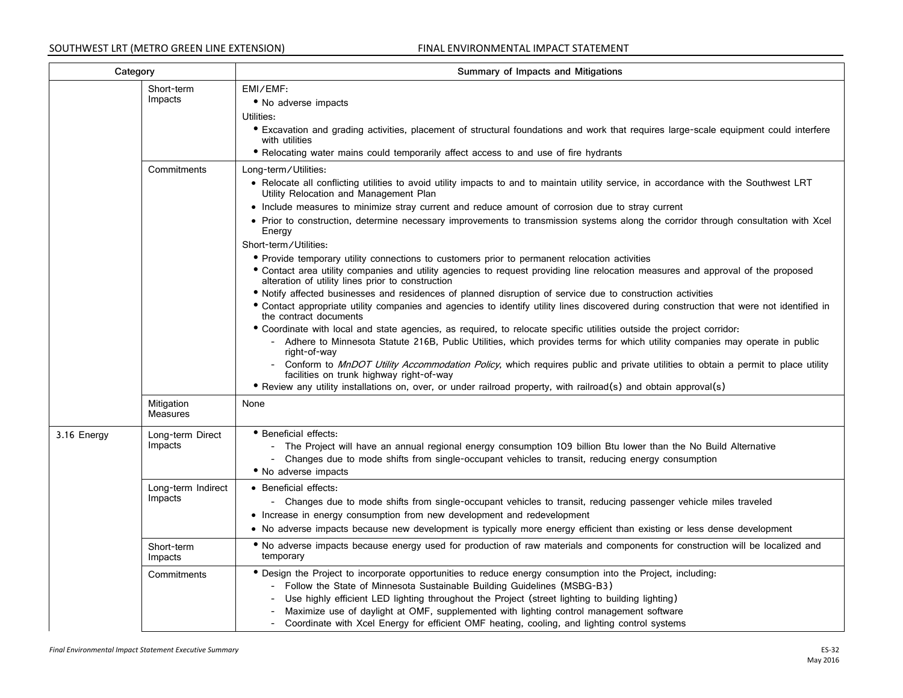| Category | | Summary of Impacts and Mitigations |
|---|---|---|
| | Short-term Impacts | EMI/EMF:<br>• No adverse impacts<br>Utilities:<br>• Excavation and grading activities, placement of structural foundations and work that requires large-scale equipment could interfere with utilities<br>• Relocating water mains could temporarily affect access to and use of fire hydrants |
| | Commitments | Long-term/Utilities:<br>• Relocate all conflicting utilities to avoid utility impacts to and to maintain utility service, in accordance with the Southwest LRT Utility Relocation and Management Plan<br>• Include measures to minimize stray current and reduce amount of corrosion due to stray current<br>• Prior to construction, determine necessary improvements to transmission systems along the corridor through consultation with Xcel Energy<br>Short-term/Utilities:<br>• Provide temporary utility connections to customers prior to permanent relocation activities<br>• Contact area utility companies and utility agencies to request providing line relocation measures and approval of the proposed alteration of utility lines prior to construction<br>• Notify affected businesses and residences of planned disruption of service due to construction activities<br>• Contact appropriate utility companies and agencies to identify utility lines discovered during construction that were not identified in the contract documents<br>• Coordinate with local and state agencies, as required, to relocate specific utilities outside the project corridor:<br>- Adhere to Minnesota Statute 216B, Public Utilities, which provides terms for which utility companies may operate in public right-of-way<br>- Conform to *MnDOT Utility Accommodation Policy*, which requires public and private utilities to obtain a permit to place utility facilities on trunk highway right-of-way<br>• Review any utility installations on, over, or under railroad property, with railroad(s) and obtain approval(s) |
| | Mitigation Measures | None |
| 3.16 Energy | Long-term Direct Impacts | • Beneficial effects:<br>- The Project will have an annual regional energy consumption 109 billion Btu lower than the No Build Alternative<br>- Changes due to mode shifts from single-occupant vehicles to transit, reducing energy consumption<br>• No adverse impacts |
| | Long-term Indirect Impacts | • Beneficial effects:<br>- Changes due to mode shifts from single-occupant vehicles to transit, reducing passenger vehicle miles traveled<br>• Increase in energy consumption from new development and redevelopment<br>• No adverse impacts because new development is typically more energy efficient than existing or less dense development |
| | Short-term Impacts | • No adverse impacts because energy used for production of raw materials and components for construction will be localized and temporary |
| | Commitments | • Design the Project to incorporate opportunities to reduce energy consumption into the Project, including:<br>- Follow the State of Minnesota Sustainable Building Guidelines (MSBG-B3)<br>- Use highly efficient LED lighting throughout the Project (street lighting to building lighting)<br>- Maximize use of daylight at OMF, supplemented with lighting control management software<br>- Coordinate with Xcel Energy for efficient OMF heating, cooling, and lighting control systems |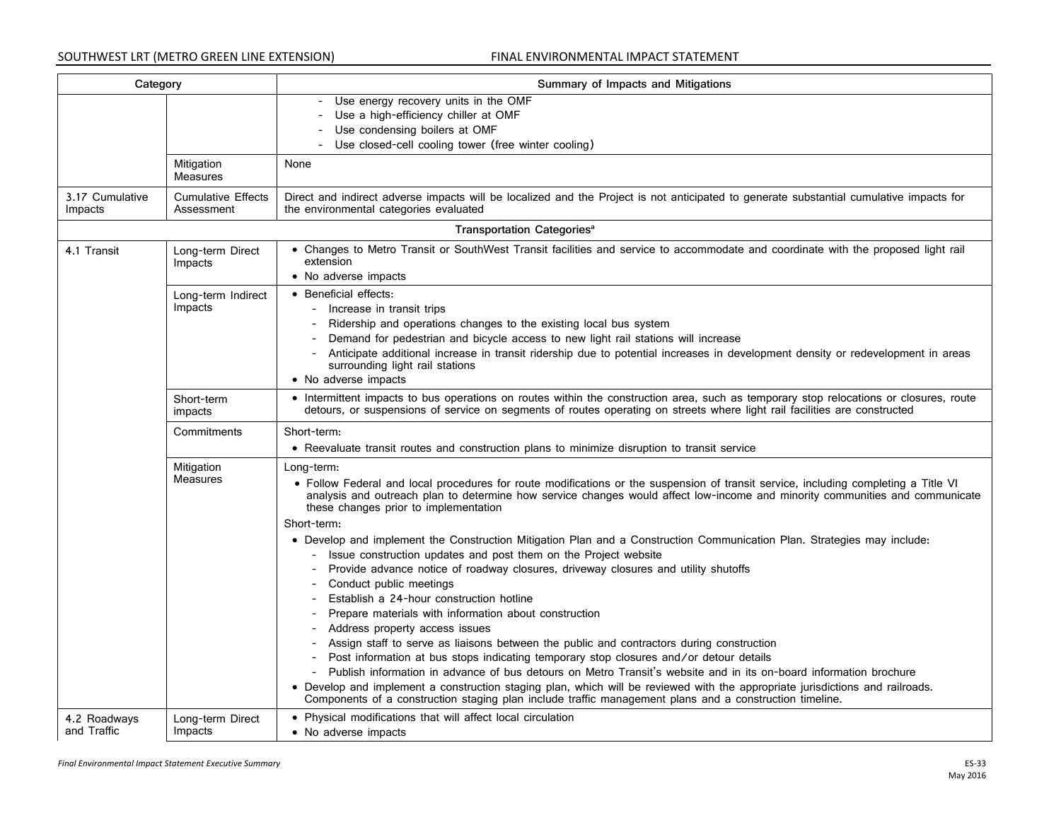| Category | | Summary of Impacts and Mitigations |
|---|---|---|
| | | - Use energy recovery units in the OMF<br>- Use a high-efficiency chiller at OMF<br>- Use condensing boilers at OMF<br>- Use closed-cell cooling tower (free winter cooling) |
| | Mitigation Measures | None |
| 3.17 Cumulative Impacts | Cumulative Effects Assessment | Direct and indirect adverse impacts will be localized and the Project is not anticipated to generate substantial cumulative impacts for the environmental categories evaluated |
| **Transportation Categories**[a] | | |
| 4.1 Transit | Long-term Direct Impacts | • Changes to Metro Transit or SouthWest Transit facilities and service to accommodate and coordinate with the proposed light rail extension<br>• No adverse impacts |
| | Long-term Indirect Impacts | • Beneficial effects:<br>- Increase in transit trips<br>- Ridership and operations changes to the existing local bus system<br>- Demand for pedestrian and bicycle access to new light rail stations will increase<br>- Anticipate additional increase in transit ridership due to potential increases in development density or redevelopment in areas surrounding light rail stations<br>• No adverse impacts |
| | Short-term impacts | • Intermittent impacts to bus operations on routes within the construction area, such as temporary stop relocations or closures, route detours, or suspensions of service on segments of routes operating on streets where light rail facilities are constructed |
| | Commitments | Short-term:<br>• Reevaluate transit routes and construction plans to minimize disruption to transit service |
| | Mitigation Measures | Long-term:<br>• Follow Federal and local procedures for route modifications or the suspension of transit service, including completing a Title VI analysis and outreach plan to determine how service changes would affect low-income and minority communities and communicate these changes prior to implementation<br>Short-term:<br>• Develop and implement the Construction Mitigation Plan and a Construction Communication Plan. Strategies may include:<br>- Issue construction updates and post them on the Project website<br>- Provide advance notice of roadway closures, driveway closures and utility shutoffs<br>- Conduct public meetings<br>- Establish a 24-hour construction hotline<br>- Prepare materials with information about construction<br>- Address property access issues<br>- Assign staff to serve as liaisons between the public and contractors during construction<br>- Post information at bus stops indicating temporary stop closures and/or detour details<br>- Publish information in advance of bus detours on Metro Transit's website and in its on-board information brochure<br>• Develop and implement a construction staging plan, which will be reviewed with the appropriate jurisdictions and railroads. Components of a construction staging plan include traffic management plans and a construction timeline. |
| 4.2 Roadways and Traffic | Long-term Direct Impacts | • Physical modifications that will affect local circulation<br>• No adverse impacts |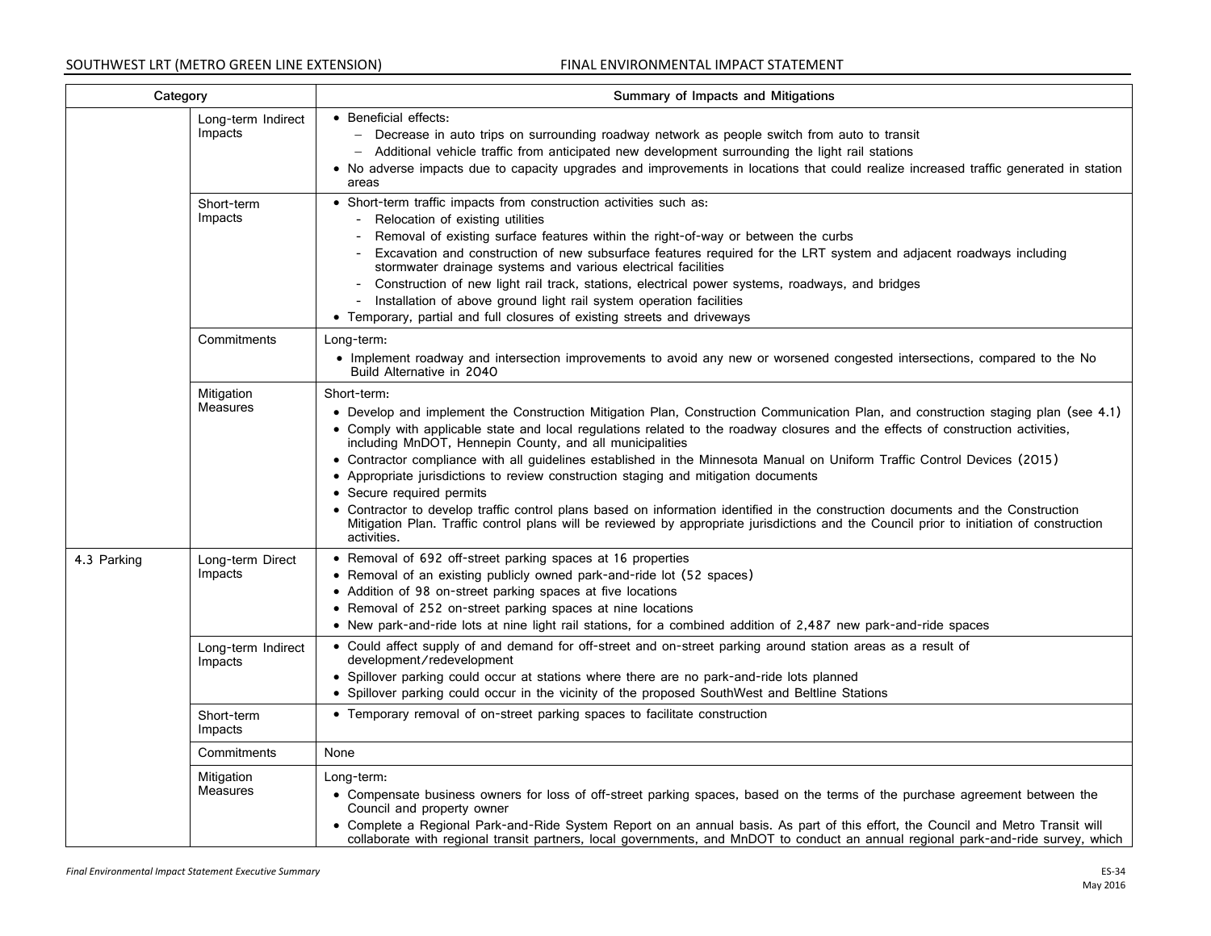| Category | | Summary of Impacts and Mitigations |
|---|---|---|
| | Long-term Indirect Impacts | • Beneficial effects:<br>– Decrease in auto trips on surrounding roadway network as people switch from auto to transit<br>– Additional vehicle traffic from anticipated new development surrounding the light rail stations<br>• No adverse impacts due to capacity upgrades and improvements in locations that could realize increased traffic generated in station areas |
| | Short-term Impacts | • Short-term traffic impacts from construction activities such as:<br>- Relocation of existing utilities<br>- Removal of existing surface features within the right-of-way or between the curbs<br>- Excavation and construction of new subsurface features required for the LRT system and adjacent roadways including stormwater drainage systems and various electrical facilities<br>- Construction of new light rail track, stations, electrical power systems, roadways, and bridges<br>- Installation of above ground light rail system operation facilities<br>• Temporary, partial and full closures of existing streets and driveways |
| | Commitments | Long-term:<br>• Implement roadway and intersection improvements to avoid any new or worsened congested intersections, compared to the No Build Alternative in 2040 |
| | Mitigation Measures | Short-term:<br>• Develop and implement the Construction Mitigation Plan, Construction Communication Plan, and construction staging plan (see 4.1)<br>• Comply with applicable state and local regulations related to the roadway closures and the effects of construction activities, including MnDOT, Hennepin County, and all municipalities<br>• Contractor compliance with all guidelines established in the Minnesota Manual on Uniform Traffic Control Devices (2015)<br>• Appropriate jurisdictions to review construction staging and mitigation documents<br>• Secure required permits<br>• Contractor to develop traffic control plans based on information identified in the construction documents and the Construction Mitigation Plan. Traffic control plans will be reviewed by appropriate jurisdictions and the Council prior to initiation of construction activities. |
| 4.3 Parking | Long-term Direct Impacts | • Removal of 692 off-street parking spaces at 16 properties<br>• Removal of an existing publicly owned park-and-ride lot (52 spaces)<br>• Addition of 98 on-street parking spaces at five locations<br>• Removal of 252 on-street parking spaces at nine locations<br>• New park-and-ride lots at nine light rail stations, for a combined addition of 2,487 new park-and-ride spaces |
| | Long-term Indirect Impacts | • Could affect supply of and demand for off-street and on-street parking around station areas as a result of development/redevelopment<br>• Spillover parking could occur at stations where there are no park-and-ride lots planned<br>• Spillover parking could occur in the vicinity of the proposed SouthWest and Beltline Stations |
| | Short-term Impacts | • Temporary removal of on-street parking spaces to facilitate construction |
| | Commitments | None |
| | Mitigation Measures | Long-term:<br>• Compensate business owners for loss of off-street parking spaces, based on the terms of the purchase agreement between the Council and property owner<br>• Complete a Regional Park-and-Ride System Report on an annual basis. As part of this effort, the Council and Metro Transit will collaborate with regional transit partners, local governments, and MnDOT to conduct an annual regional park-and-ride survey, which |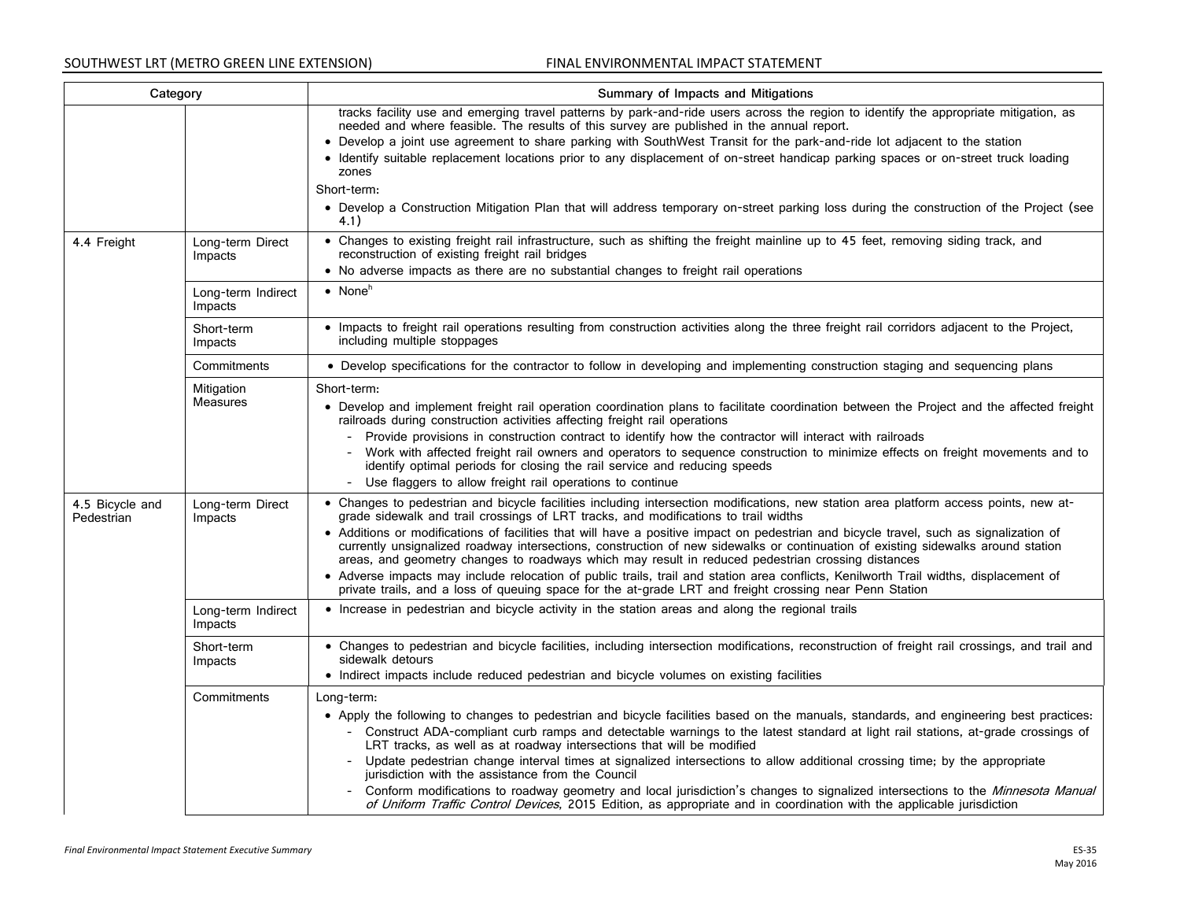| Category | | Summary of Impacts and Mitigations |
|---|---|---|
| | | tracks facility use and emerging travel patterns by park-and-ride users across the region to identify the appropriate mitigation, as needed and where feasible. The results of this survey are published in the annual report.<br>• Develop a joint use agreement to share parking with SouthWest Transit for the park-and-ride lot adjacent to the station<br>• Identify suitable replacement locations prior to any displacement of on-street handicap parking spaces or on-street truck loading zones<br>Short-term:<br>• Develop a Construction Mitigation Plan that will address temporary on-street parking loss during the construction of the Project (see 4.1) |
| 4.4 Freight | Long-term Direct Impacts | • Changes to existing freight rail infrastructure, such as shifting the freight mainline up to 45 feet, removing siding track, and reconstruction of existing freight rail bridges<br>• No adverse impacts as there are no substantial changes to freight rail operations |
| | Long-term Indirect Impacts | • None[h] |
| | Short-term Impacts | • Impacts to freight rail operations resulting from construction activities along the three freight rail corridors adjacent to the Project, including multiple stoppages |
| | Commitments | • Develop specifications for the contractor to follow in developing and implementing construction staging and sequencing plans |
| | Mitigation Measures | Short-term:<br>• Develop and implement freight rail operation coordination plans to facilitate coordination between the Project and the affected freight railroads during construction activities affecting freight rail operations<br>- Provide provisions in construction contract to identify how the contractor will interact with railroads<br>- Work with affected freight rail owners and operators to sequence construction to minimize effects on freight movements and to identify optimal periods for closing the rail service and reducing speeds<br>- Use flaggers to allow freight rail operations to continue |
| 4.5 Bicycle and Pedestrian | Long-term Direct Impacts | • Changes to pedestrian and bicycle facilities including intersection modifications, new station area platform access points, new at-grade sidewalk and trail crossings of LRT tracks, and modifications to trail widths<br>• Additions or modifications of facilities that will have a positive impact on pedestrian and bicycle travel, such as signalization of currently unsignalized roadway intersections, construction of new sidewalks or continuation of existing sidewalks around station areas, and geometry changes to roadways which may result in reduced pedestrian crossing distances<br>• Adverse impacts may include relocation of public trails, trail and station area conflicts, Kenilworth Trail widths, displacement of private trails, and a loss of queuing space for the at-grade LRT and freight crossing near Penn Station |
| | Long-term Indirect Impacts | • Increase in pedestrian and bicycle activity in the station areas and along the regional trails |
| | Short-term Impacts | • Changes to pedestrian and bicycle facilities, including intersection modifications, reconstruction of freight rail crossings, and trail and sidewalk detours<br>• Indirect impacts include reduced pedestrian and bicycle volumes on existing facilities |
| | Commitments | Long-term:<br>• Apply the following to changes to pedestrian and bicycle facilities based on the manuals, standards, and engineering best practices:<br>- Construct ADA-compliant curb ramps and detectable warnings to the latest standard at light rail stations, at-grade crossings of LRT tracks, as well as at roadway intersections that will be modified<br>- Update pedestrian change interval times at signalized intersections to allow additional crossing time; by the appropriate jurisdiction with the assistance from the Council<br>- Conform modifications to roadway geometry and local jurisdiction's changes to signalized intersections to the *Minnesota Manual of Uniform Traffic Control Devices*, 2015 Edition, as appropriate and in coordination with the applicable jurisdiction |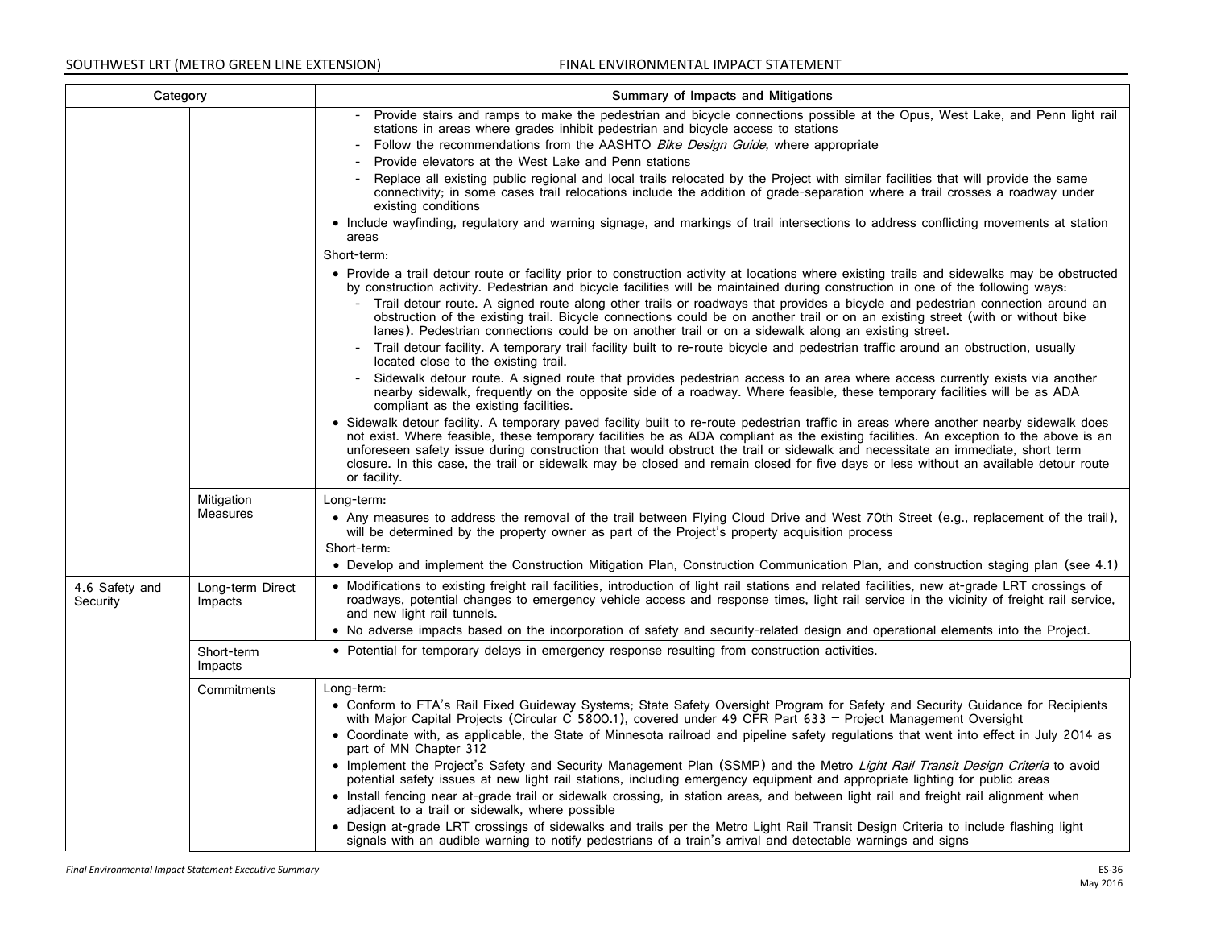| Category | | Summary of Impacts and Mitigations |
|---|---|---|
| | | - Provide stairs and ramps to make the pedestrian and bicycle connections possible at the Opus, West Lake, and Penn light rail stations in areas where grades inhibit pedestrian and bicycle access to stations<br>- Follow the recommendations from the AASHTO *Bike Design Guide*, where appropriate<br>- Provide elevators at the West Lake and Penn stations<br>- Replace all existing public regional and local trails relocated by the Project with similar facilities that will provide the same connectivity; in some cases trail relocations include the addition of grade-separation where a trail crosses a roadway under existing conditions<br>• Include wayfinding, regulatory and warning signage, and markings of trail intersections to address conflicting movements at station areas<br>Short-term:<br>• Provide a trail detour route or facility prior to construction activity at locations where existing trails and sidewalks may be obstructed by construction activity. Pedestrian and bicycle facilities will be maintained during construction in one of the following ways:<br>- Trail detour route. A signed route along other trails or roadways that provides a bicycle and pedestrian connection around an obstruction of the existing trail. Bicycle connections could be on another trail or on an existing street (with or without bike lanes). Pedestrian connections could be on another trail or on a sidewalk along an existing street.<br>- Trail detour facility. A temporary trail facility built to re-route bicycle and pedestrian traffic around an obstruction, usually located close to the existing trail.<br>- Sidewalk detour route. A signed route that provides pedestrian access to an area where access currently exists via another nearby sidewalk, frequently on the opposite side of a roadway. Where feasible, these temporary facilities will be as ADA compliant as the existing facilities.<br>• Sidewalk detour facility. A temporary paved facility built to re-route pedestrian traffic in areas where another nearby sidewalk does not exist. Where feasible, these temporary facilities be as ADA compliant as the existing facilities. An exception to the above is an unforeseen safety issue during construction that would obstruct the trail or sidewalk and necessitate an immediate, short term closure. In this case, the trail or sidewalk may be closed and remain closed for five days or less without an available detour route or facility. |
| | Mitigation Measures | Long-term:<br>• Any measures to address the removal of the trail between Flying Cloud Drive and West 70th Street (e.g., replacement of the trail), will be determined by the property owner as part of the Project's property acquisition process<br>Short-term:<br>• Develop and implement the Construction Mitigation Plan, Construction Communication Plan, and construction staging plan (see 4.1) |
| 4.6 Safety and Security | Long-term Direct Impacts | • Modifications to existing freight rail facilities, introduction of light rail stations and related facilities, new at-grade LRT crossings of roadways, potential changes to emergency vehicle access and response times, light rail service in the vicinity of freight rail service, and new light rail tunnels.<br>• No adverse impacts based on the incorporation of safety and security-related design and operational elements into the Project. |
| | Short-term Impacts | • Potential for temporary delays in emergency response resulting from construction activities. |
| | Commitments | Long-term:<br>• Conform to FTA's Rail Fixed Guideway Systems; State Safety Oversight Program for Safety and Security Guidance for Recipients with Major Capital Projects (Circular C 5800.1), covered under 49 CFR Part 633 – Project Management Oversight<br>• Coordinate with, as applicable, the State of Minnesota railroad and pipeline safety regulations that went into effect in July 2014 as part of MN Chapter 312<br>• Implement the Project's Safety and Security Management Plan (SSMP) and the Metro *Light Rail Transit Design Criteria* to avoid potential safety issues at new light rail stations, including emergency equipment and appropriate lighting for public areas<br>• Install fencing near at-grade trail or sidewalk crossing, in station areas, and between light rail and freight rail alignment when adjacent to a trail or sidewalk, where possible<br>• Design at-grade LRT crossings of sidewalks and trails per the Metro Light Rail Transit Design Criteria to include flashing light signals with an audible warning to notify pedestrians of a train's arrival and detectable warnings and signs |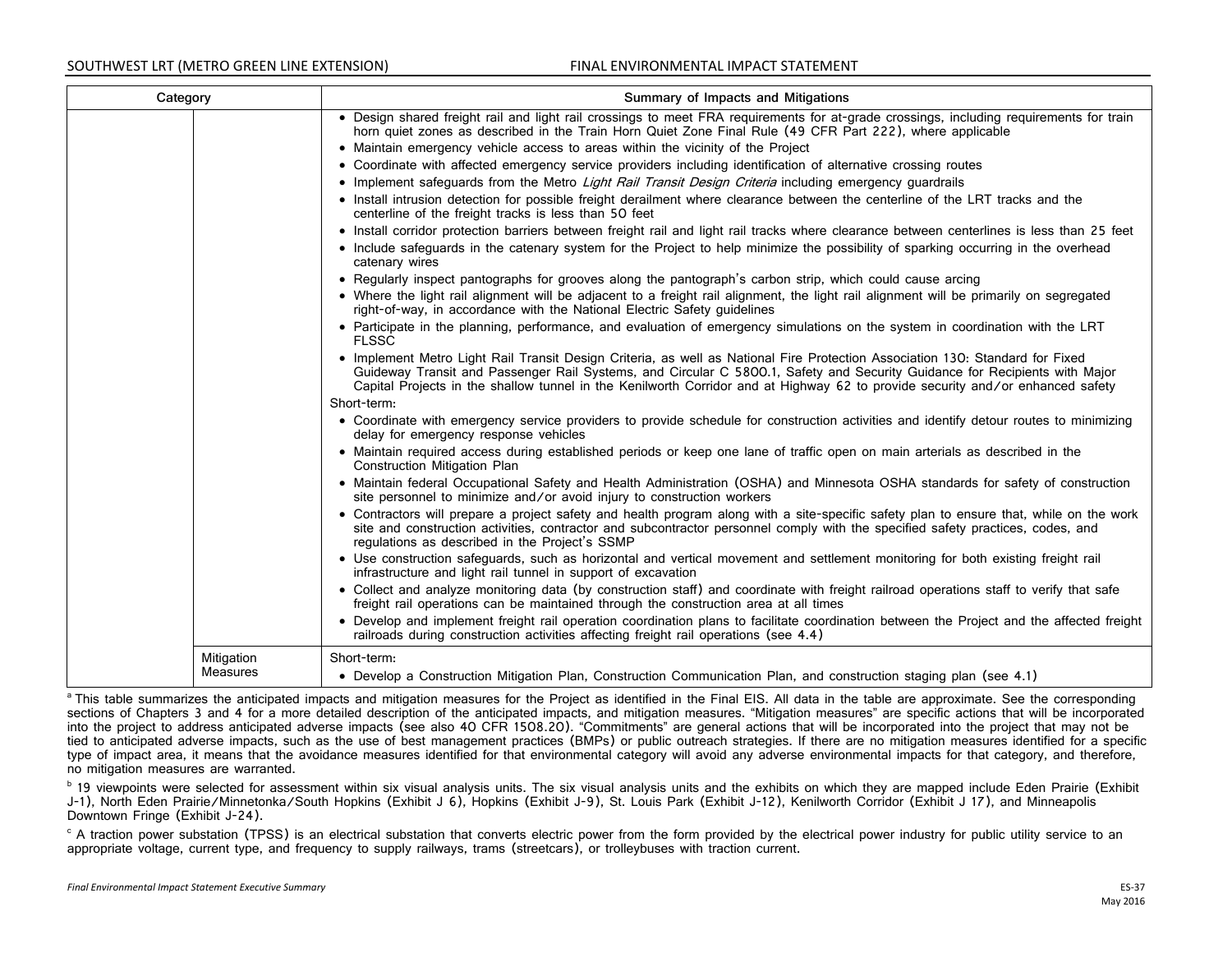| Category | | Summary of Impacts and Mitigations |
|---|---|---|
| | | • Design shared freight rail and light rail crossings to meet FRA requirements for at-grade crossings, including requirements for train horn quiet zones as described in the Train Horn Quiet Zone Final Rule (49 CFR Part 222), where applicable<br>• Maintain emergency vehicle access to areas within the vicinity of the Project<br>• Coordinate with affected emergency service providers including identification of alternative crossing routes<br>• Implement safeguards from the Metro *Light Rail Transit Design Criteria* including emergency guardrails<br>• Install intrusion detection for possible freight derailment where clearance between the centerline of the LRT tracks and the centerline of the freight tracks is less than 50 feet<br>• Install corridor protection barriers between freight rail and light rail tracks where clearance between centerlines is less than 25 feet<br>• Include safeguards in the catenary system for the Project to help minimize the possibility of sparking occurring in the overhead catenary wires<br>• Regularly inspect pantographs for grooves along the pantograph's carbon strip, which could cause arcing<br>• Where the light rail alignment will be adjacent to a freight rail alignment, the light rail alignment will be primarily on segregated right-of-way, in accordance with the National Electric Safety guidelines<br>• Participate in the planning, performance, and evaluation of emergency simulations on the system in coordination with the LRT FLSSC<br>• Implement Metro Light Rail Transit Design Criteria, as well as National Fire Protection Association 130: Standard for Fixed Guideway Transit and Passenger Rail Systems, and Circular C 5800.1, Safety and Security Guidance for Recipients with Major Capital Projects in the shallow tunnel in the Kenilworth Corridor and at Highway 62 to provide security and/or enhanced safety<br>Short-term:<br>• Coordinate with emergency service providers to provide schedule for construction activities and identify detour routes to minimizing delay for emergency response vehicles<br>• Maintain required access during established periods or keep one lane of traffic open on main arterials as described in the Construction Mitigation Plan<br>• Maintain federal Occupational Safety and Health Administration (OSHA) and Minnesota OSHA standards for safety of construction site personnel to minimize and/or avoid injury to construction workers<br>• Contractors will prepare a project safety and health program along with a site-specific safety plan to ensure that, while on the work site and construction activities, contractor and subcontractor personnel comply with the specified safety practices, codes, and regulations as described in the Project's SSMP<br>• Use construction safeguards, such as horizontal and vertical movement and settlement monitoring for both existing freight rail infrastructure and light rail tunnel in support of excavation<br>• Collect and analyze monitoring data (by construction staff) and coordinate with freight railroad operations staff to verify that safe freight rail operations can be maintained through the construction area at all times<br>• Develop and implement freight rail operation coordination plans to facilitate coordination between the Project and the affected freight railroads during construction activities affecting freight rail operations (see 4.4) |
| | Mitigation Measures | Short-term:<br>• Develop a Construction Mitigation Plan, Construction Communication Plan, and construction staging plan (see 4.1) |

[a] This table summarizes the anticipated impacts and mitigation measures for the Project as identified in the Final EIS. All data in the table are approximate. See the corresponding sections of Chapters 3 and 4 for a more detailed description of the anticipated impacts, and mitigation measures. "Mitigation measures" are specific actions that will be incorporated into the project to address anticipated adverse impacts (see also 40 CFR 1508.20). "Commitments" are general actions that will be incorporated into the project that may not be tied to anticipated adverse impacts, such as the use of best management practices (BMPs) or public outreach strategies. If there are no mitigation measures identified for a specific type of impact area, it means that the avoidance measures identified for that environmental category will avoid any adverse environmental impacts for that category, and therefore, no mitigation measures are warranted.

[b] 19 viewpoints were selected for assessment within six visual analysis units. The six visual analysis units and the exhibits on which they are mapped include Eden Prairie (Exhibit J-1), North Eden Prairie/Minnetonka/South Hopkins (Exhibit J 6), Hopkins (Exhibit J-9), St. Louis Park (Exhibit J-12), Kenilworth Corridor (Exhibit J 17), and Minneapolis Downtown Fringe (Exhibit J-24).

[c] A traction power substation (TPSS) is an electrical substation that converts electric power from the form provided by the electrical power industry for public utility service to an appropriate voltage, current type, and frequency to supply railways, trams (streetcars), or trolleybuses with traction current.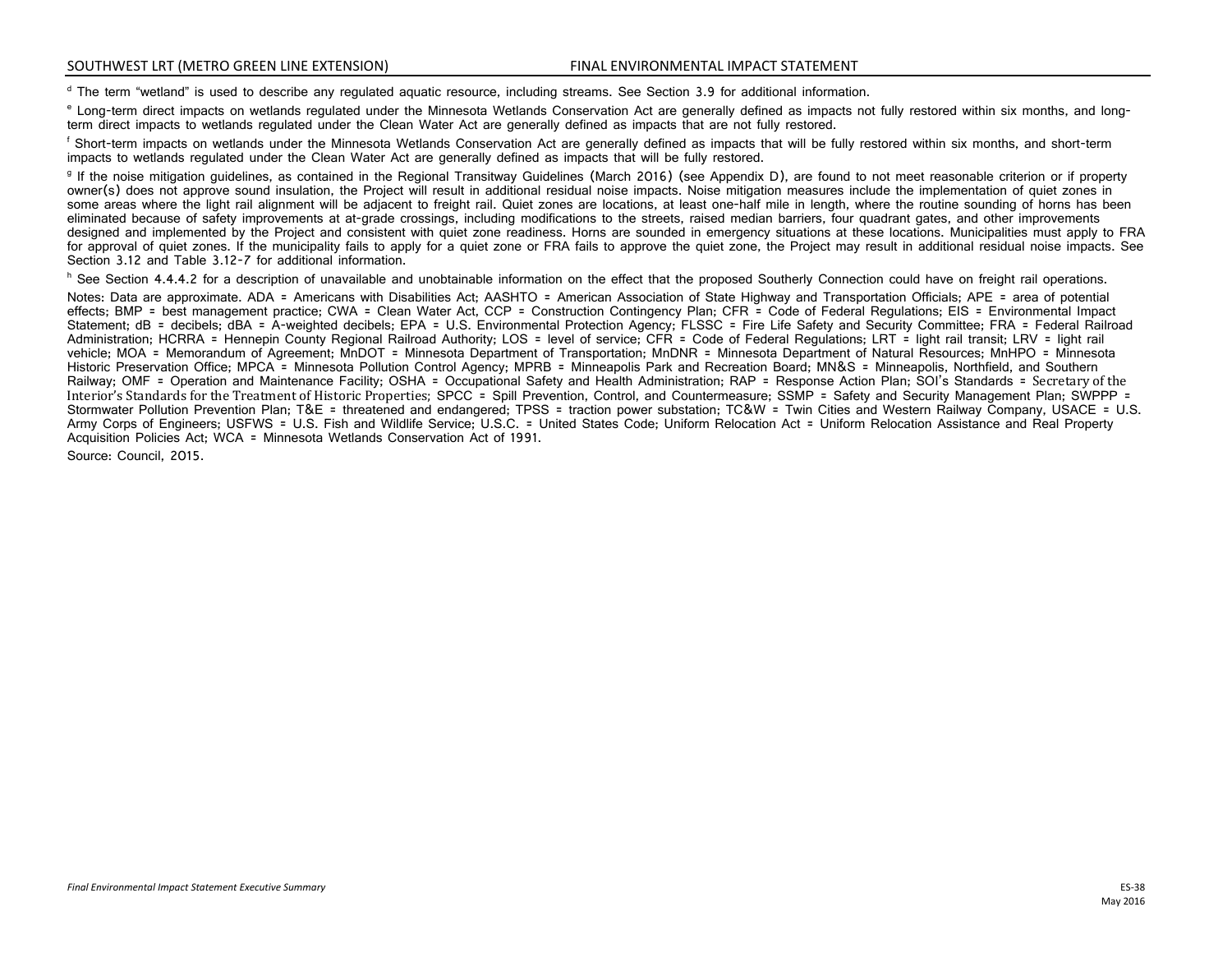[d] The term "wetland" is used to describe any regulated aquatic resource, including streams. See Section 3.9 for additional information.

[e] Long-term direct impacts on wetlands regulated under the Minnesota Wetlands Conservation Act are generally defined as impacts not fully restored within six months, and long-term direct impacts to wetlands regulated under the Clean Water Act are generally defined as impacts that are not fully restored.

[f] Short-term impacts on wetlands under the Minnesota Wetlands Conservation Act are generally defined as impacts that will be fully restored within six months, and short-term impacts to wetlands regulated under the Clean Water Act are generally defined as impacts that will be fully restored.

[g] If the noise mitigation guidelines, as contained in the Regional Transitway Guidelines (March 2016) (see Appendix D), are found to not meet reasonable criterion or if property owner(s) does not approve sound insulation, the Project will result in additional residual noise impacts. Noise mitigation measures include the implementation of quiet zones in some areas where the light rail alignment will be adjacent to freight rail. Quiet zones are locations, at least one-half mile in length, where the routine sounding of horns has been eliminated because of safety improvements at at-grade crossings, including modifications to the streets, raised median barriers, four quadrant gates, and other improvements designed and implemented by the Project and consistent with quiet zone readiness. Horns are sounded in emergency situations at these locations. Municipalities must apply to FRA for approval of quiet zones. If the municipality fails to apply for a quiet zone or FRA fails to approve the quiet zone, the Project may result in additional residual noise impacts. See Section 3.12 and Table 3.12-7 for additional information.

[h] See Section 4.4.4.2 for a description of unavailable and unobtainable information on the effect that the proposed Southerly Connection could have on freight rail operations.

Notes: Data are approximate. ADA = Americans with Disabilities Act; AASHTO = American Association of State Highway and Transportation Officials; APE = area of potential effects; BMP = best management practice; CWA = Clean Water Act, CCP = Construction Contingency Plan; CFR = Code of Federal Regulations; EIS = Environmental Impact Statement; dB = decibels; dBA = A-weighted decibels; EPA = U.S. Environmental Protection Agency; FLSSC = Fire Life Safety and Security Committee; FRA = Federal Railroad Administration; HCRRA = Hennepin County Regional Railroad Authority; LOS = level of service; CFR = Code of Federal Regulations; LRT = light rail transit; LRV = light rail vehicle; MOA = Memorandum of Agreement; MnDOT = Minnesota Department of Transportation; MnDNR = Minnesota Department of Natural Resources; MnHPO = Minnesota Historic Preservation Office; MPCA = Minnesota Pollution Control Agency; MPRB = Minneapolis Park and Recreation Board; MN&S = Minneapolis, Northfield, and Southern Railway; OMF = Operation and Maintenance Facility; OSHA = Occupational Safety and Health Administration; RAP = Response Action Plan; SOI's Standards = Secretary of the Interior's Standards for the Treatment of Historic Properties; SPCC = Spill Prevention, Control, and Countermeasure; SSMP = Safety and Security Management Plan; SWPPP = Stormwater Pollution Prevention Plan; T&E = threatened and endangered; TPSS = traction power substation; TC&W = Twin Cities and Western Railway Company, USACE = U.S. Army Corps of Engineers; USFWS = U.S. Fish and Wildlife Service; U.S.C. = United States Code; Uniform Relocation Act = Uniform Relocation Assistance and Real Property Acquisition Policies Act; WCA = Minnesota Wetlands Conservation Act of 1991.

Source: Council, 2015.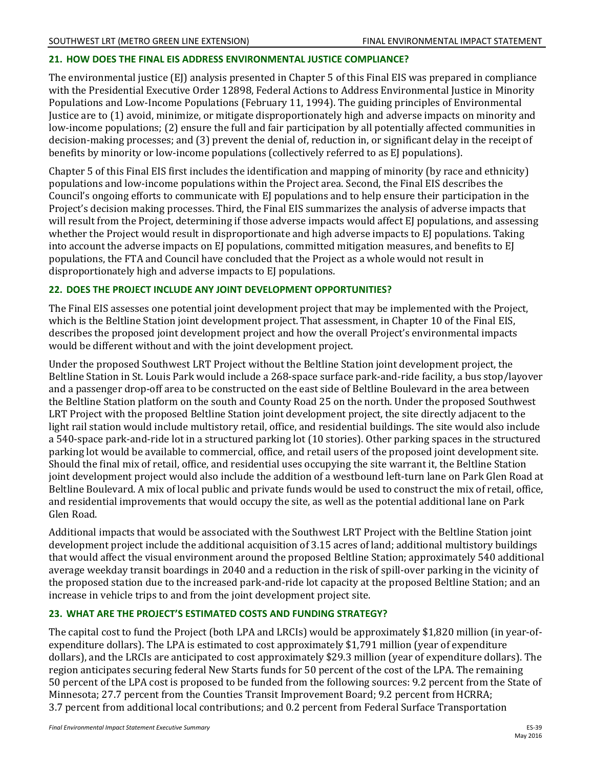### 21. HOW DOES THE FINAL EIS ADDRESS ENVIRONMENTAL JUSTICE COMPLIANCE?

The environmental justice (EJ) analysis presented in Chapter 5 of this Final EIS was prepared in compliance with the Presidential Executive Order 12898, Federal Actions to Address Environmental Justice in Minority Populations and Low-Income Populations (February 11, 1994). The guiding principles of Environmental Justice are to (1) avoid, minimize, or mitigate disproportionately high and adverse impacts on minority and low-income populations; (2) ensure the full and fair participation by all potentially affected communities in decision-making processes; and (3) prevent the denial of, reduction in, or significant delay in the receipt of benefits by minority or low-income populations (collectively referred to as EJ populations).

Chapter 5 of this Final EIS first includes the identification and mapping of minority (by race and ethnicity) populations and low-income populations within the Project area. Second, the Final EIS describes the Council's ongoing efforts to communicate with EJ populations and to help ensure their participation in the Project's decision making processes. Third, the Final EIS summarizes the analysis of adverse impacts that will result from the Project, determining if those adverse impacts would affect EJ populations, and assessing whether the Project would result in disproportionate and high adverse impacts to EJ populations. Taking into account the adverse impacts on EJ populations, committed mitigation measures, and benefits to EJ populations, the FTA and Council have concluded that the Project as a whole would not result in disproportionately high and adverse impacts to EJ populations.

### 22. DOES THE PROJECT INCLUDE ANY JOINT DEVELOPMENT OPPORTUNITIES?

The Final EIS assesses one potential joint development project that may be implemented with the Project, which is the Beltline Station joint development project. That assessment, in Chapter 10 of the Final EIS, describes the proposed joint development project and how the overall Project's environmental impacts would be different without and with the joint development project.

Under the proposed Southwest LRT Project without the Beltline Station joint development project, the Beltline Station in St. Louis Park would include a 268-space surface park-and-ride facility, a bus stop/layover and a passenger drop-off area to be constructed on the east side of Beltline Boulevard in the area between the Beltline Station platform on the south and County Road 25 on the north. Under the proposed Southwest LRT Project with the proposed Beltline Station joint development project, the site directly adjacent to the light rail station would include multistory retail, office, and residential buildings. The site would also include a 540-space park-and-ride lot in a structured parking lot (10 stories). Other parking spaces in the structured parking lot would be available to commercial, office, and retail users of the proposed joint development site. Should the final mix of retail, office, and residential uses occupying the site warrant it, the Beltline Station joint development project would also include the addition of a westbound left-turn lane on Park Glen Road at Beltline Boulevard. A mix of local public and private funds would be used to construct the mix of retail, office, and residential improvements that would occupy the site, as well as the potential additional lane on Park Glen Road.

Additional impacts that would be associated with the Southwest LRT Project with the Beltline Station joint development project include the additional acquisition of 3.15 acres of land; additional multistory buildings that would affect the visual environment around the proposed Beltline Station; approximately 540 additional average weekday transit boardings in 2040 and a reduction in the risk of spill-over parking in the vicinity of the proposed station due to the increased park-and-ride lot capacity at the proposed Beltline Station; and an increase in vehicle trips to and from the joint development project site.

### 23. WHAT ARE THE PROJECT'S ESTIMATED COSTS AND FUNDING STRATEGY?

The capital cost to fund the Project (both LPA and LRCIs) would be approximately $1,820 million (in year-of-expenditure dollars). The LPA is estimated to cost approximately $1,791 million (year of expenditure dollars), and the LRCIs are anticipated to cost approximately $29.3 million (year of expenditure dollars). The region anticipates securing federal New Starts funds for 50 percent of the cost of the LPA. The remaining 50 percent of the LPA cost is proposed to be funded from the following sources: 9.2 percent from the State of Minnesota; 27.7 percent from the Counties Transit Improvement Board; 9.2 percent from HCRRA; 3.7 percent from additional local contributions; and 0.2 percent from Federal Surface Transportation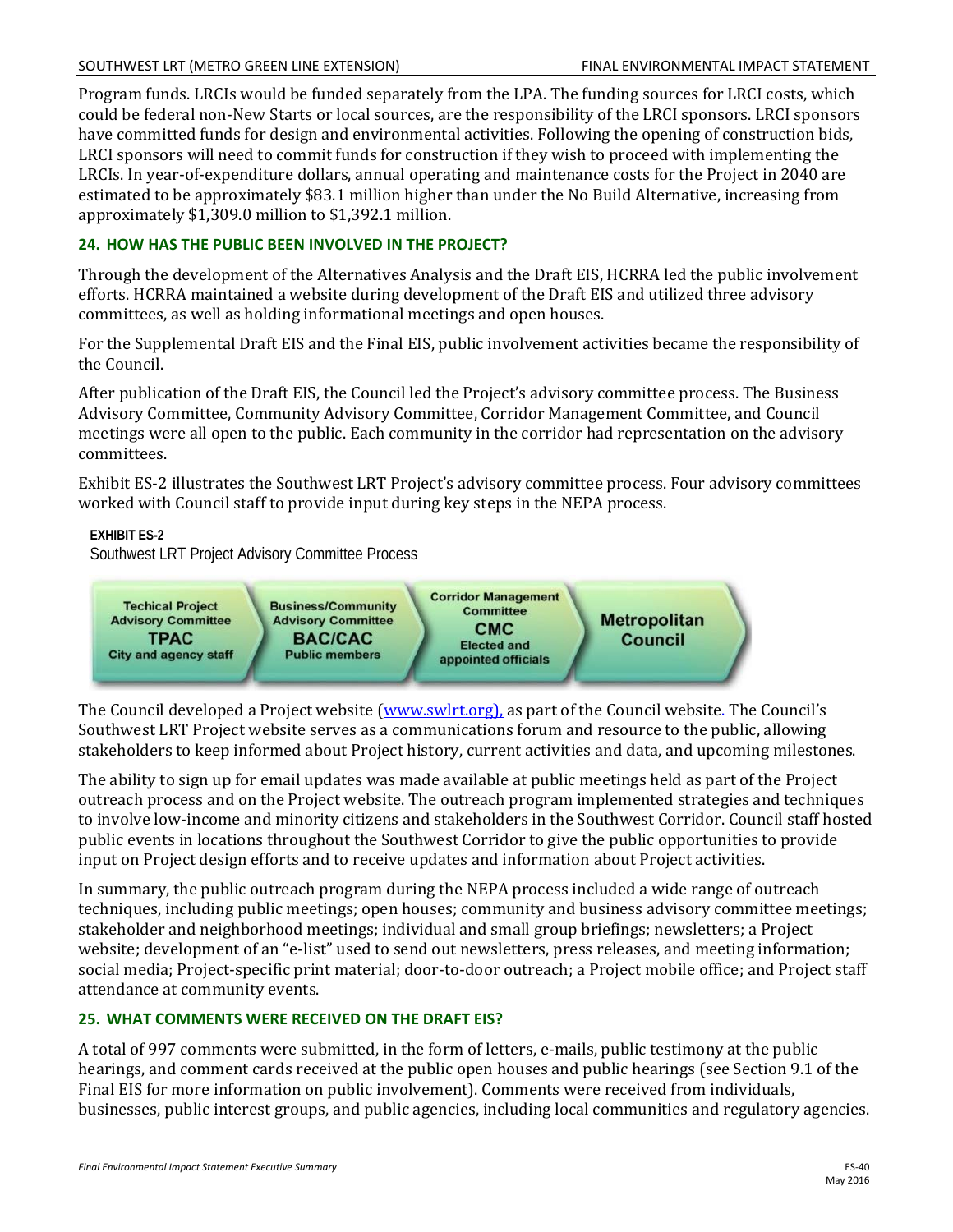Program funds. LRCIs would be funded separately from the LPA. The funding sources for LRCI costs, which could be federal non-New Starts or local sources, are the responsibility of the LRCI sponsors. LRCI sponsors have committed funds for design and environmental activities. Following the opening of construction bids, LRCI sponsors will need to commit funds for construction if they wish to proceed with implementing the LRCIs. In year-of-expenditure dollars, annual operating and maintenance costs for the Project in 2040 are estimated to be approximately $83.1 million higher than under the No Build Alternative, increasing from approximately $1,309.0 million to $1,392.1 million.

### 24. HOW HAS THE PUBLIC BEEN INVOLVED IN THE PROJECT?

Through the development of the Alternatives Analysis and the Draft EIS, HCRRA led the public involvement efforts. HCRRA maintained a website during development of the Draft EIS and utilized three advisory committees, as well as holding informational meetings and open houses.

For the Supplemental Draft EIS and the Final EIS, public involvement activities became the responsibility of the Council.

After publication of the Draft EIS, the Council led the Project's advisory committee process. The Business Advisory Committee, Community Advisory Committee, Corridor Management Committee, and Council meetings were all open to the public. Each community in the corridor had representation on the advisory committees.

Exhibit ES-2 illustrates the Southwest LRT Project's advisory committee process. Four advisory committees worked with Council staff to provide input during key steps in the NEPA process.

**EXHIBIT ES-2**
Southwest LRT Project Advisory Committee Process

| Techical Project Advisory Committee **TPAC** City and agency staff | Business/Community Advisory Committee **BAC/CAC** Public members | Corridor Management Committee **CMC** Elected and appointed officials | **Metropolitan Council** |
|---|---|---|---|

The Council developed a Project website (www.swlrt.org), as part of the Council website. The Council's Southwest LRT Project website serves as a communications forum and resource to the public, allowing stakeholders to keep informed about Project history, current activities and data, and upcoming milestones.

The ability to sign up for email updates was made available at public meetings held as part of the Project outreach process and on the Project website. The outreach program implemented strategies and techniques to involve low-income and minority citizens and stakeholders in the Southwest Corridor. Council staff hosted public events in locations throughout the Southwest Corridor to give the public opportunities to provide input on Project design efforts and to receive updates and information about Project activities.

In summary, the public outreach program during the NEPA process included a wide range of outreach techniques, including public meetings; open houses; community and business advisory committee meetings; stakeholder and neighborhood meetings; individual and small group briefings; newsletters; a Project website; development of an "e-list" used to send out newsletters, press releases, and meeting information; social media; Project-specific print material; door-to-door outreach; a Project mobile office; and Project staff attendance at community events.

### 25. WHAT COMMENTS WERE RECEIVED ON THE DRAFT EIS?

A total of 997 comments were submitted, in the form of letters, e-mails, public testimony at the public hearings, and comment cards received at the public open houses and public hearings (see Section 9.1 of the Final EIS for more information on public involvement). Comments were received from individuals, businesses, public interest groups, and public agencies, including local communities and regulatory agencies.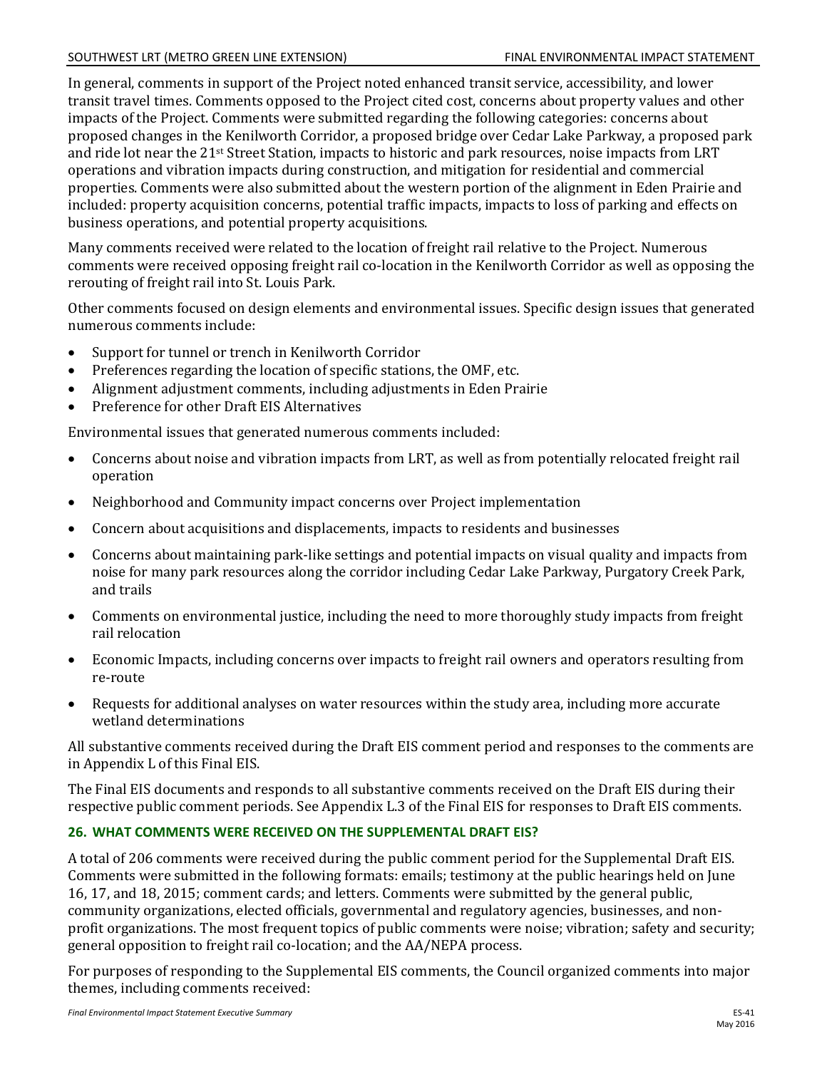In general, comments in support of the Project noted enhanced transit service, accessibility, and lower transit travel times. Comments opposed to the Project cited cost, concerns about property values and other impacts of the Project. Comments were submitted regarding the following categories: concerns about proposed changes in the Kenilworth Corridor, a proposed bridge over Cedar Lake Parkway, a proposed park and ride lot near the 21st Street Station, impacts to historic and park resources, noise impacts from LRT operations and vibration impacts during construction, and mitigation for residential and commercial properties. Comments were also submitted about the western portion of the alignment in Eden Prairie and included: property acquisition concerns, potential traffic impacts, impacts to loss of parking and effects on business operations, and potential property acquisitions.

Many comments received were related to the location of freight rail relative to the Project. Numerous comments were received opposing freight rail co-location in the Kenilworth Corridor as well as opposing the rerouting of freight rail into St. Louis Park.

Other comments focused on design elements and environmental issues. Specific design issues that generated numerous comments include:

- Support for tunnel or trench in Kenilworth Corridor
- Preferences regarding the location of specific stations, the OMF, etc.
- Alignment adjustment comments, including adjustments in Eden Prairie
- Preference for other Draft EIS Alternatives

Environmental issues that generated numerous comments included:

- Concerns about noise and vibration impacts from LRT, as well as from potentially relocated freight rail operation
- Neighborhood and Community impact concerns over Project implementation
- Concern about acquisitions and displacements, impacts to residents and businesses
- Concerns about maintaining park-like settings and potential impacts on visual quality and impacts from noise for many park resources along the corridor including Cedar Lake Parkway, Purgatory Creek Park, and trails
- Comments on environmental justice, including the need to more thoroughly study impacts from freight rail relocation
- Economic Impacts, including concerns over impacts to freight rail owners and operators resulting from re-route
- Requests for additional analyses on water resources within the study area, including more accurate wetland determinations

All substantive comments received during the Draft EIS comment period and responses to the comments are in Appendix L of this Final EIS.

The Final EIS documents and responds to all substantive comments received on the Draft EIS during their respective public comment periods. See Appendix L.3 of the Final EIS for responses to Draft EIS comments.

### 26. WHAT COMMENTS WERE RECEIVED ON THE SUPPLEMENTAL DRAFT EIS?

A total of 206 comments were received during the public comment period for the Supplemental Draft EIS. Comments were submitted in the following formats: emails; testimony at the public hearings held on June 16, 17, and 18, 2015; comment cards; and letters. Comments were submitted by the general public, community organizations, elected officials, governmental and regulatory agencies, businesses, and non-profit organizations. The most frequent topics of public comments were noise; vibration; safety and security; general opposition to freight rail co-location; and the AA/NEPA process.

For purposes of responding to the Supplemental EIS comments, the Council organized comments into major themes, including comments received: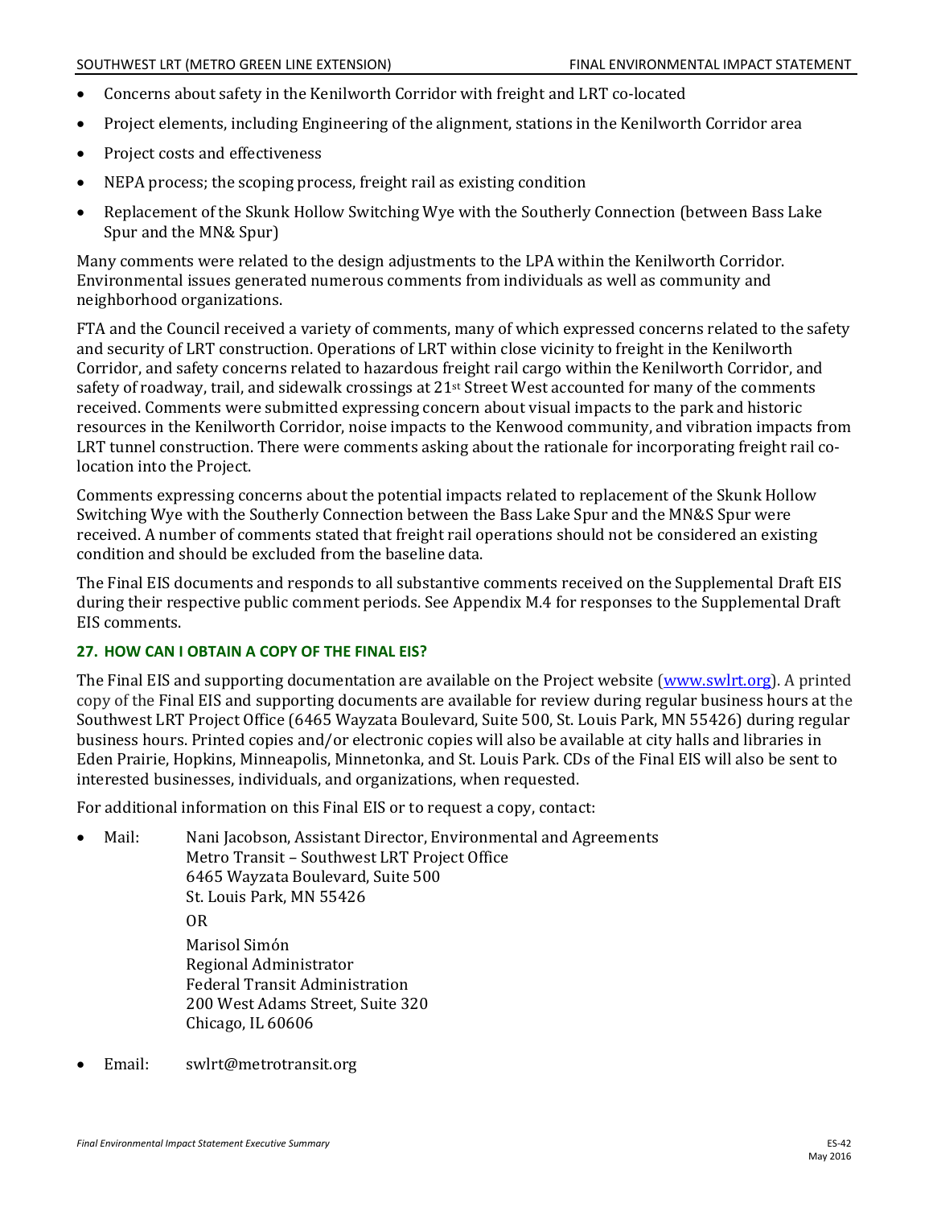- Concerns about safety in the Kenilworth Corridor with freight and LRT co-located
- Project elements, including Engineering of the alignment, stations in the Kenilworth Corridor area
- Project costs and effectiveness
- NEPA process; the scoping process, freight rail as existing condition
- Replacement of the Skunk Hollow Switching Wye with the Southerly Connection (between Bass Lake Spur and the MN& Spur)

Many comments were related to the design adjustments to the LPA within the Kenilworth Corridor. Environmental issues generated numerous comments from individuals as well as community and neighborhood organizations.

FTA and the Council received a variety of comments, many of which expressed concerns related to the safety and security of LRT construction. Operations of LRT within close vicinity to freight in the Kenilworth Corridor, and safety concerns related to hazardous freight rail cargo within the Kenilworth Corridor, and safety of roadway, trail, and sidewalk crossings at 21st Street West accounted for many of the comments received. Comments were submitted expressing concern about visual impacts to the park and historic resources in the Kenilworth Corridor, noise impacts to the Kenwood community, and vibration impacts from LRT tunnel construction. There were comments asking about the rationale for incorporating freight rail co-location into the Project.

Comments expressing concerns about the potential impacts related to replacement of the Skunk Hollow Switching Wye with the Southerly Connection between the Bass Lake Spur and the MN&S Spur were received. A number of comments stated that freight rail operations should not be considered an existing condition and should be excluded from the baseline data.

The Final EIS documents and responds to all substantive comments received on the Supplemental Draft EIS during their respective public comment periods. See Appendix M.4 for responses to the Supplemental Draft EIS comments.

### 27. HOW CAN I OBTAIN A COPY OF THE FINAL EIS?

The Final EIS and supporting documentation are available on the Project website (www.swlrt.org). A printed copy of the Final EIS and supporting documents are available for review during regular business hours at the Southwest LRT Project Office (6465 Wayzata Boulevard, Suite 500, St. Louis Park, MN 55426) during regular business hours. Printed copies and/or electronic copies will also be available at city halls and libraries in Eden Prairie, Hopkins, Minneapolis, Minnetonka, and St. Louis Park. CDs of the Final EIS will also be sent to interested businesses, individuals, and organizations, when requested.

For additional information on this Final EIS or to request a copy, contact:

- Mail: Nani Jacobson, Assistant Director, Environmental and Agreements
  Metro Transit – Southwest LRT Project Office
  6465 Wayzata Boulevard, Suite 500
  St. Louis Park, MN 55426

  OR

  Marisol Simón
  Regional Administrator
  Federal Transit Administration
  200 West Adams Street, Suite 320
  Chicago, IL 60606

- Email: swlrt@metrotransit.org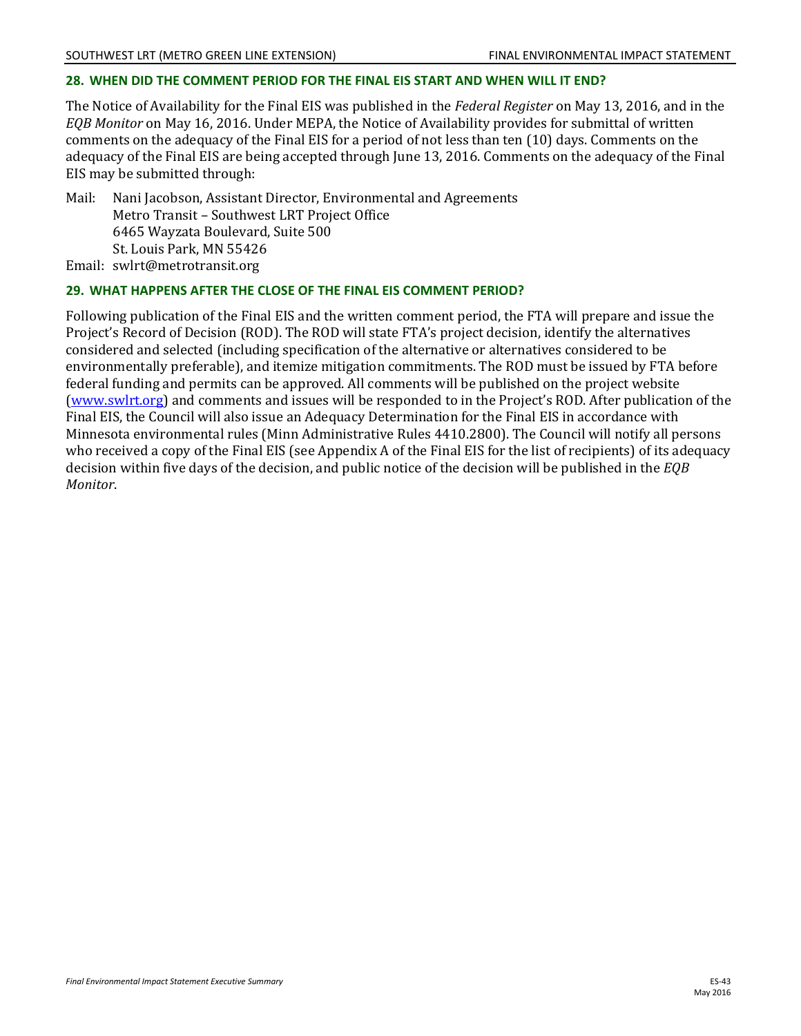### 28. WHEN DID THE COMMENT PERIOD FOR THE FINAL EIS START AND WHEN WILL IT END?

The Notice of Availability for the Final EIS was published in the *Federal Register* on May 13, 2016, and in the *EQB Monitor* on May 16, 2016. Under MEPA, the Notice of Availability provides for submittal of written comments on the adequacy of the Final EIS for a period of not less than ten (10) days. Comments on the adequacy of the Final EIS are being accepted through June 13, 2016. Comments on the adequacy of the Final EIS may be submitted through:

Mail: Nani Jacobson, Assistant Director, Environmental and Agreements
Metro Transit – Southwest LRT Project Office
6465 Wayzata Boulevard, Suite 500
St. Louis Park, MN 55426

Email: swlrt@metrotransit.org

### 29. WHAT HAPPENS AFTER THE CLOSE OF THE FINAL EIS COMMENT PERIOD?

Following publication of the Final EIS and the written comment period, the FTA will prepare and issue the Project's Record of Decision (ROD). The ROD will state FTA's project decision, identify the alternatives considered and selected (including specification of the alternative or alternatives considered to be environmentally preferable), and itemize mitigation commitments. The ROD must be issued by FTA before federal funding and permits can be approved. All comments will be published on the project website (www.swlrt.org) and comments and issues will be responded to in the Project's ROD. After publication of the Final EIS, the Council will also issue an Adequacy Determination for the Final EIS in accordance with Minnesota environmental rules (Minn Administrative Rules 4410.2800). The Council will notify all persons who received a copy of the Final EIS (see Appendix A of the Final EIS for the list of recipients) of its adequacy decision within five days of the decision, and public notice of the decision will be published in the *EQB Monitor*.